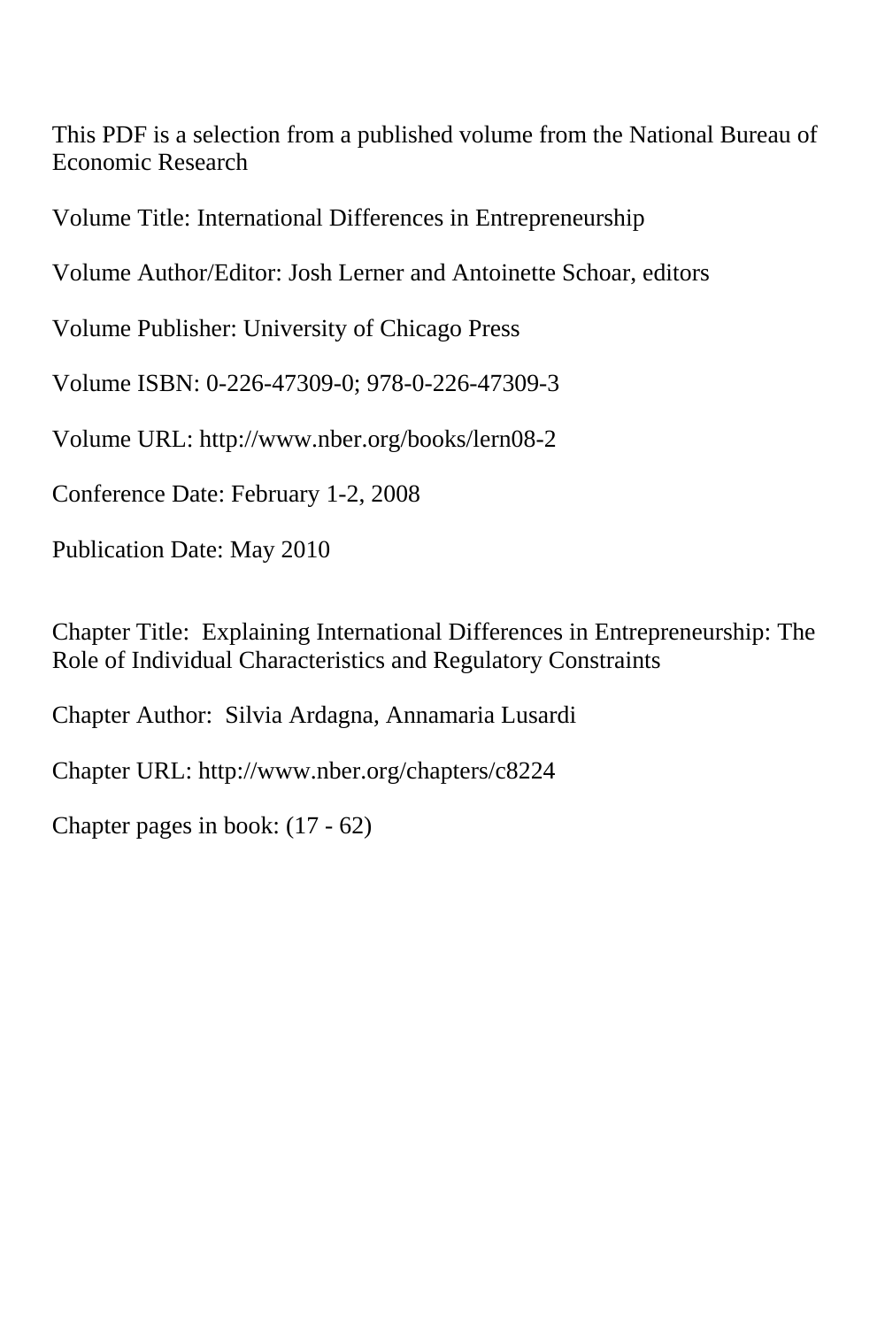This PDF is a selection from a published volume from the National Bureau of Economic Research

Volume Title: International Differences in Entrepreneurship

Volume Author/Editor: Josh Lerner and Antoinette Schoar, editors

Volume Publisher: University of Chicago Press

Volume ISBN: 0-226-47309-0; 978-0-226-47309-3

Volume URL: http://www.nber.org/books/lern08-2

Conference Date: February 1-2, 2008

Publication Date: May 2010

Chapter Title: Explaining International Differences in Entrepreneurship: The Role of Individual Characteristics and Regulatory Constraints

Chapter Author: Silvia Ardagna, Annamaria Lusardi

Chapter URL: http://www.nber.org/chapters/c8224

Chapter pages in book: (17 - 62)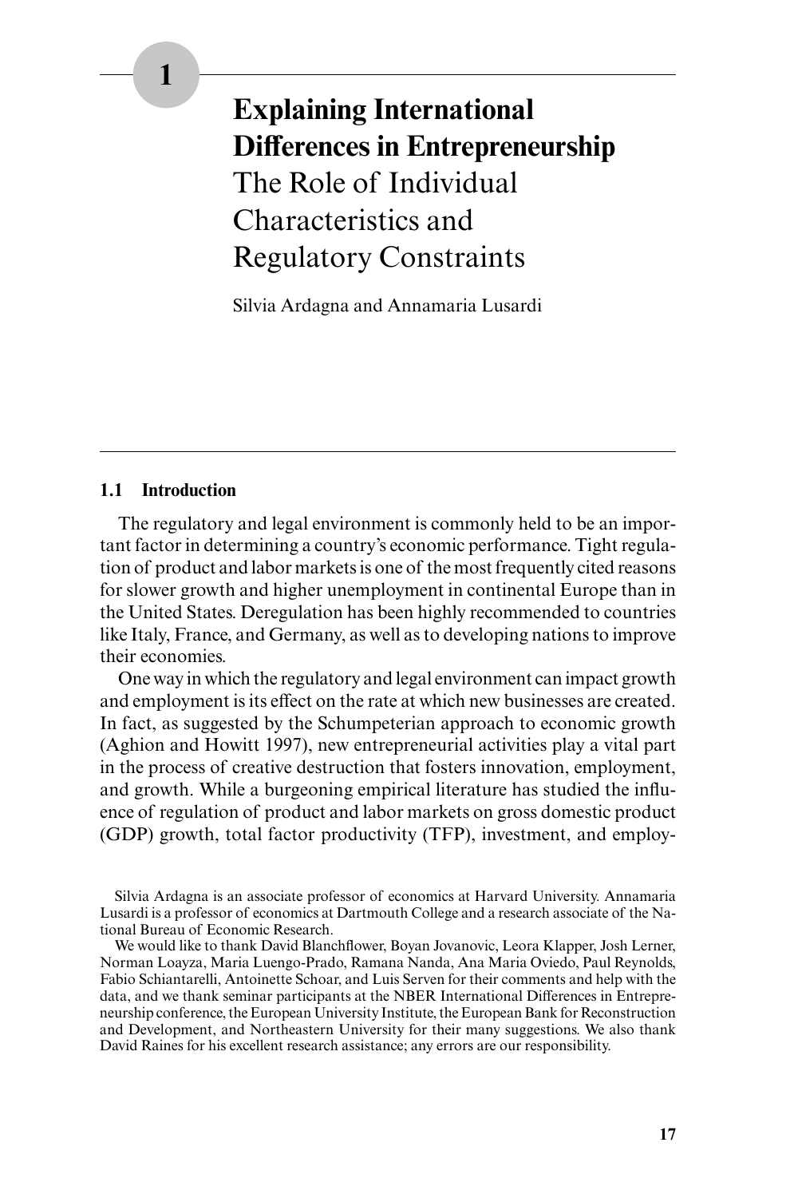# 1 Explaining International Differences in Entrepreneurship

## The Role of Individual Characteristics and Regulatory Constraints

Silvia Ardagna and Annamaria Lusardi

### 1.1 Introduction

The regulatory and legal environment is commonly held to be an important factor in determining a country's economic performance. Tight regulation of product and labor markets is one of the most frequently cited reasons for slower growth and higher unemployment in continental Europe than in the United States. Deregulation has been highly recommended to countries like Italy, France, and Germany, as well as to developing nations to improve their economies.

One way in which the regulatory and legal environment can impact growth and employment is its effect on the rate at which new businesses are created. In fact, as suggested by the Schumpeterian approach to economic growth (Aghion and Howitt 1997), new entrepreneurial activities play a vital part in the process of creative destruction that fosters innovation, employment, and growth. While a burgeoning empirical literature has studied the influence of regulation of product and labor markets on gross domestic product (GDP) growth, total factor productivity (TFP), investment, and employ-

Silvia Ardagna is an associate professor of economics at Harvard University. Annamaria Lusardi is a professor of economics at Dartmouth College and a research associate of the National Bureau of Economic Research.

We would like to thank David Blanchflower, Boyan Jovanovic, Leora Klapper, Josh Lerner, Norman Loayza, Maria Luengo-Prado, Ramana Nanda, Ana Maria Oviedo, Paul Reynolds, Fabio Schiantarelli, Antoinette Schoar, and Luis Serven for their comments and help with the data, and we thank seminar participants at the NBER International Differences in Entrepreneurship conference, the European University Institute, the European Bank for Reconstruction and Development, and Northeastern University for their many suggestions. We also thank David Raines for his excellent research assistance; any errors are our responsibility.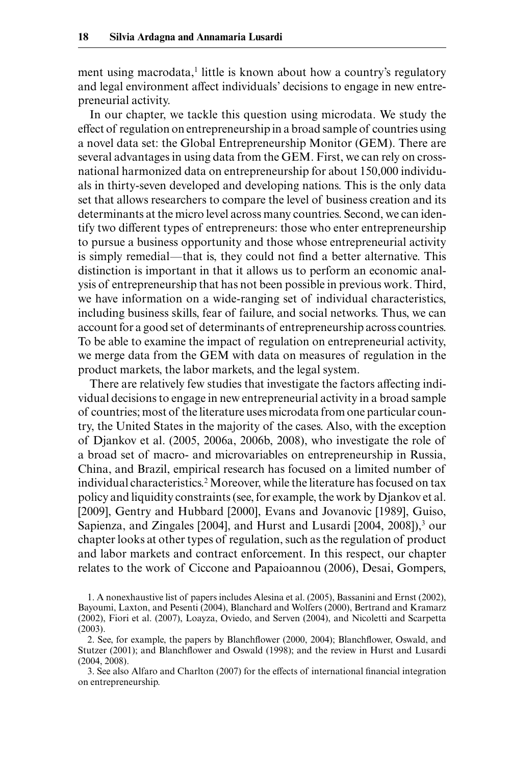ment using macrodata,[1] little is known about how a country's regulatory and legal environment affect individuals' decisions to engage in new entrepreneurial activity.

In our chapter, we tackle this question using microdata. We study the effect of regulation on entrepreneurship in a broad sample of countries using a novel data set: the Global Entrepreneurship Monitor (GEM). There are several advantages in using data from the GEM. First, we can rely on cross-national harmonized data on entrepreneurship for about 150,000 individuals in thirty-seven developed and developing nations. This is the only data set that allows researchers to compare the level of business creation and its determinants at the micro level across many countries. Second, we can identify two different types of entrepreneurs: those who enter entrepreneurship to pursue a business opportunity and those whose entrepreneurial activity is simply remedial—that is, they could not find a better alternative. This distinction is important in that it allows us to perform an economic analysis of entrepreneurship that has not been possible in previous work. Third, we have information on a wide-ranging set of individual characteristics, including business skills, fear of failure, and social networks. Thus, we can account for a good set of determinants of entrepreneurship across countries. To be able to examine the impact of regulation on entrepreneurial activity, we merge data from the GEM with data on measures of regulation in the product markets, the labor markets, and the legal system.

There are relatively few studies that investigate the factors affecting individual decisions to engage in new entrepreneurial activity in a broad sample of countries; most of the literature uses microdata from one particular country, the United States in the majority of the cases. Also, with the exception of Djankov et al. (2005, 2006a, 2006b, 2008), who investigate the role of a broad set of macro- and microvariables on entrepreneurship in Russia, China, and Brazil, empirical research has focused on a limited number of individual characteristics.[2] Moreover, while the literature has focused on tax policy and liquidity constraints (see, for example, the work by Djankov et al. [2009], Gentry and Hubbard [2000], Evans and Jovanovic [1989], Guiso, Sapienza, and Zingales [2004], and Hurst and Lusardi [2004, 2008]),[3] our chapter looks at other types of regulation, such as the regulation of product and labor markets and contract enforcement. In this respect, our chapter relates to the work of Ciccone and Papaioannou (2006), Desai, Gompers,

1. A nonexhaustive list of papers includes Alesina et al. (2005), Bassanini and Ernst (2002), Bayoumi, Laxton, and Pesenti (2004), Blanchard and Wolfers (2000), Bertrand and Kramarz (2002), Fiori et al. (2007), Loayza, Oviedo, and Serven (2004), and Nicoletti and Scarpetta (2003).

2. See, for example, the papers by Blanchflower (2000, 2004); Blanchflower, Oswald, and Stutzer (2001); and Blanchflower and Oswald (1998); and the review in Hurst and Lusardi (2004, 2008).

3. See also Alfaro and Charlton (2007) for the effects of international financial integration on entrepreneurship.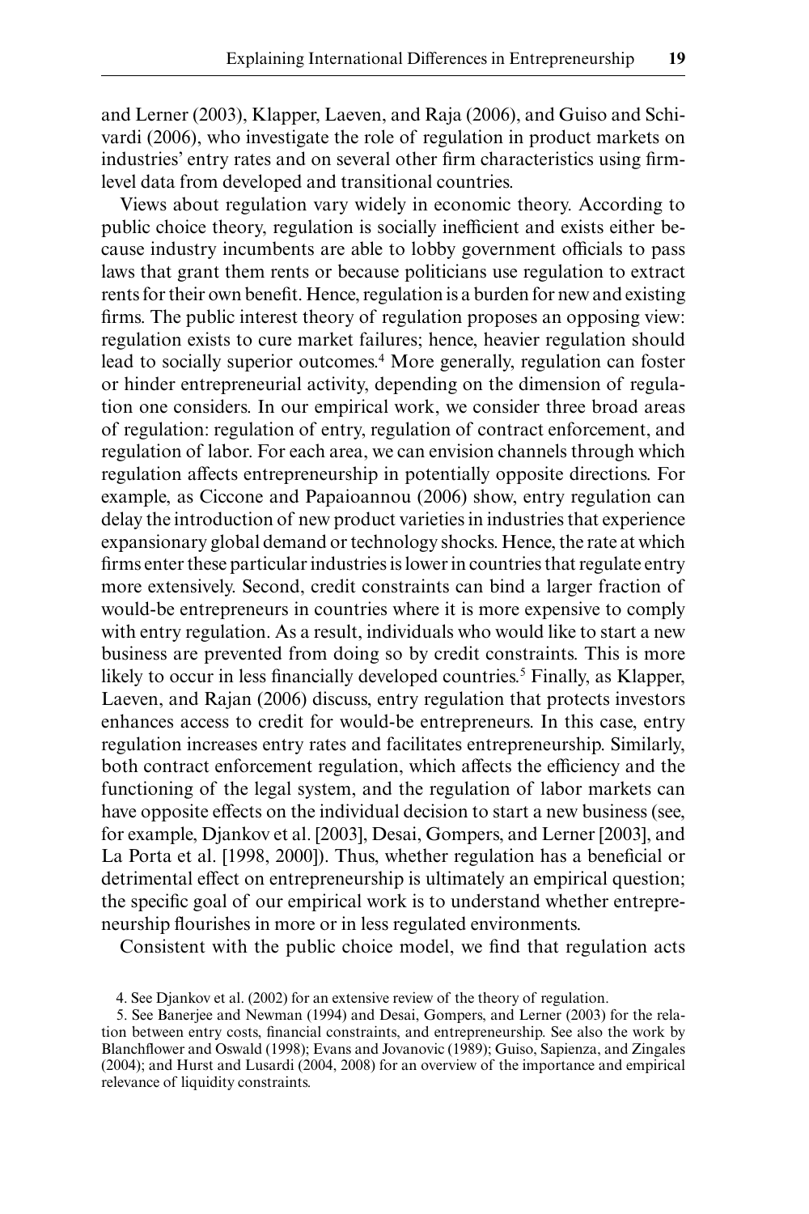and Lerner (2003), Klapper, Laeven, and Raja (2006), and Guiso and Schivardi (2006), who investigate the role of regulation in product markets on industries' entry rates and on several other firm characteristics using firm-level data from developed and transitional countries.

Views about regulation vary widely in economic theory. According to public choice theory, regulation is socially inefficient and exists either because industry incumbents are able to lobby government officials to pass laws that grant them rents or because politicians use regulation to extract rents for their own benefit. Hence, regulation is a burden for new and existing firms. The public interest theory of regulation proposes an opposing view: regulation exists to cure market failures; hence, heavier regulation should lead to socially superior outcomes.[4] More generally, regulation can foster or hinder entrepreneurial activity, depending on the dimension of regulation one considers. In our empirical work, we consider three broad areas of regulation: regulation of entry, regulation of contract enforcement, and regulation of labor. For each area, we can envision channels through which regulation affects entrepreneurship in potentially opposite directions. For example, as Ciccone and Papaioannou (2006) show, entry regulation can delay the introduction of new product varieties in industries that experience expansionary global demand or technology shocks. Hence, the rate at which firms enter these particular industries is lower in countries that regulate entry more extensively. Second, credit constraints can bind a larger fraction of would-be entrepreneurs in countries where it is more expensive to comply with entry regulation. As a result, individuals who would like to start a new business are prevented from doing so by credit constraints. This is more likely to occur in less financially developed countries.[5] Finally, as Klapper, Laeven, and Rajan (2006) discuss, entry regulation that protects investors enhances access to credit for would-be entrepreneurs. In this case, entry regulation increases entry rates and facilitates entrepreneurship. Similarly, both contract enforcement regulation, which affects the efficiency and the functioning of the legal system, and the regulation of labor markets can have opposite effects on the individual decision to start a new business (see, for example, Djankov et al. [2003], Desai, Gompers, and Lerner [2003], and La Porta et al. [1998, 2000]). Thus, whether regulation has a beneficial or detrimental effect on entrepreneurship is ultimately an empirical question; the specific goal of our empirical work is to understand whether entrepreneurship flourishes in more or in less regulated environments.

Consistent with the public choice model, we find that regulation acts

4. See Djankov et al. (2002) for an extensive review of the theory of regulation.

5. See Banerjee and Newman (1994) and Desai, Gompers, and Lerner (2003) for the relation between entry costs, financial constraints, and entrepreneurship. See also the work by Blanchflower and Oswald (1998); Evans and Jovanovic (1989); Guiso, Sapienza, and Zingales (2004); and Hurst and Lusardi (2004, 2008) for an overview of the importance and empirical relevance of liquidity constraints.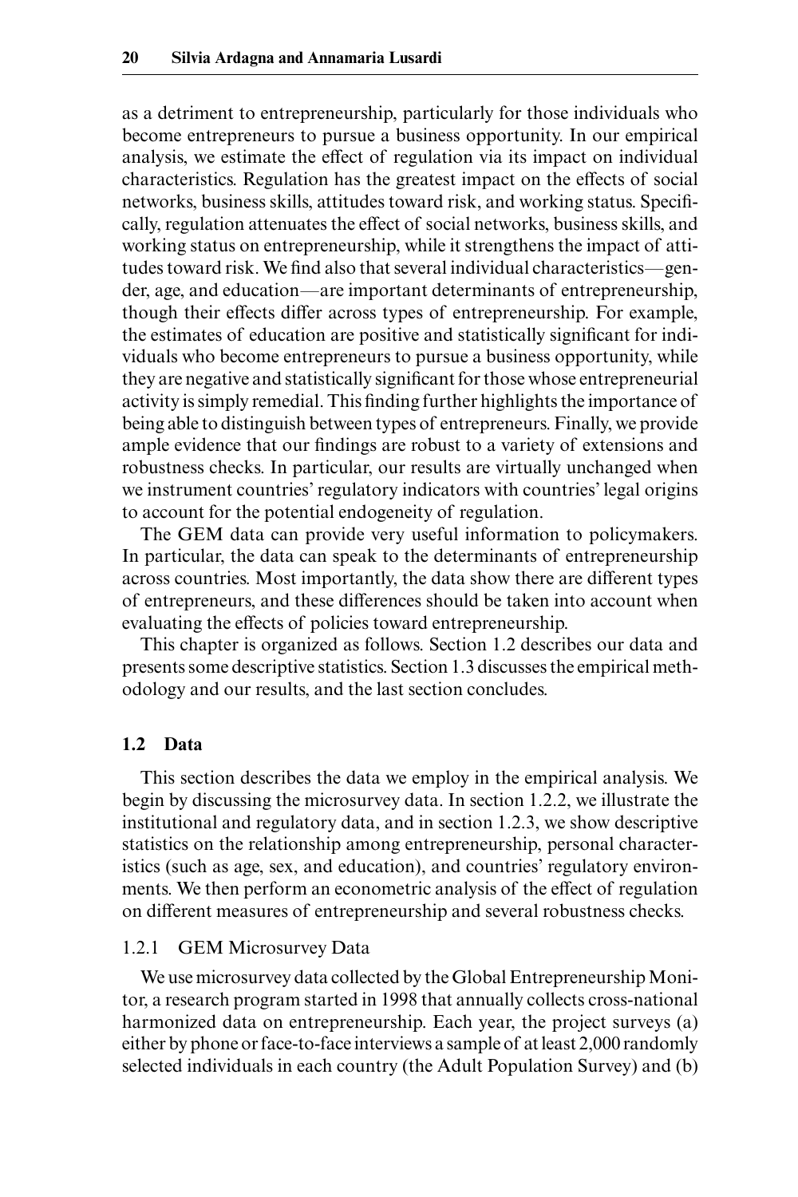as a detriment to entrepreneurship, particularly for those individuals who become entrepreneurs to pursue a business opportunity. In our empirical analysis, we estimate the effect of regulation via its impact on individual characteristics. Regulation has the greatest impact on the effects of social networks, business skills, attitudes toward risk, and working status. Specifically, regulation attenuates the effect of social networks, business skills, and working status on entrepreneurship, while it strengthens the impact of attitudes toward risk. We find also that several individual characteristics—gender, age, and education—are important determinants of entrepreneurship, though their effects differ across types of entrepreneurship. For example, the estimates of education are positive and statistically significant for individuals who become entrepreneurs to pursue a business opportunity, while they are negative and statistically significant for those whose entrepreneurial activity is simply remedial. This finding further highlights the importance of being able to distinguish between types of entrepreneurs. Finally, we provide ample evidence that our findings are robust to a variety of extensions and robustness checks. In particular, our results are virtually unchanged when we instrument countries' regulatory indicators with countries' legal origins to account for the potential endogeneity of regulation.

The GEM data can provide very useful information to policymakers. In particular, the data can speak to the determinants of entrepreneurship across countries. Most importantly, the data show there are different types of entrepreneurs, and these differences should be taken into account when evaluating the effects of policies toward entrepreneurship.

This chapter is organized as follows. Section 1.2 describes our data and presents some descriptive statistics. Section 1.3 discusses the empirical methodology and our results, and the last section concludes.

## 1.2 Data

This section describes the data we employ in the empirical analysis. We begin by discussing the microsurvey data. In section 1.2.2, we illustrate the institutional and regulatory data, and in section 1.2.3, we show descriptive statistics on the relationship among entrepreneurship, personal characteristics (such as age, sex, and education), and countries' regulatory environments. We then perform an econometric analysis of the effect of regulation on different measures of entrepreneurship and several robustness checks.

### 1.2.1 GEM Microsurvey Data

We use microsurvey data collected by the Global Entrepreneurship Monitor, a research program started in 1998 that annually collects cross-national harmonized data on entrepreneurship. Each year, the project surveys (a) either by phone or face-to-face interviews a sample of at least 2,000 randomly selected individuals in each country (the Adult Population Survey) and (b)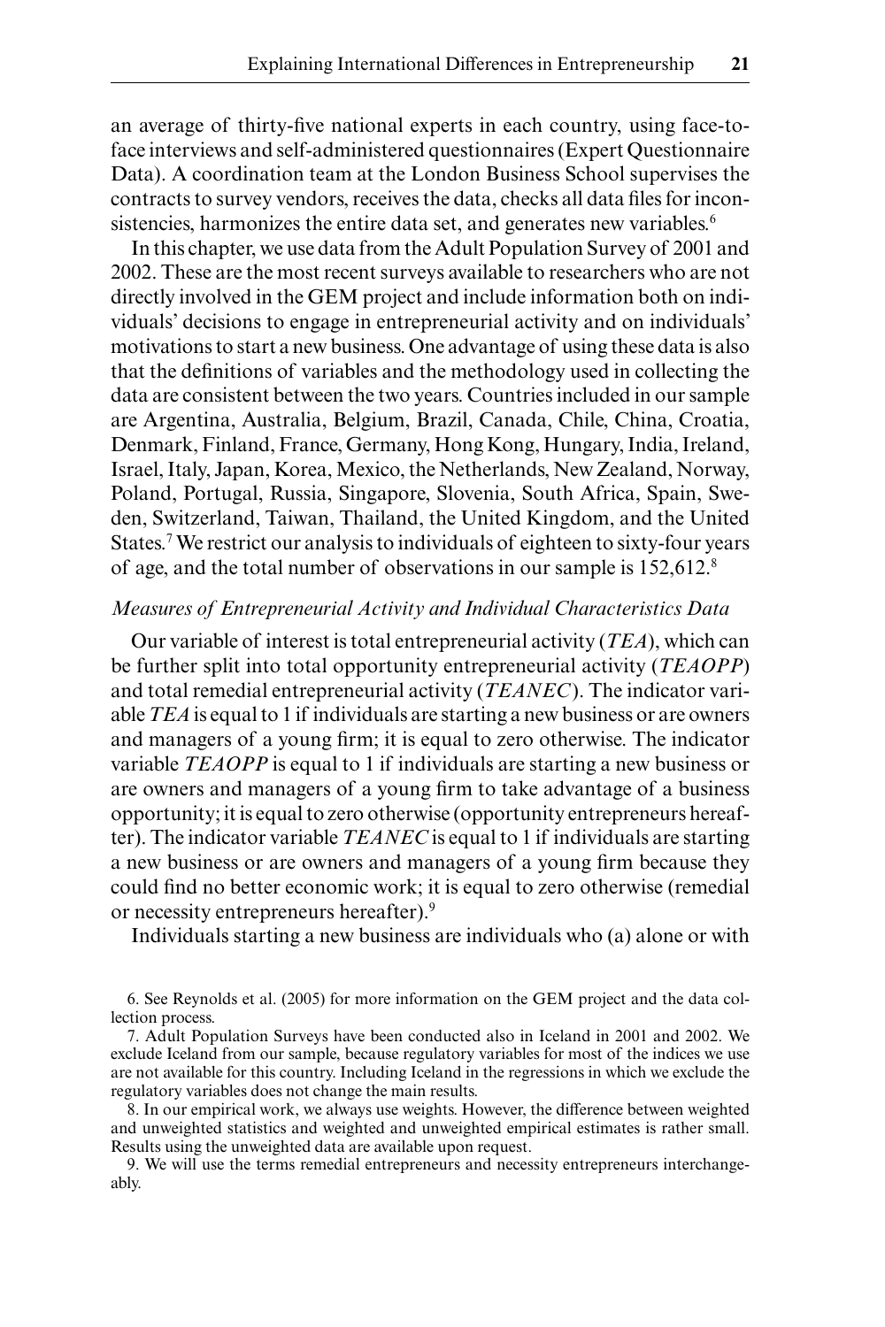an average of thirty-five national experts in each country, using face-to-face interviews and self-administered questionnaires (Expert Questionnaire Data). A coordination team at the London Business School supervises the contracts to survey vendors, receives the data, checks all data files for inconsistencies, harmonizes the entire data set, and generates new variables.[6]

In this chapter, we use data from the Adult Population Survey of 2001 and 2002. These are the most recent surveys available to researchers who are not directly involved in the GEM project and include information both on individuals' decisions to engage in entrepreneurial activity and on individuals' motivations to start a new business. One advantage of using these data is also that the definitions of variables and the methodology used in collecting the data are consistent between the two years. Countries included in our sample are Argentina, Australia, Belgium, Brazil, Canada, Chile, China, Croatia, Denmark, Finland, France, Germany, Hong Kong, Hungary, India, Ireland, Israel, Italy, Japan, Korea, Mexico, the Netherlands, New Zealand, Norway, Poland, Portugal, Russia, Singapore, Slovenia, South Africa, Spain, Sweden, Switzerland, Taiwan, Thailand, the United Kingdom, and the United States.[7] We restrict our analysis to individuals of eighteen to sixty-four years of age, and the total number of observations in our sample is 152,612.[8]

### *Measures of Entrepreneurial Activity and Individual Characteristics Data*

Our variable of interest is total entrepreneurial activity (*TEA*), which can be further split into total opportunity entrepreneurial activity (*TEAOPP*) and total remedial entrepreneurial activity (*TEANEC*). The indicator variable *TEA* is equal to 1 if individuals are starting a new business or are owners and managers of a young firm; it is equal to zero otherwise. The indicator variable *TEAOPP* is equal to 1 if individuals are starting a new business or are owners and managers of a young firm to take advantage of a business opportunity; it is equal to zero otherwise (opportunity entrepreneurs hereafter). The indicator variable *TEANEC* is equal to 1 if individuals are starting a new business or are owners and managers of a young firm because they could find no better economic work; it is equal to zero otherwise (remedial or necessity entrepreneurs hereafter).[9]

Individuals starting a new business are individuals who (a) alone or with

6. See Reynolds et al. (2005) for more information on the GEM project and the data collection process.

7. Adult Population Surveys have been conducted also in Iceland in 2001 and 2002. We exclude Iceland from our sample, because regulatory variables for most of the indices we use are not available for this country. Including Iceland in the regressions in which we exclude the regulatory variables does not change the main results.

8. In our empirical work, we always use weights. However, the difference between weighted and unweighted statistics and weighted and unweighted empirical estimates is rather small. Results using the unweighted data are available upon request.

9. We will use the terms remedial entrepreneurs and necessity entrepreneurs interchangeably.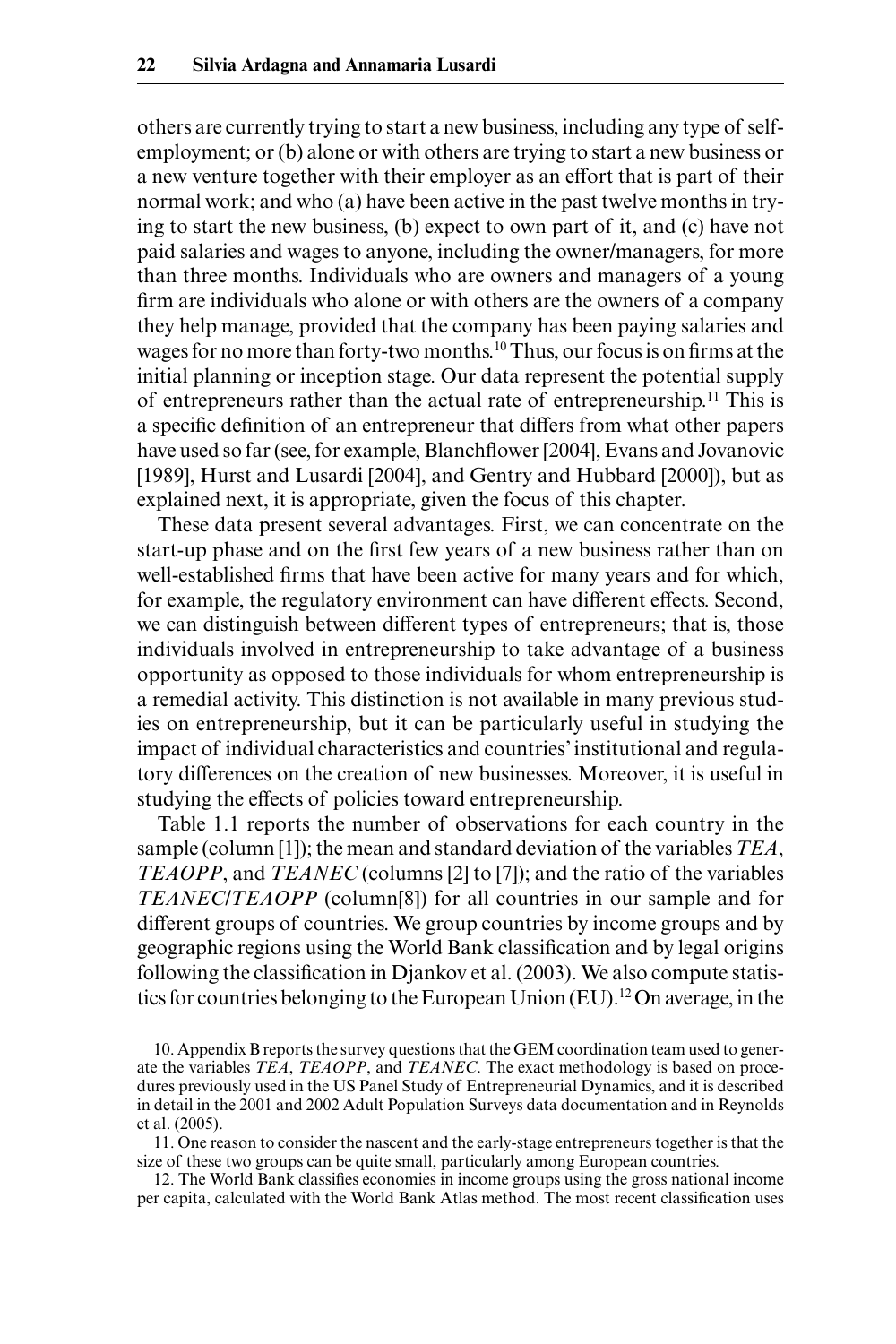others are currently trying to start a new business, including any type of self-employment; or (b) alone or with others are trying to start a new business or a new venture together with their employer as an effort that is part of their normal work; and who (a) have been active in the past twelve months in trying to start the new business, (b) expect to own part of it, and (c) have not paid salaries and wages to anyone, including the owner/managers, for more than three months. Individuals who are owners and managers of a young firm are individuals who alone or with others are the owners of a company they help manage, provided that the company has been paying salaries and wages for no more than forty-two months.[10] Thus, our focus is on firms at the initial planning or inception stage. Our data represent the potential supply of entrepreneurs rather than the actual rate of entrepreneurship.[11] This is a specific definition of an entrepreneur that differs from what other papers have used so far (see, for example, Blanchflower [2004], Evans and Jovanovic [1989], Hurst and Lusardi [2004], and Gentry and Hubbard [2000]), but as explained next, it is appropriate, given the focus of this chapter.

These data present several advantages. First, we can concentrate on the start-up phase and on the first few years of a new business rather than on well-established firms that have been active for many years and for which, for example, the regulatory environment can have different effects. Second, we can distinguish between different types of entrepreneurs; that is, those individuals involved in entrepreneurship to take advantage of a business opportunity as opposed to those individuals for whom entrepreneurship is a remedial activity. This distinction is not available in many previous studies on entrepreneurship, but it can be particularly useful in studying the impact of individual characteristics and countries' institutional and regulatory differences on the creation of new businesses. Moreover, it is useful in studying the effects of policies toward entrepreneurship.

Table 1.1 reports the number of observations for each country in the sample (column [1]); the mean and standard deviation of the variables *TEA*, *TEAOPP*, and *TEANEC* (columns [2] to [7]); and the ratio of the variables *TEANEC*/*TEAOPP* (column[8]) for all countries in our sample and for different groups of countries. We group countries by income groups and by geographic regions using the World Bank classification and by legal origins following the classification in Djankov et al. (2003). We also compute statistics for countries belonging to the European Union (EU).[12] On average, in the

10. Appendix B reports the survey questions that the GEM coordination team used to generate the variables *TEA*, *TEAOPP*, and *TEANEC*. The exact methodology is based on procedures previously used in the US Panel Study of Entrepreneurial Dynamics, and it is described in detail in the 2001 and 2002 Adult Population Surveys data documentation and in Reynolds et al. (2005).

11. One reason to consider the nascent and the early-stage entrepreneurs together is that the size of these two groups can be quite small, particularly among European countries.

12. The World Bank classifies economies in income groups using the gross national income per capita, calculated with the World Bank Atlas method. The most recent classification uses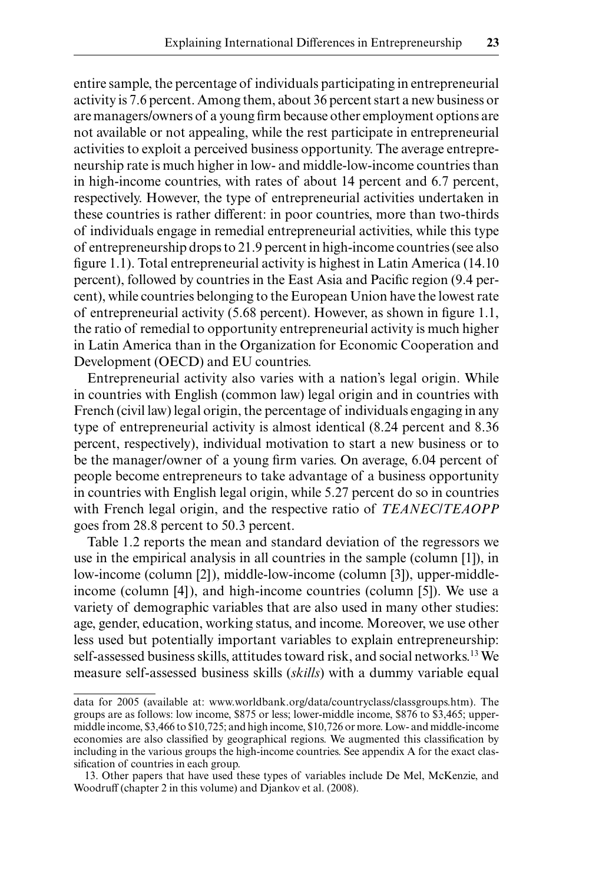entire sample, the percentage of individuals participating in entrepreneurial activity is 7.6 percent. Among them, about 36 percent start a new business or are managers/owners of a young firm because other employment options are not available or not appealing, while the rest participate in entrepreneurial activities to exploit a perceived business opportunity. The average entrepreneurship rate is much higher in low- and middle-low-income countries than in high-income countries, with rates of about 14 percent and 6.7 percent, respectively. However, the type of entrepreneurial activities undertaken in these countries is rather different: in poor countries, more than two-thirds of individuals engage in remedial entrepreneurial activities, while this type of entrepreneurship drops to 21.9 percent in high-income countries (see also figure 1.1). Total entrepreneurial activity is highest in Latin America (14.10 percent), followed by countries in the East Asia and Pacific region (9.4 percent), while countries belonging to the European Union have the lowest rate of entrepreneurial activity (5.68 percent). However, as shown in figure 1.1, the ratio of remedial to opportunity entrepreneurial activity is much higher in Latin America than in the Organization for Economic Cooperation and Development (OECD) and EU countries.

Entrepreneurial activity also varies with a nation's legal origin. While in countries with English (common law) legal origin and in countries with French (civil law) legal origin, the percentage of individuals engaging in any type of entrepreneurial activity is almost identical (8.24 percent and 8.36 percent, respectively), individual motivation to start a new business or to be the manager/owner of a young firm varies. On average, 6.04 percent of people become entrepreneurs to take advantage of a business opportunity in countries with English legal origin, while 5.27 percent do so in countries with French legal origin, and the respective ratio of *TEANEC*/*TEAOPP* goes from 28.8 percent to 50.3 percent.

Table 1.2 reports the mean and standard deviation of the regressors we use in the empirical analysis in all countries in the sample (column [1]), in low-income (column [2]), middle-low-income (column [3]), upper-middle-income (column [4]), and high-income countries (column [5]). We use a variety of demographic variables that are also used in many other studies: age, gender, education, working status, and income. Moreover, we use other less used but potentially important variables to explain entrepreneurship: self-assessed business skills, attitudes toward risk, and social networks.[13] We measure self-assessed business skills (*skills*) with a dummy variable equal

---

data for 2005 (available at: www.worldbank.org/data/countryclass/classgroups.htm). The groups are as follows: low income, \$875 or less; lower-middle income, \$876 to \$3,465; upper-middle income, \$3,466 to \$10,725; and high income, \$10,726 or more. Low- and middle-income economies are also classified by geographical regions. We augmented this classification by including in the various groups the high-income countries. See appendix A for the exact classification of countries in each group.

13. Other papers that have used these types of variables include De Mel, McKenzie, and Woodruff (chapter 2 in this volume) and Djankov et al. (2008).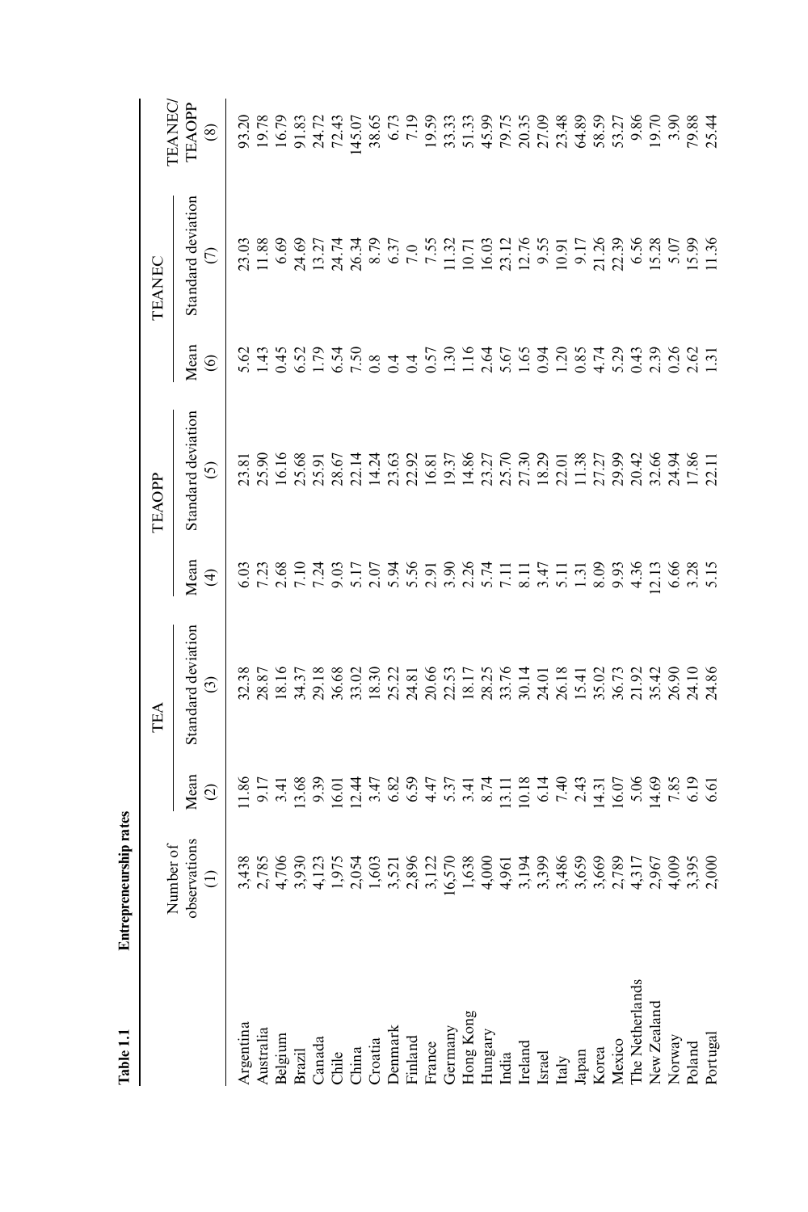**Table 1.1 Entrepreneurship rates**

| | Number of observations | TEA | | TEAOPP | | TEANEC | | TEANEC/ TEAOPP |
|---|---|---|---|---|---|---|---|---|
| | | Mean | Standard deviation | Mean | Standard deviation | Mean | Standard deviation | |
| | (1) | (2) | (3) | (4) | (5) | (6) | (7) | (8) |
| Argentina | 3,438 | 11.86 | 32.38 | 6.03 | 23.81 | 5.62 | 23.03 | 93.20 |
| Australia | 2,785 | 9.17 | 28.87 | 7.23 | 25.90 | 1.43 | 11.88 | 19.78 |
| Belgium | 4,706 | 3.41 | 18.16 | 2.68 | 16.16 | 0.45 | 6.69 | 16.79 |
| Brazil | 3,930 | 13.68 | 34.37 | 7.10 | 25.68 | 6.52 | 24.69 | 91.83 |
| Canada | 4,123 | 9.39 | 29.18 | 7.24 | 25.91 | 1.79 | 13.27 | 24.72 |
| Chile | 1,975 | 16.01 | 36.68 | 9.03 | 28.67 | 6.54 | 24.74 | 72.43 |
| China | 2,054 | 12.44 | 33.02 | 5.17 | 22.14 | 7.50 | 26.34 | 145.07 |
| Croatia | 1,603 | 3.47 | 18.30 | 2.07 | 14.24 | 0.8 | 8.79 | 38.65 |
| Denmark | 3,521 | 6.82 | 25.22 | 5.94 | 23.63 | 0.4 | 6.37 | 6.73 |
| Finland | 2,896 | 6.59 | 24.81 | 5.56 | 22.92 | 0.4 | 7.0 | 7.19 |
| France | 3,122 | 4.47 | 20.66 | 2.91 | 16.81 | 0.57 | 7.55 | 19.59 |
| Germany | 16,570 | 5.37 | 22.53 | 3.90 | 19.37 | 1.30 | 11.32 | 33.33 |
| Hong Kong | 1,638 | 3.41 | 18.17 | 2.26 | 14.86 | 1.16 | 10.71 | 51.33 |
| Hungary | 4,000 | 8.74 | 28.25 | 5.74 | 23.27 | 2.64 | 16.03 | 45.99 |
| India | 4,961 | 13.11 | 33.76 | 7.11 | 25.70 | 5.67 | 23.12 | 79.75 |
| Ireland | 3,194 | 10.18 | 30.14 | 8.11 | 27.30 | 1.65 | 12.76 | 20.35 |
| Israel | 3,399 | 6.14 | 24.01 | 3.47 | 18.29 | 0.94 | 9.55 | 27.09 |
| Italy | 3,486 | 7.40 | 26.18 | 5.11 | 22.01 | 1.20 | 10.91 | 23.48 |
| Japan | 3,659 | 2.43 | 15.41 | 1.31 | 11.38 | 0.85 | 9.17 | 64.89 |
| Korea | 3,669 | 14.31 | 35.02 | 8.09 | 27.27 | 4.74 | 21.26 | 58.59 |
| Mexico | 2,789 | 16.07 | 36.73 | 9.93 | 29.99 | 5.29 | 22.39 | 53.27 |
| The Netherlands | 4,317 | 5.06 | 21.92 | 4.36 | 20.42 | 0.43 | 6.56 | 9.86 |
| New Zealand | 2,967 | 14.69 | 35.42 | 12.13 | 32.66 | 2.39 | 15.28 | 19.70 |
| Norway | 4,009 | 7.85 | 26.90 | 6.66 | 24.94 | 0.26 | 5.07 | 3.90 |
| Poland | 3,395 | 6.19 | 24.10 | 3.28 | 17.86 | 2.62 | 15.99 | 79.88 |
| Portugal | 2,000 | 6.61 | 24.86 | 5.15 | 22.11 | 1.31 | 11.36 | 25.44 |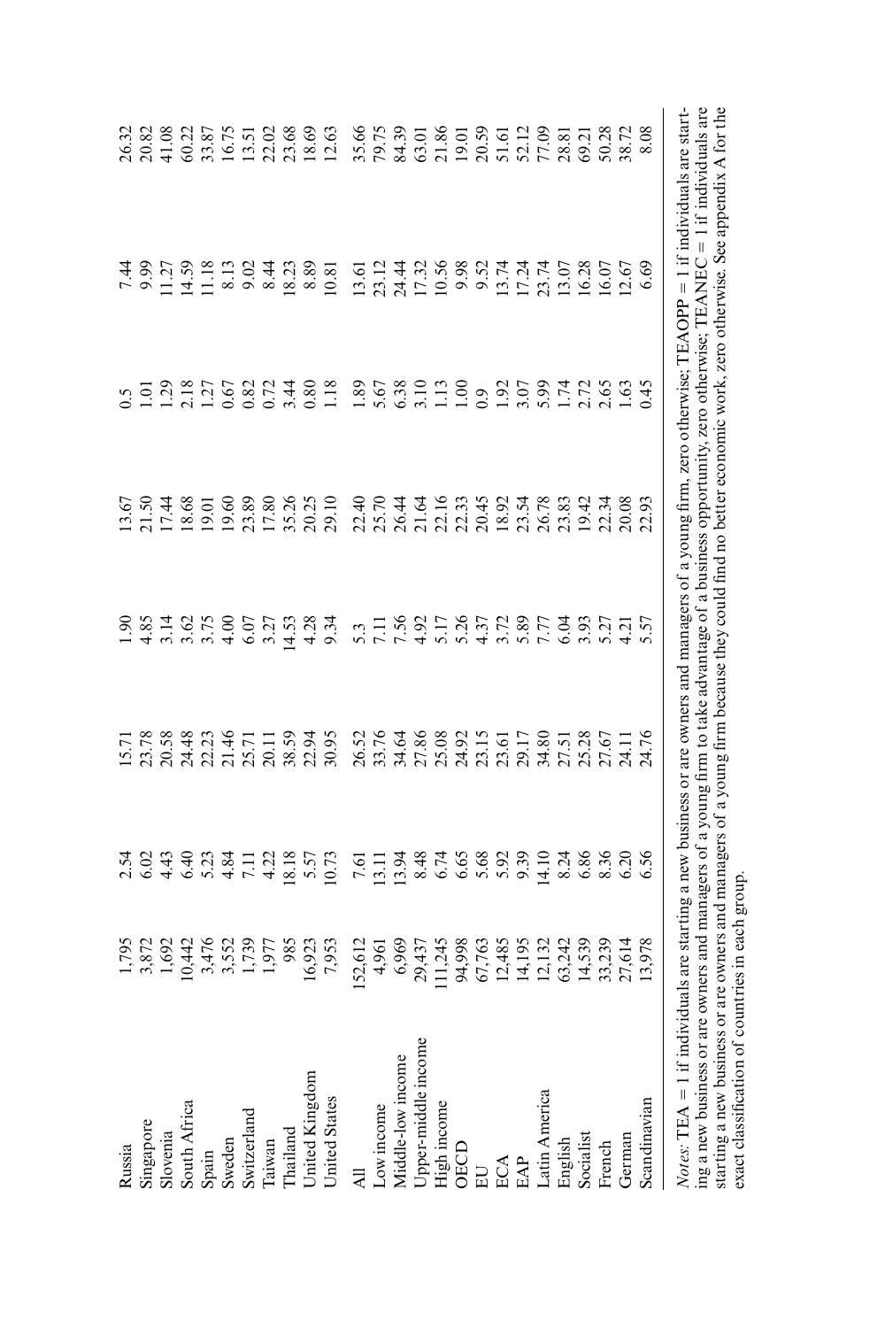| | | | | | | | | |
|---|---|---|---|---|---|---|---|---|
| Russia | 1,795 | 2.54 | 15.71 | 1.90 | 13.67 | 0.5 | 7.44 | 26.32 |
| Singapore | 3,872 | 6.02 | 23.78 | 4.85 | 21.50 | 1.01 | 9.99 | 20.82 |
| Slovenia | 1,692 | 4.43 | 20.58 | 3.14 | 17.44 | 1.29 | 11.27 | 41.08 |
| South Africa | 10,442 | 6.40 | 24.48 | 3.62 | 18.68 | 2.18 | 14.59 | 60.22 |
| Spain | 3,476 | 5.23 | 22.23 | 3.75 | 19.01 | 1.27 | 11.18 | 33.87 |
| Sweden | 3,552 | 4.84 | 21.46 | 4.00 | 19.60 | 0.67 | 8.13 | 16.75 |
| Switzerland | 1,739 | 7.11 | 25.71 | 6.07 | 23.89 | 0.82 | 9.02 | 13.51 |
| Taiwan | 1,977 | 4.22 | 20.11 | 3.27 | 17.80 | 0.72 | 8.44 | 22.02 |
| Thailand | 985 | 18.18 | 38.59 | 14.53 | 35.26 | 3.44 | 18.23 | 23.68 |
| United Kingdom | 16,923 | 5.57 | 22.94 | 4.28 | 20.25 | 0.80 | 8.89 | 18.69 |
| United States | 7,953 | 10.73 | 30.95 | 9.34 | 29.10 | 1.18 | 10.81 | 12.63 |
| All | 152,612 | 7.61 | 26.52 | 5.3 | 22.40 | 1.89 | 13.61 | 35.66 |
| Low income | 4,961 | 13.11 | 33.76 | 7.11 | 25.70 | 5.67 | 23.12 | 79.75 |
| Middle-low income | 6,969 | 13.94 | 34.64 | 7.56 | 26.44 | 6.38 | 24.44 | 84.39 |
| Upper-middle income | 29,437 | 8.48 | 27.86 | 4.92 | 21.64 | 3.10 | 17.32 | 63.01 |
| High income | 111,245 | 6.74 | 25.08 | 5.17 | 22.16 | 1.13 | 10.56 | 21.86 |
| OECD | 94,998 | 6.65 | 24.92 | 5.26 | 22.33 | 1.00 | 9.98 | 19.01 |
| EU | 67,763 | 5.68 | 23.15 | 4.37 | 20.45 | 0.9 | 9.52 | 20.59 |
| ECA | 12,485 | 5.92 | 23.61 | 3.72 | 18.92 | 1.92 | 13.74 | 51.61 |
| EAP | 14,195 | 9.39 | 29.17 | 5.89 | 23.54 | 3.07 | 17.24 | 52.12 |
| Latin America | 12,132 | 14.10 | 34.80 | 7.77 | 26.78 | 5.99 | 23.74 | 77.09 |
| English | 63,242 | 8.24 | 27.51 | 6.04 | 23.83 | 1.74 | 13.07 | 28.81 |
| Socialist | 14,539 | 6.86 | 25.28 | 3.93 | 19.42 | 2.72 | 16.28 | 69.21 |
| French | 33,239 | 8.36 | 27.67 | 5.27 | 22.34 | 2.65 | 16.07 | 50.28 |
| German | 27,614 | 6.20 | 24.11 | 4.21 | 20.08 | 1.63 | 12.67 | 38.72 |
| Scandinavian | 13,978 | 6.56 | 24.76 | 5.57 | 22.93 | 0.45 | 6.69 | 8.08 |

*Notes:* TEA = 1 if individuals are starting a new business or are owners and managers of a young firm, zero otherwise; TEAOPP = 1 if individuals are starting a new business or are owners and managers of a young firm to take advantage of a business opportunity, zero otherwise; TEANEC = 1 if individuals are starting a new business or are owners and managers of a young firm because they could find no better economic work, zero otherwise. See appendix A for the exact classification of countries in each group.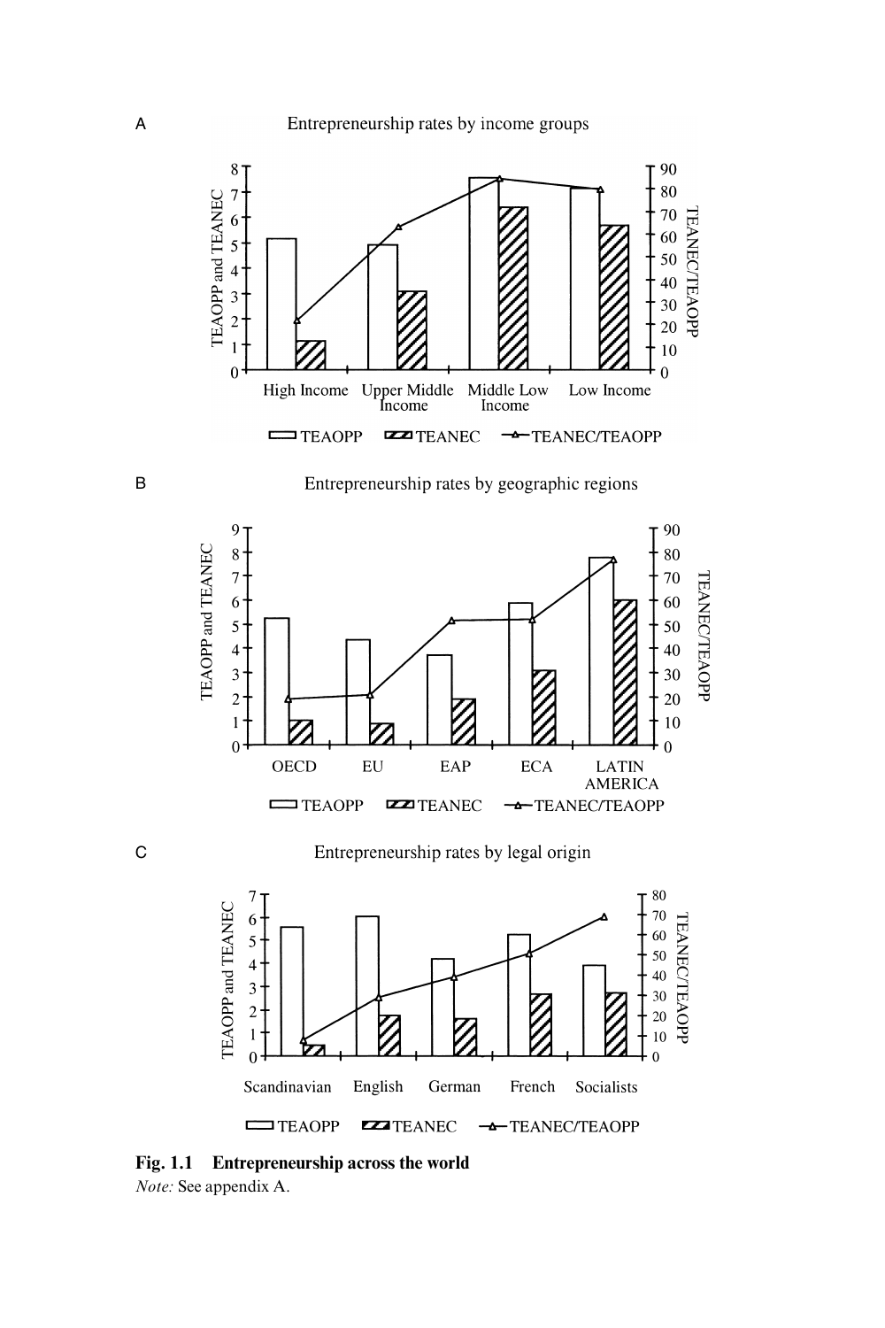A

Entrepreneurship rates by income groups

B

Entrepreneurship rates by geographic regions

C

Entrepreneurship rates by legal origin

**Fig. 1.1 Entrepreneurship across the world**

*Note:* See appendix A.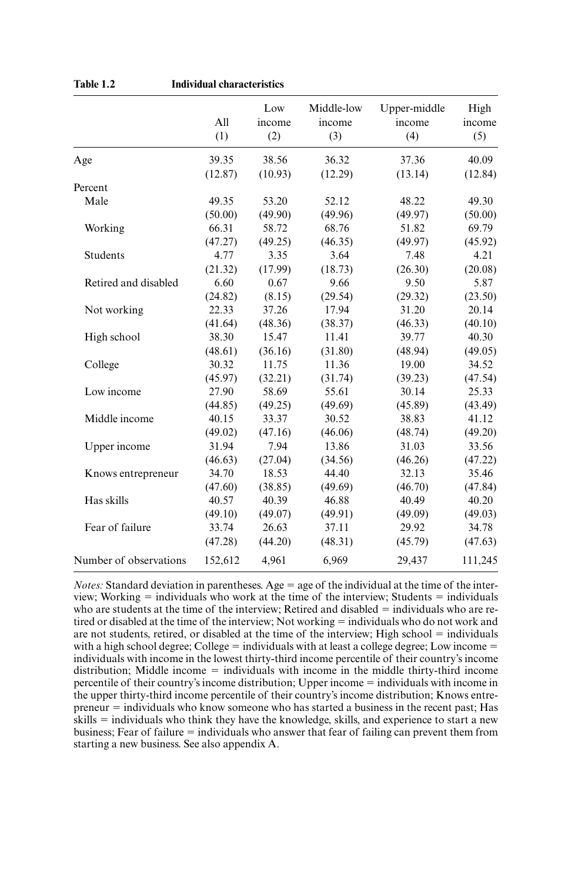**Table 1.2 Individual characteristics**

| | All (1) | Low income (2) | Middle-low income (3) | Upper-middle income (4) | High income (5) |
|---|---|---|---|---|---|
| Age | 39.35 | 38.56 | 36.32 | 37.36 | 40.09 |
| | (12.87) | (10.93) | (12.29) | (13.14) | (12.84) |
| Percent | | | | | |
| Male | 49.35 | 53.20 | 52.12 | 48.22 | 49.30 |
| | (50.00) | (49.90) | (49.96) | (49.97) | (50.00) |
| Working | 66.31 | 58.72 | 68.76 | 51.82 | 69.79 |
| | (47.27) | (49.25) | (46.35) | (49.97) | (45.92) |
| Students | 4.77 | 3.35 | 3.64 | 7.48 | 4.21 |
| | (21.32) | (17.99) | (18.73) | (26.30) | (20.08) |
| Retired and disabled | 6.60 | 0.67 | 9.66 | 9.50 | 5.87 |
| | (24.82) | (8.15) | (29.54) | (29.32) | (23.50) |
| Not working | 22.33 | 37.26 | 17.94 | 31.20 | 20.14 |
| | (41.64) | (48.36) | (38.37) | (46.33) | (40.10) |
| High school | 38.30 | 15.47 | 11.41 | 39.77 | 40.30 |
| | (48.61) | (36.16) | (31.80) | (48.94) | (49.05) |
| College | 30.32 | 11.75 | 11.36 | 19.00 | 34.52 |
| | (45.97) | (32.21) | (31.74) | (39.23) | (47.54) |
| Low income | 27.90 | 58.69 | 55.61 | 30.14 | 25.33 |
| | (44.85) | (49.25) | (49.69) | (45.89) | (43.49) |
| Middle income | 40.15 | 33.37 | 30.52 | 38.83 | 41.12 |
| | (49.02) | (47.16) | (46.06) | (48.74) | (49.20) |
| Upper income | 31.94 | 7.94 | 13.86 | 31.03 | 33.56 |
| | (46.63) | (27.04) | (34.56) | (46.26) | (47.22) |
| Knows entrepreneur | 34.70 | 18.53 | 44.40 | 32.13 | 35.46 |
| | (47.60) | (38.85) | (49.69) | (46.70) | (47.84) |
| Has skills | 40.57 | 40.39 | 46.88 | 40.49 | 40.20 |
| | (49.10) | (49.07) | (49.91) | (49.09) | (49.03) |
| Fear of failure | 33.74 | 26.63 | 37.11 | 29.92 | 34.78 |
| | (47.28) | (44.20) | (48.31) | (45.79) | (47.63) |
| Number of observations | 152,612 | 4,961 | 6,969 | 29,437 | 111,245 |

*Notes:* Standard deviation in parentheses. Age = age of the individual at the time of the interview; Working = individuals who work at the time of the interview; Students = individuals who are students at the time of the interview; Retired and disabled = individuals who are retired or disabled at the time of the interview; Not working = individuals who do not work and are not students, retired, or disabled at the time of the interview; High school = individuals with a high school degree; College = individuals with at least a college degree; Low income = individuals with income in the lowest thirty-third income percentile of their country's income distribution; Middle income = individuals with income in the middle thirty-third income percentile of their country's income distribution; Upper income = individuals with income in the upper thirty-third income percentile of their country's income distribution; Knows entrepreneur = individuals who know someone who has started a business in the recent past; Has skills = individuals who think they have the knowledge, skills, and experience to start a new business; Fear of failure = individuals who answer that fear of failing can prevent them from starting a new business. See also appendix A.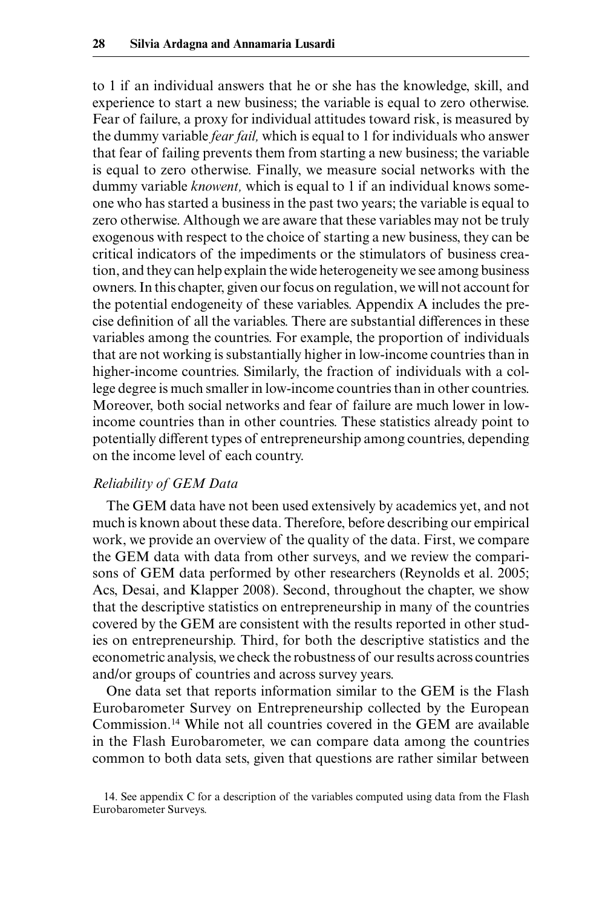to 1 if an individual answers that he or she has the knowledge, skill, and experience to start a new business; the variable is equal to zero otherwise. Fear of failure, a proxy for individual attitudes toward risk, is measured by the dummy variable *fear fail,* which is equal to 1 for individuals who answer that fear of failing prevents them from starting a new business; the variable is equal to zero otherwise. Finally, we measure social networks with the dummy variable *knowent,* which is equal to 1 if an individual knows someone who has started a business in the past two years; the variable is equal to zero otherwise. Although we are aware that these variables may not be truly exogenous with respect to the choice of starting a new business, they can be critical indicators of the impediments or the stimulators of business creation, and they can help explain the wide heterogeneity we see among business owners. In this chapter, given our focus on regulation, we will not account for the potential endogeneity of these variables. Appendix A includes the precise definition of all the variables. There are substantial differences in these variables among the countries. For example, the proportion of individuals that are not working is substantially higher in low-income countries than in higher-income countries. Similarly, the fraction of individuals with a college degree is much smaller in low-income countries than in other countries. Moreover, both social networks and fear of failure are much lower in low-income countries than in other countries. These statistics already point to potentially different types of entrepreneurship among countries, depending on the income level of each country.

*Reliability of GEM Data*

The GEM data have not been used extensively by academics yet, and not much is known about these data. Therefore, before describing our empirical work, we provide an overview of the quality of the data. First, we compare the GEM data with data from other surveys, and we review the comparisons of GEM data performed by other researchers (Reynolds et al. 2005; Acs, Desai, and Klapper 2008). Second, throughout the chapter, we show that the descriptive statistics on entrepreneurship in many of the countries covered by the GEM are consistent with the results reported in other studies on entrepreneurship. Third, for both the descriptive statistics and the econometric analysis, we check the robustness of our results across countries and/or groups of countries and across survey years.

One data set that reports information similar to the GEM is the Flash Eurobarometer Survey on Entrepreneurship collected by the European Commission.[14] While not all countries covered in the GEM are available in the Flash Eurobarometer, we can compare data among the countries common to both data sets, given that questions are rather similar between

14. See appendix C for a description of the variables computed using data from the Flash Eurobarometer Surveys.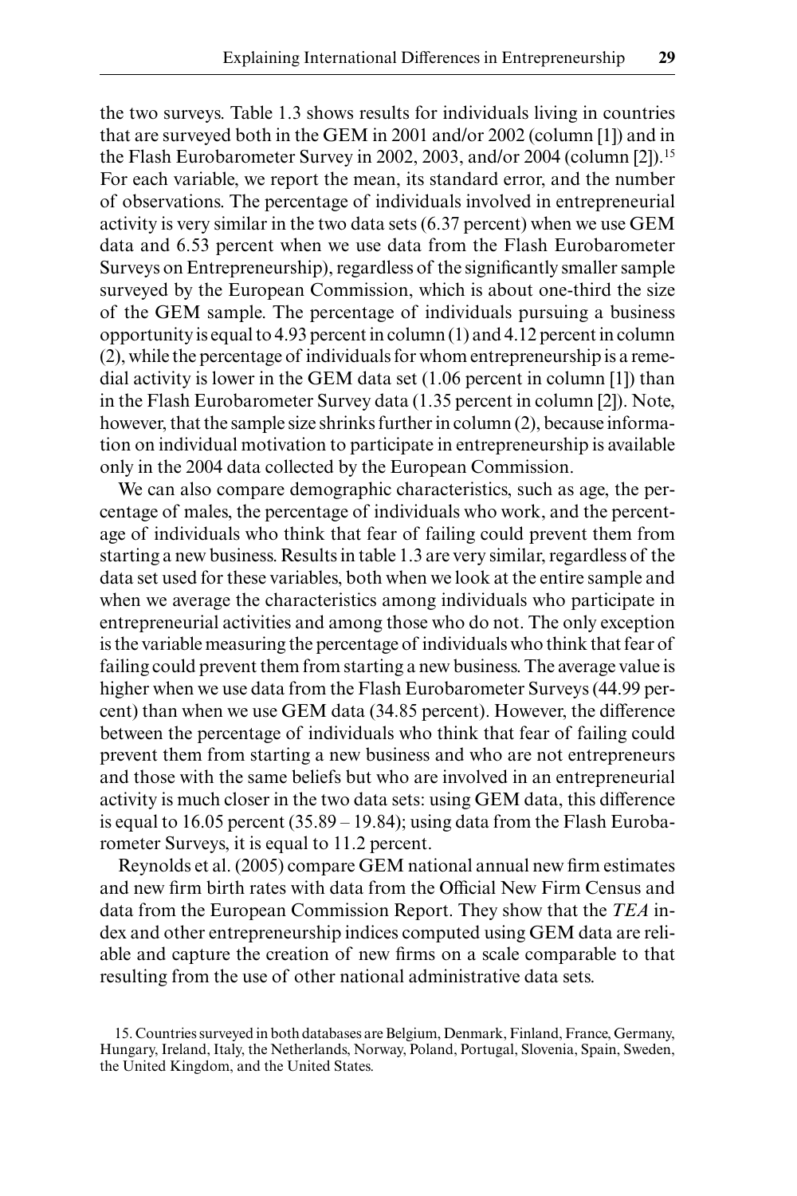the two surveys. Table 1.3 shows results for individuals living in countries that are surveyed both in the GEM in 2001 and/or 2002 (column [1]) and in the Flash Eurobarometer Survey in 2002, 2003, and/or 2004 (column [2]).[15] For each variable, we report the mean, its standard error, and the number of observations. The percentage of individuals involved in entrepreneurial activity is very similar in the two data sets (6.37 percent) when we use GEM data and 6.53 percent when we use data from the Flash Eurobarometer Surveys on Entrepreneurship), regardless of the significantly smaller sample surveyed by the European Commission, which is about one-third the size of the GEM sample. The percentage of individuals pursuing a business opportunity is equal to 4.93 percent in column (1) and 4.12 percent in column (2), while the percentage of individuals for whom entrepreneurship is a remedial activity is lower in the GEM data set (1.06 percent in column [1]) than in the Flash Eurobarometer Survey data (1.35 percent in column [2]). Note, however, that the sample size shrinks further in column (2), because information on individual motivation to participate in entrepreneurship is available only in the 2004 data collected by the European Commission.

We can also compare demographic characteristics, such as age, the percentage of males, the percentage of individuals who work, and the percentage of individuals who think that fear of failing could prevent them from starting a new business. Results in table 1.3 are very similar, regardless of the data set used for these variables, both when we look at the entire sample and when we average the characteristics among individuals who participate in entrepreneurial activities and among those who do not. The only exception is the variable measuring the percentage of individuals who think that fear of failing could prevent them from starting a new business. The average value is higher when we use data from the Flash Eurobarometer Surveys (44.99 percent) than when we use GEM data (34.85 percent). However, the difference between the percentage of individuals who think that fear of failing could prevent them from starting a new business and who are not entrepreneurs and those with the same beliefs but who are involved in an entrepreneurial activity is much closer in the two data sets: using GEM data, this difference is equal to 16.05 percent (35.89 – 19.84); using data from the Flash Eurobarometer Surveys, it is equal to 11.2 percent.

Reynolds et al. (2005) compare GEM national annual new firm estimates and new firm birth rates with data from the Official New Firm Census and data from the European Commission Report. They show that the *TEA* index and other entrepreneurship indices computed using GEM data are reliable and capture the creation of new firms on a scale comparable to that resulting from the use of other national administrative data sets.

15. Countries surveyed in both databases are Belgium, Denmark, Finland, France, Germany, Hungary, Ireland, Italy, the Netherlands, Norway, Poland, Portugal, Slovenia, Spain, Sweden, the United Kingdom, and the United States.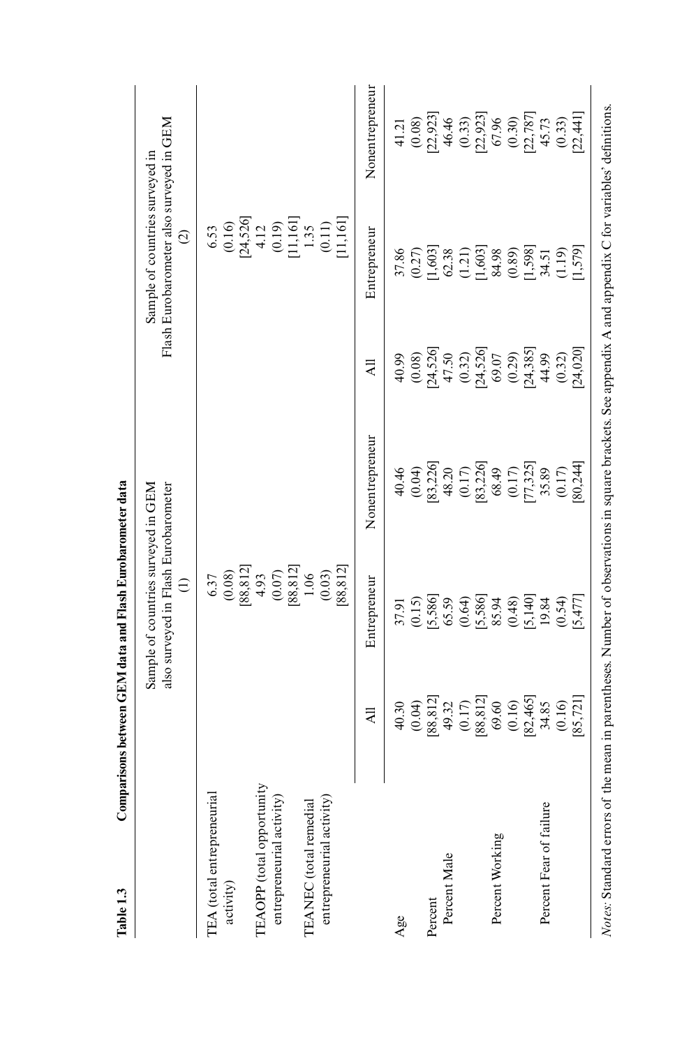**Table 1.3 Comparisons between GEM data and Flash Eurobarometer data**

| | Sample of countries surveyed in GEM also surveyed in Flash Eurobarometer (1) | | | Sample of countries surveyed in Flash Eurobarometer also surveyed in GEM (2) | | |
|---|---|---|---|---|---|---|
| TEA (total entrepreneurial activity) | 6.37 (0.08) [88,812] | | | 6.53 (0.16) [24,526] | | |
| TEAOPP (total opportunity entrepreneurial activity) | 4.93 (0.07) [88,812] | | | 4.12 (0.19) [11,161] | | |
| TEANEC (total remedial entrepreneurial activity) | 1.06 (0.03) [88,812] | | | 1.35 (0.11) [11,161] | | |
| | All | Entrepreneur | Nonentrepreneur | All | Entrepreneur | Nonentrepreneur |
| Age | 40.30 (0.04) [88,812] | 37.91 (0.15) [5,586] | 40.46 (0.04) [83,226] | 40.99 (0.08) [24,526] | 37.86 (0.27) [1,603] | 41.21 (0.08) [22,923] |
| Percent | | | | | | |
| Percent Male | 49.32 (0.17) [88,812] | 65.59 (0.64) [5,586] | 48.20 (0.17) [83,226] | 47.50 (0.32) [24,526] | 62.38 (1.21) [1,603] | 46.46 (0.33) [22,923] |
| Percent Working | 69.60 (0.16) [82,465] | 85.94 (0.48) [5,140] | 68.49 (0.17) [77,325] | 69.07 (0.29) [24,385] | 84.98 (0.89) [1,598] | 67.96 (0.30) [22,787] |
| Percent Fear of failure | 34.85 (0.16) [85,721] | 19.84 (0.54) [5,477] | 35.89 (0.17) [80,244] | 44.99 (0.32) [24,020] | 34.51 (1.19) [1,579] | 45.73 (0.33) [22,441] |

*Notes:* Standard errors of the mean in parentheses. Number of observations in square brackets. See appendix A and appendix C for variables' definitions.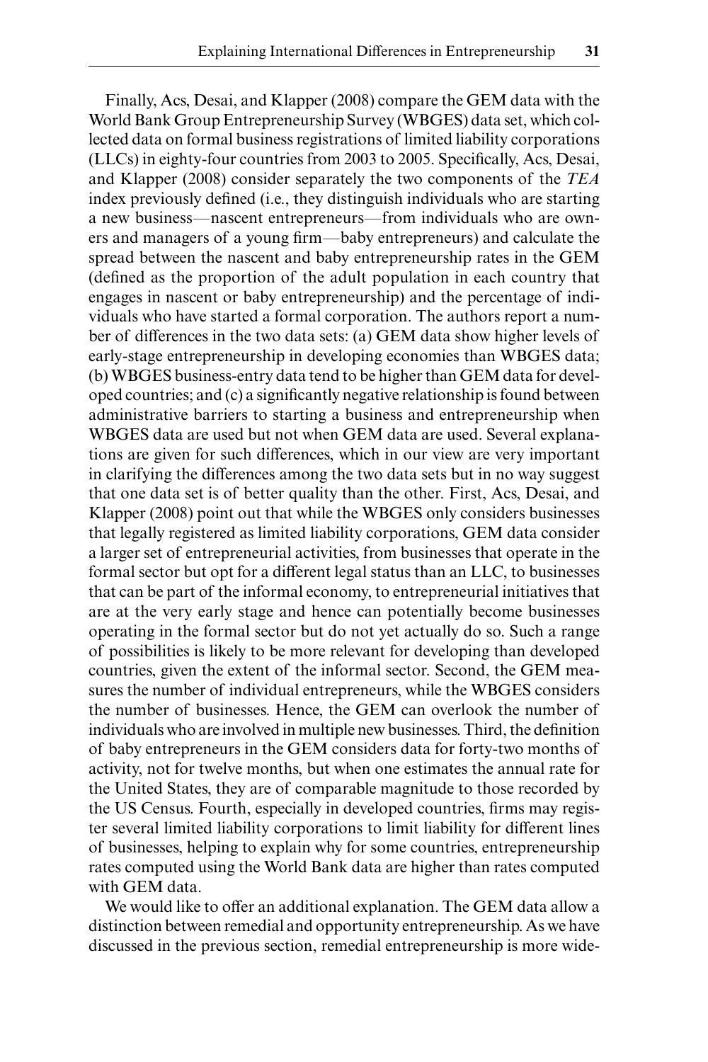Finally, Acs, Desai, and Klapper (2008) compare the GEM data with the World Bank Group Entrepreneurship Survey (WBGES) data set, which collected data on formal business registrations of limited liability corporations (LLCs) in eighty-four countries from 2003 to 2005. Specifically, Acs, Desai, and Klapper (2008) consider separately the two components of the *TEA* index previously defined (i.e., they distinguish individuals who are starting a new business—nascent entrepreneurs—from individuals who are owners and managers of a young firm—baby entrepreneurs) and calculate the spread between the nascent and baby entrepreneurship rates in the GEM (defined as the proportion of the adult population in each country that engages in nascent or baby entrepreneurship) and the percentage of individuals who have started a formal corporation. The authors report a number of differences in the two data sets: (a) GEM data show higher levels of early-stage entrepreneurship in developing economies than WBGES data; (b) WBGES business-entry data tend to be higher than GEM data for developed countries; and (c) a significantly negative relationship is found between administrative barriers to starting a business and entrepreneurship when WBGES data are used but not when GEM data are used. Several explanations are given for such differences, which in our view are very important in clarifying the differences among the two data sets but in no way suggest that one data set is of better quality than the other. First, Acs, Desai, and Klapper (2008) point out that while the WBGES only considers businesses that legally registered as limited liability corporations, GEM data consider a larger set of entrepreneurial activities, from businesses that operate in the formal sector but opt for a different legal status than an LLC, to businesses that can be part of the informal economy, to entrepreneurial initiatives that are at the very early stage and hence can potentially become businesses operating in the formal sector but do not yet actually do so. Such a range of possibilities is likely to be more relevant for developing than developed countries, given the extent of the informal sector. Second, the GEM measures the number of individual entrepreneurs, while the WBGES considers the number of businesses. Hence, the GEM can overlook the number of individuals who are involved in multiple new businesses. Third, the definition of baby entrepreneurs in the GEM considers data for forty-two months of activity, not for twelve months, but when one estimates the annual rate for the United States, they are of comparable magnitude to those recorded by the US Census. Fourth, especially in developed countries, firms may register several limited liability corporations to limit liability for different lines of businesses, helping to explain why for some countries, entrepreneurship rates computed using the World Bank data are higher than rates computed with GEM data.

We would like to offer an additional explanation. The GEM data allow a distinction between remedial and opportunity entrepreneurship. As we have discussed in the previous section, remedial entrepreneurship is more wide-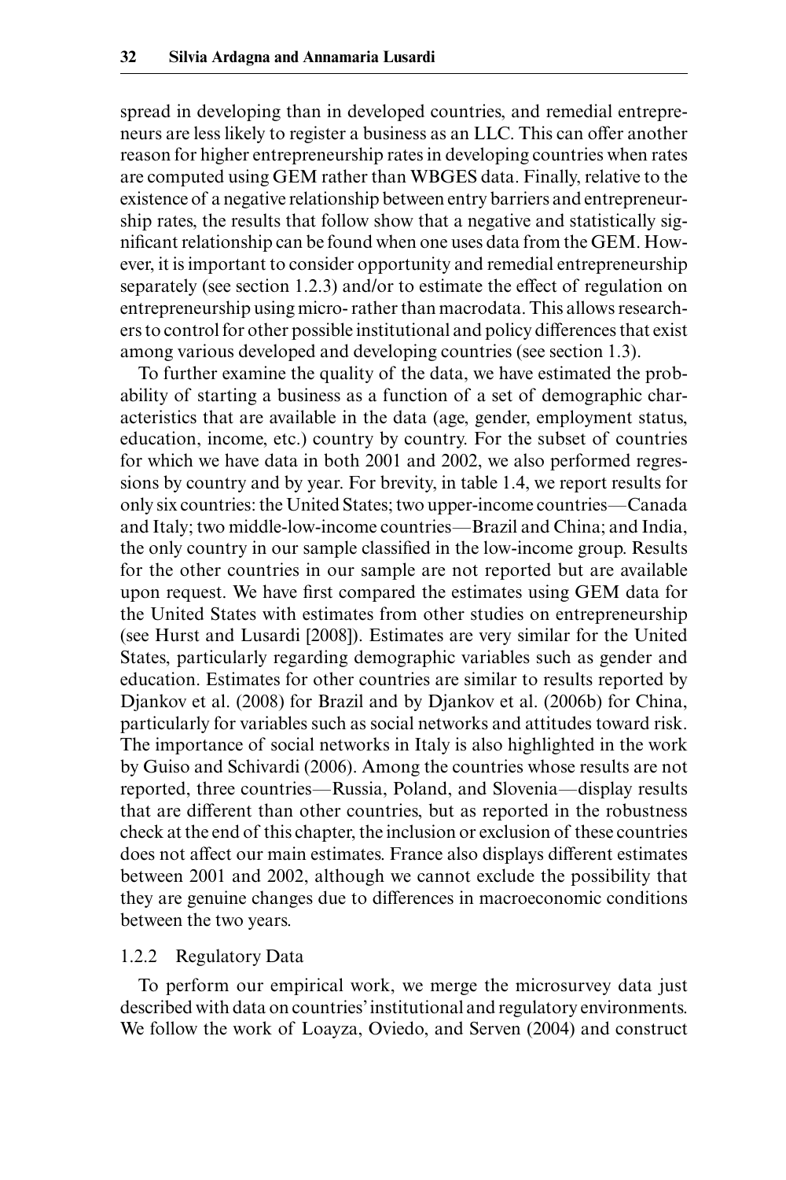spread in developing than in developed countries, and remedial entrepreneurs are less likely to register a business as an LLC. This can offer another reason for higher entrepreneurship rates in developing countries when rates are computed using GEM rather than WBGES data. Finally, relative to the existence of a negative relationship between entry barriers and entrepreneurship rates, the results that follow show that a negative and statistically significant relationship can be found when one uses data from the GEM. However, it is important to consider opportunity and remedial entrepreneurship separately (see section 1.2.3) and/or to estimate the effect of regulation on entrepreneurship using micro- rather than macrodata. This allows researchers to control for other possible institutional and policy differences that exist among various developed and developing countries (see section 1.3).

To further examine the quality of the data, we have estimated the probability of starting a business as a function of a set of demographic characteristics that are available in the data (age, gender, employment status, education, income, etc.) country by country. For the subset of countries for which we have data in both 2001 and 2002, we also performed regressions by country and by year. For brevity, in table 1.4, we report results for only six countries: the United States; two upper-income countries—Canada and Italy; two middle-low-income countries—Brazil and China; and India, the only country in our sample classified in the low-income group. Results for the other countries in our sample are not reported but are available upon request. We have first compared the estimates using GEM data for the United States with estimates from other studies on entrepreneurship (see Hurst and Lusardi [2008]). Estimates are very similar for the United States, particularly regarding demographic variables such as gender and education. Estimates for other countries are similar to results reported by Djankov et al. (2008) for Brazil and by Djankov et al. (2006b) for China, particularly for variables such as social networks and attitudes toward risk. The importance of social networks in Italy is also highlighted in the work by Guiso and Schivardi (2006). Among the countries whose results are not reported, three countries—Russia, Poland, and Slovenia—display results that are different than other countries, but as reported in the robustness check at the end of this chapter, the inclusion or exclusion of these countries does not affect our main estimates. France also displays different estimates between 2001 and 2002, although we cannot exclude the possibility that they are genuine changes due to differences in macroeconomic conditions between the two years.

### 1.2.2 Regulatory Data

To perform our empirical work, we merge the microsurvey data just described with data on countries' institutional and regulatory environments. We follow the work of Loayza, Oviedo, and Serven (2004) and construct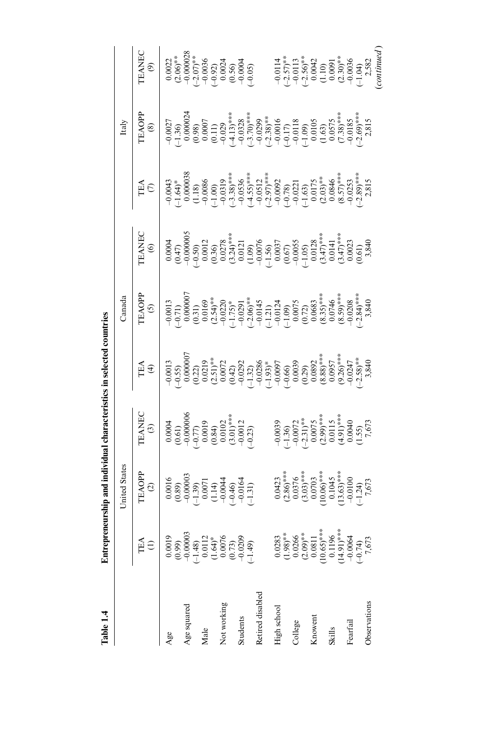**Table 1.4 Entrepreneurship and individual characteristics in selected countries**

| | United States | | | Canada | | | Italy | | |
|---|---|---|---|---|---|---|---|---|---|
| | TEA (1) | TEAOPP (2) | TEANEC (3) | TEA (4) | TEAOPP (5) | TEANEC (6) | TEA (7) | TEAOPP (8) | TEANEC (9) |
| Age | 0.0019 | 0.0016 | 0.0004 | −0.0013 | −0.0013 | 0.0004 | −0.0043 | −0.0027 | 0.0022 |
| | (0.99) | (0.89) | (0.61) | (−0.55) | (−0.71) | (0.47) | (−1.64)* | (−1.36) | (2.06)** |
| Age squared | −0.00003 | −0.00003 | −0.000006 | 0.000007 | 0.000007 | −0.000005 | 0.000038 | 0.000024 | −0.000028 |
| | (−1.48) | (−1.39) | (−0.77) | (0.22) | (0.31) | (−0.50) | (1.18) | (0.98) | (−2.07)** |
| Male | 0.0112 | 0.0071 | 0.0019 | 0.0219 | 0.0169 | 0.0012 | −0.0086 | 0.0007 | −0.0036 |
| | (1.64)* | (1.14) | (0.84) | (2.51)** | (2.54)** | (0.36) | (−1.00) | (0.11) | (−0.92) |
| Not working | 0.0076 | −0.0044 | 0.0102 | 0.0072 | −0.0220 | 0.0278 | −0.0319 | −0.029 | 0.0024 |
| | (0.73) | (−0.46) | (3.01)*** | (0.42) | (−1.75)* | (3.24)*** | (−3.38)*** | (−4.13)*** | (0.56) |
| Students | −0.0209 | −0.0164 | −0.0012 | −0.0292 | −0.0291 | 0.0121 | −0.0536 | −0.0328 | −0.0004 |
| | (−1.49) | (−1.31) | (−0.23) | (−1.32) | (−2.06)** | (1.09) | (−4.55)*** | (−3.70)*** | (−0.05) |
| Retired disabled | | | | −0.0286 | −0.0145 | −0.0076 | −0.0512 | −0.0299 | |
| | | | | (−1.93)* | (−1.21) | (−1.56) | (−2.97)*** | (−2.38)** | |
| High school | 0.0283 | 0.0423 | −0.0039 | −0.0097 | −0.0124 | 0.0037 | −0.0092 | −0.0016 | −0.0114 |
| | (1.98)** | (2.86)*** | (−1.36) | (−0.66) | (−1.09) | (0.67) | (−0.78) | (−0.17) | (−2.57)** |
| College | 0.0266 | 0.0376 | −0.0072 | 0.0039 | 0.0075 | −0.0055 | −0.0221 | −0.0118 | −0.0113 |
| | (2.09)** | (3.03)*** | (−2.31)** | (0.29) | (0.72) | (−1.05) | (−1.63) | (−1.09) | (−2.56)** |
| Knowent | 0.0811 | 0.0703 | 0.0075 | 0.0892 | 0.0683 | 0.0128 | 0.0175 | 0.0105 | 0.0042 |
| | (10.65)*** | (10.06)*** | (2.99)*** | (8.88)*** | (8.35)*** | (3.47)*** | (2.03)** | (1.63) | (1.10) |
| Skills | 0.1196 | 0.1045 | 0.0115 | 0.0957 | 0.0746 | 0.0141 | 0.0846 | 0.0575 | 0.0091 |
| | (14.91)*** | (13.63)*** | (4.91)*** | (9.26)*** | (8.59)*** | (3.47)*** | (8.57)*** | (7.38)*** | (2.30)** |
| Fearfail | −0.0064 | −0.0100 | 0.0040 | −0.0247 | −0.0208 | 0.0023 | −0.0253 | −0.0185 | −0.0036 |
| | (−0.74) | (−1.24) | (1.55) | (−2.58)** | (−2.84)*** | (0.61) | (−2.89)*** | (−2.69)*** | (−1.04) |
| Observations | 7,673 | 7,673 | 7,673 | 3,840 | 3,840 | 3,840 | 2,815 | 2,815 | 2,582 |

*(continued)*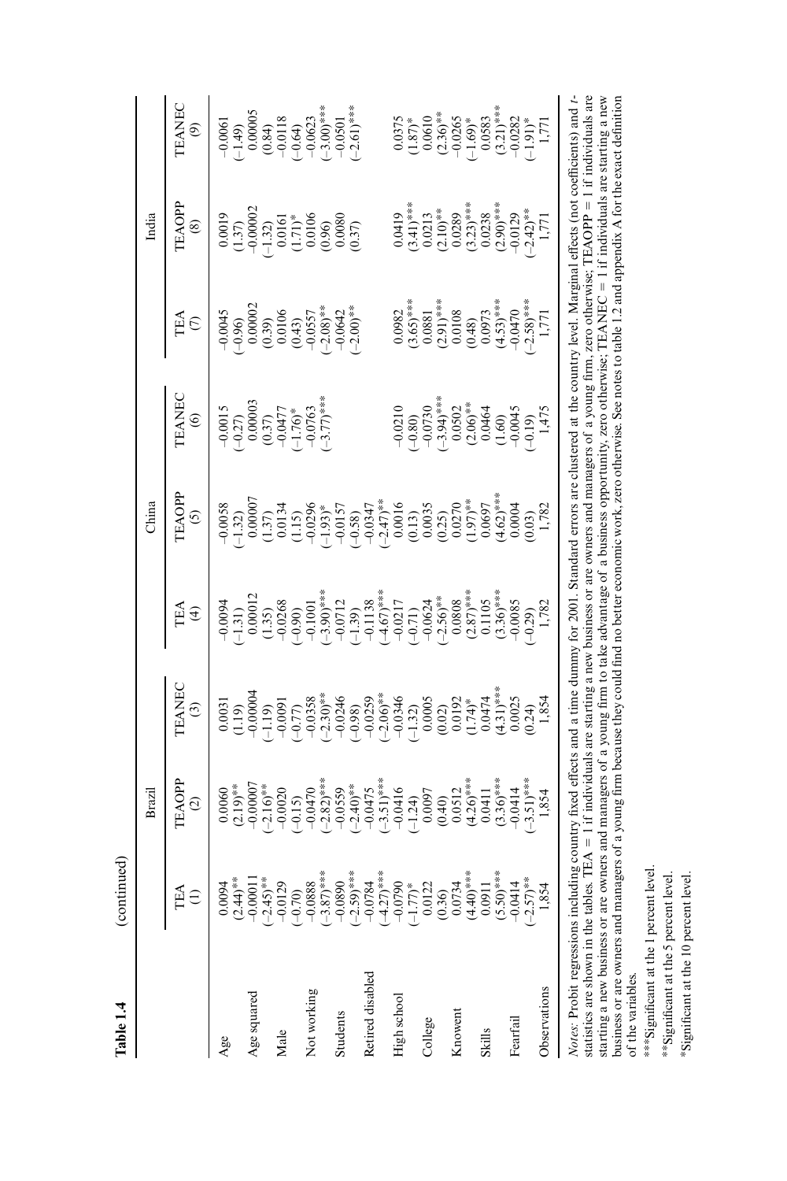**Table 1.4** (continued)

| | Brazil | | | China | | | India | | |
|---|---|---|---|---|---|---|---|---|---|
| | TEA (1) | TEAOPP (2) | TEANEC (3) | TEA (4) | TEAOPP (5) | TEANEC (6) | TEA (7) | TEAOPP (8) | TEANEC (9) |
| Age | 0.0094 | 0.0060 | 0.0031 | –0.0094 | –0.0058 | –0.0015 | –0.0045 | 0.0019 | –0.0061 |
| | (2.44)** | (2.19)** | (1.19) | (–1.31) | (–1.32) | (–0.27) | (–0.96) | (1.37) | (–1.49) |
| Age squared | –0.00011 | –0.00007 | –0.00004 | 0.00012 | 0.00007 | 0.00003 | 0.00002 | –0.00002 | 0.00005 |
| | (–2.45)** | (–2.16)** | (–1.19) | (1.35) | (1.37) | (0.37) | (0.39) | (–1.32) | (0.84) |
| Male | –0.0129 | –0.0020 | –0.0091 | –0.0268 | 0.0134 | –0.0477 | 0.0106 | 0.0161 | –0.0118 |
| | (–0.70) | (–0.15) | (–0.77) | (–0.90) | (1.15) | (–1.76)* | (0.43) | (1.71)* | (–0.64) |
| Not working | –0.0888 | –0.0470 | –0.0358 | –0.1001 | –0.0296 | –0.0763 | –0.0557 | 0.0106 | –0.0623 |
| | (–3.87)*** | (–2.82)*** | (–2.30)** | (–3.90)*** | (–1.93)* | (–3.77)*** | (–2.08)** | (0.96) | (–3.00)*** |
| Students | –0.0890 | –0.0559 | –0.0246 | –0.0712 | –0.0157 | | –0.0642 | 0.0080 | –0.0501 |
| | (–2.59)*** | (–2.40)** | (–0.98) | (–1.39) | (–0.58) | | (–2.00)** | (0.37) | (–2.61)*** |
| Retired disabled | –0.0784 | –0.0475 | –0.0259 | –0.1138 | –0.0347 | | | | |
| | (–4.27)*** | (–3.51)*** | (–2.06)** | (–4.67)*** | (–2.47)** | | | | |
| High school | –0.0790 | –0.0416 | –0.0346 | –0.0217 | 0.0016 | –0.0210 | 0.0982 | 0.0419 | 0.0375 |
| | (–1.77)* | (–1.24) | (–1.32) | (–0.71) | (0.13) | (–0.80) | (3.65)*** | (3.41)*** | (1.87)* |
| College | 0.0122 | 0.0097 | 0.0005 | –0.0624 | 0.0035 | –0.0730 | 0.0881 | 0.0213 | 0.0610 |
| | (0.36) | (0.40) | (0.02) | (–2.56)** | (0.25) | (–3.94)*** | (2.91)*** | (2.10)** | (2.36)** |
| Knowent | 0.0734 | 0.0512 | 0.0192 | 0.0808 | 0.0270 | 0.0502 | 0.0108 | 0.0289 | –0.0265 |
| | (4.40)*** | (4.26)*** | (1.74)* | (2.87)*** | (1.97)** | (2.06)** | (0.48) | (3.23)*** | (–1.69)* |
| Skills | 0.0911 | 0.0411 | 0.0474 | 0.1105 | 0.0697 | 0.0464 | 0.0973 | 0.0238 | 0.0583 |
| | (5.50)*** | (3.36)*** | (4.31)*** | (3.36)*** | (4.62)*** | (1.60) | (4.53)*** | (2.90)*** | (3.21)*** |
| Fearfail | –0.0414 | –0.0414 | 0.0025 | –0.0085 | 0.0004 | –0.0045 | –0.0470 | –0.0129 | –0.0282 |
| | (–2.57)** | (–3.51)*** | (0.24) | (–0.29) | (0.03) | (–0.19) | (–2.58)*** | (–2.42)** | (–1.91)* |
| Observations | 1,854 | 1,854 | 1,854 | 1,782 | 1,782 | 1,475 | 1,771 | 1,771 | 1,771 |

*Notes:* Probit regressions including country fixed effects and a time dummy for 2001. Standard errors are clustered at the country level. Marginal effects (not coefficients) and *t*-statistics are shown in the tables. TEA = 1 if individuals are starting a new business or are owners and managers of a young firm, zero otherwise; TEAOPP = 1 if individuals are starting a new business or are owners and managers of a young firm to take advantage of a business opportunity, zero otherwise; TEANEC = 1 if individuals are starting a new business or are owners and managers of a young firm because they could find no better economic work, zero otherwise. See notes to table 1.2 and appendix A for the exact definition of the variables.

***Significant at the 1 percent level.

**Significant at the 5 percent level.

*Significant at the 10 percent level.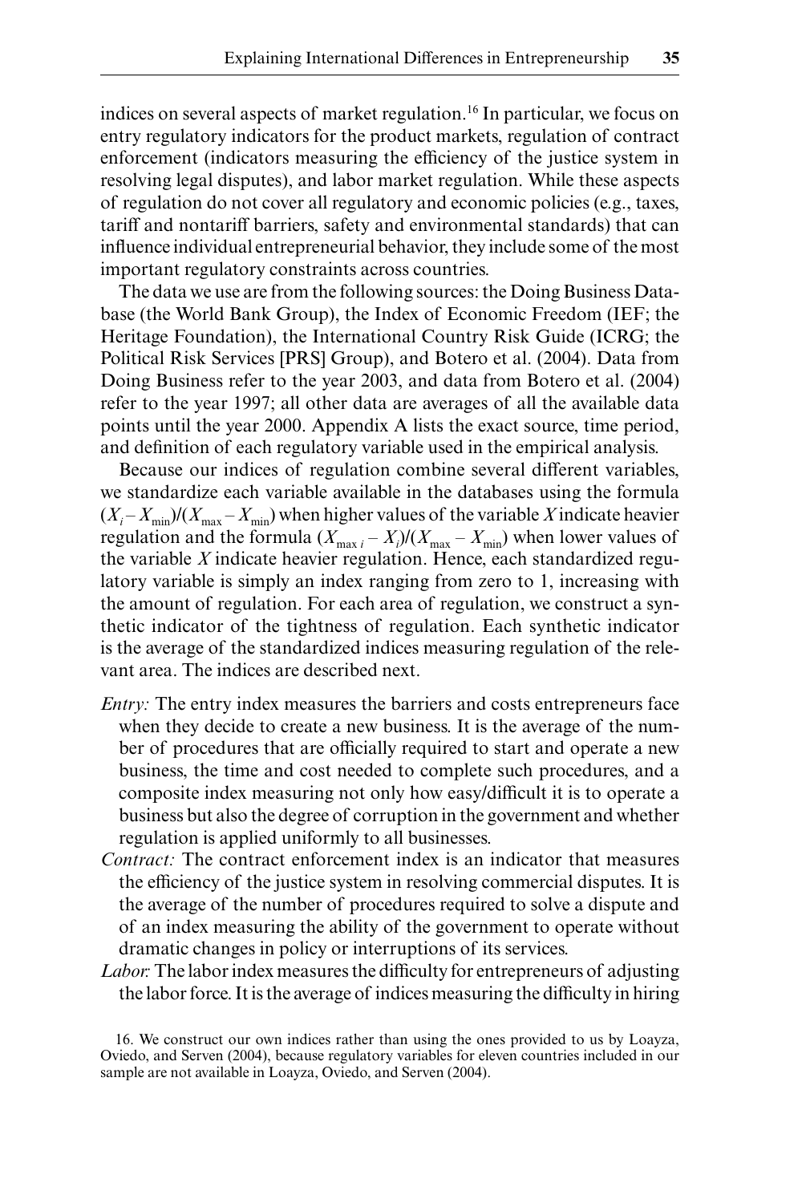indices on several aspects of market regulation.[16] In particular, we focus on entry regulatory indicators for the product markets, regulation of contract enforcement (indicators measuring the efficiency of the justice system in resolving legal disputes), and labor market regulation. While these aspects of regulation do not cover all regulatory and economic policies (e.g., taxes, tariff and nontariff barriers, safety and environmental standards) that can influence individual entrepreneurial behavior, they include some of the most important regulatory constraints across countries.

The data we use are from the following sources: the Doing Business Database (the World Bank Group), the Index of Economic Freedom (IEF; the Heritage Foundation), the International Country Risk Guide (ICRG; the Political Risk Services [PRS] Group), and Botero et al. (2004). Data from Doing Business refer to the year 2003, and data from Botero et al. (2004) refer to the year 1997; all other data are averages of all the available data points until the year 2000. Appendix A lists the exact source, time period, and definition of each regulatory variable used in the empirical analysis.

Because our indices of regulation combine several different variables, we standardize each variable available in the databases using the formula $(X_i - X_{\min})/(X_{\max} - X_{\min})$ when higher values of the variable $X$ indicate heavier regulation and the formula $(X_{\max\, i} - X_i)/(X_{\max} - X_{\min})$ when lower values of the variable $X$ indicate heavier regulation. Hence, each standardized regulatory variable is simply an index ranging from zero to 1, increasing with the amount of regulation. For each area of regulation, we construct a synthetic indicator of the tightness of regulation. Each synthetic indicator is the average of the standardized indices measuring regulation of the relevant area. The indices are described next.

- *Entry:* The entry index measures the barriers and costs entrepreneurs face when they decide to create a new business. It is the average of the number of procedures that are officially required to start and operate a new business, the time and cost needed to complete such procedures, and a composite index measuring not only how easy/difficult it is to operate a business but also the degree of corruption in the government and whether regulation is applied uniformly to all businesses.
- *Contract:* The contract enforcement index is an indicator that measures the efficiency of the justice system in resolving commercial disputes. It is the average of the number of procedures required to solve a dispute and of an index measuring the ability of the government to operate without dramatic changes in policy or interruptions of its services.
- *Labor:* The labor index measures the difficulty for entrepreneurs of adjusting the labor force. It is the average of indices measuring the difficulty in hiring

16. We construct our own indices rather than using the ones provided to us by Loayza, Oviedo, and Serven (2004), because regulatory variables for eleven countries included in our sample are not available in Loayza, Oviedo, and Serven (2004).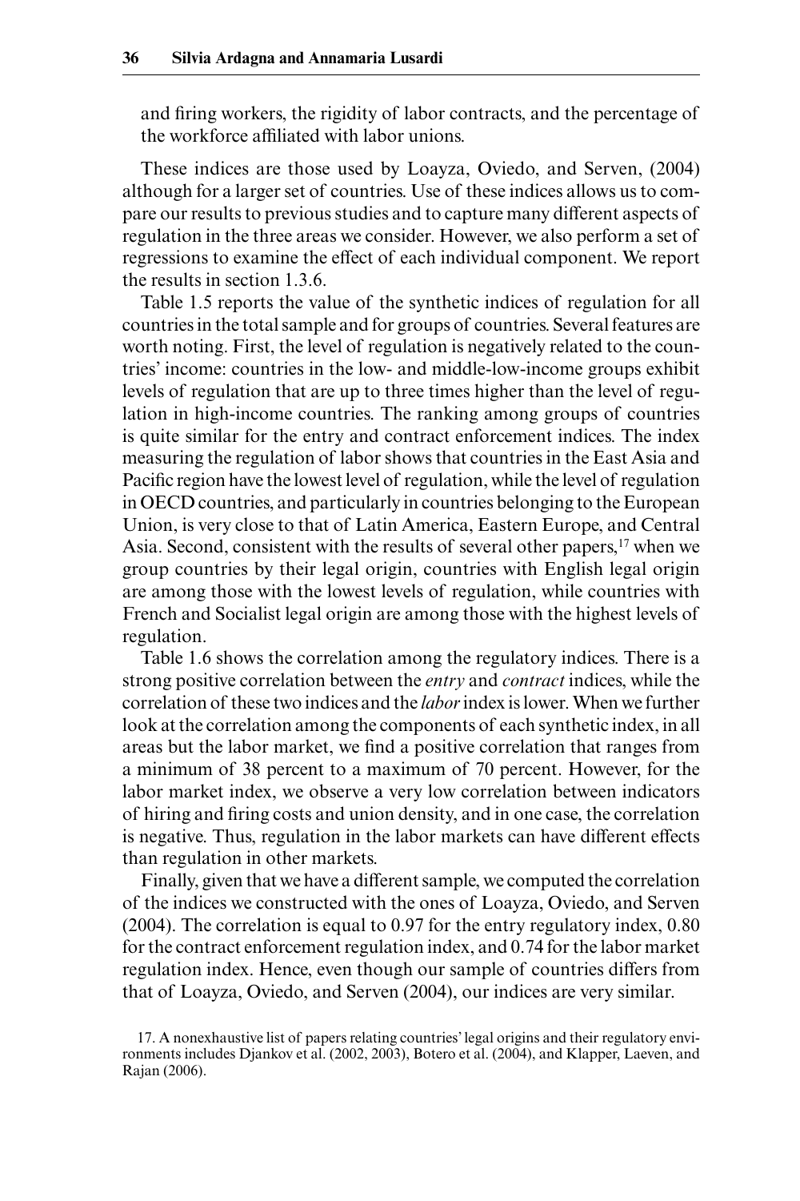and firing workers, the rigidity of labor contracts, and the percentage of the workforce affiliated with labor unions.

These indices are those used by Loayza, Oviedo, and Serven, (2004) although for a larger set of countries. Use of these indices allows us to compare our results to previous studies and to capture many different aspects of regulation in the three areas we consider. However, we also perform a set of regressions to examine the effect of each individual component. We report the results in section 1.3.6.

Table 1.5 reports the value of the synthetic indices of regulation for all countries in the total sample and for groups of countries. Several features are worth noting. First, the level of regulation is negatively related to the countries' income: countries in the low- and middle-low-income groups exhibit levels of regulation that are up to three times higher than the level of regulation in high-income countries. The ranking among groups of countries is quite similar for the entry and contract enforcement indices. The index measuring the regulation of labor shows that countries in the East Asia and Pacific region have the lowest level of regulation, while the level of regulation in OECD countries, and particularly in countries belonging to the European Union, is very close to that of Latin America, Eastern Europe, and Central Asia. Second, consistent with the results of several other papers,[17] when we group countries by their legal origin, countries with English legal origin are among those with the lowest levels of regulation, while countries with French and Socialist legal origin are among those with the highest levels of regulation.

Table 1.6 shows the correlation among the regulatory indices. There is a strong positive correlation between the *entry* and *contract* indices, while the correlation of these two indices and the *labor* index is lower. When we further look at the correlation among the components of each synthetic index, in all areas but the labor market, we find a positive correlation that ranges from a minimum of 38 percent to a maximum of 70 percent. However, for the labor market index, we observe a very low correlation between indicators of hiring and firing costs and union density, and in one case, the correlation is negative. Thus, regulation in the labor markets can have different effects than regulation in other markets.

Finally, given that we have a different sample, we computed the correlation of the indices we constructed with the ones of Loayza, Oviedo, and Serven (2004). The correlation is equal to 0.97 for the entry regulatory index, 0.80 for the contract enforcement regulation index, and 0.74 for the labor market regulation index. Hence, even though our sample of countries differs from that of Loayza, Oviedo, and Serven (2004), our indices are very similar.

17. A nonexhaustive list of papers relating countries' legal origins and their regulatory environments includes Djankov et al. (2002, 2003), Botero et al. (2004), and Klapper, Laeven, and Rajan (2006).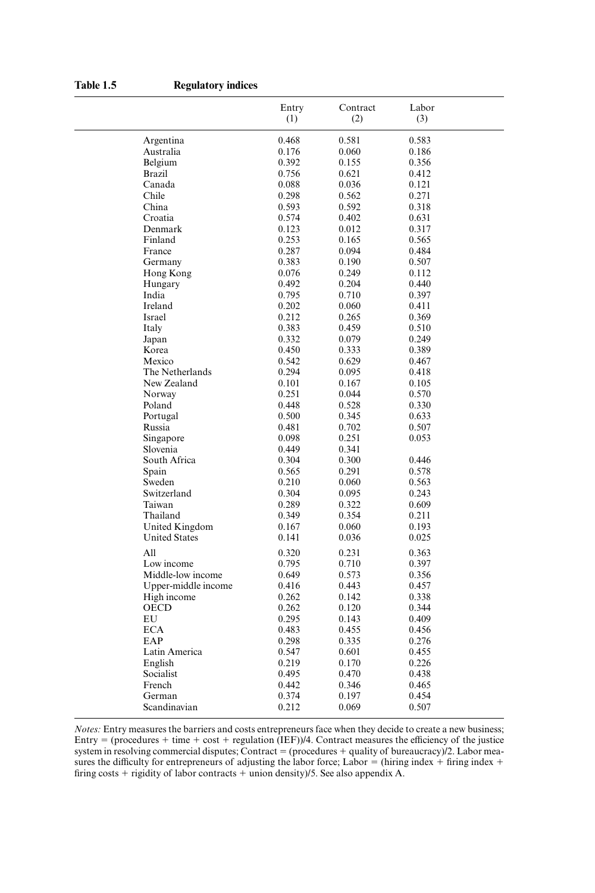**Table 1.5 Regulatory indices**

| | Entry (1) | Contract (2) | Labor (3) |
|---|---|---|---|
| Argentina | 0.468 | 0.581 | 0.583 |
| Australia | 0.176 | 0.060 | 0.186 |
| Belgium | 0.392 | 0.155 | 0.356 |
| Brazil | 0.756 | 0.621 | 0.412 |
| Canada | 0.088 | 0.036 | 0.121 |
| Chile | 0.298 | 0.562 | 0.271 |
| China | 0.593 | 0.592 | 0.318 |
| Croatia | 0.574 | 0.402 | 0.631 |
| Denmark | 0.123 | 0.012 | 0.317 |
| Finland | 0.253 | 0.165 | 0.565 |
| France | 0.287 | 0.094 | 0.484 |
| Germany | 0.383 | 0.190 | 0.507 |
| Hong Kong | 0.076 | 0.249 | 0.112 |
| Hungary | 0.492 | 0.204 | 0.440 |
| India | 0.795 | 0.710 | 0.397 |
| Ireland | 0.202 | 0.060 | 0.411 |
| Israel | 0.212 | 0.265 | 0.369 |
| Italy | 0.383 | 0.459 | 0.510 |
| Japan | 0.332 | 0.079 | 0.249 |
| Korea | 0.450 | 0.333 | 0.389 |
| Mexico | 0.542 | 0.629 | 0.467 |
| The Netherlands | 0.294 | 0.095 | 0.418 |
| New Zealand | 0.101 | 0.167 | 0.105 |
| Norway | 0.251 | 0.044 | 0.570 |
| Poland | 0.448 | 0.528 | 0.330 |
| Portugal | 0.500 | 0.345 | 0.633 |
| Russia | 0.481 | 0.702 | 0.507 |
| Singapore | 0.098 | 0.251 | 0.053 |
| Slovenia | 0.449 | 0.341 | |
| South Africa | 0.304 | 0.300 | 0.446 |
| Spain | 0.565 | 0.291 | 0.578 |
| Sweden | 0.210 | 0.060 | 0.563 |
| Switzerland | 0.304 | 0.095 | 0.243 |
| Taiwan | 0.289 | 0.322 | 0.609 |
| Thailand | 0.349 | 0.354 | 0.211 |
| United Kingdom | 0.167 | 0.060 | 0.193 |
| United States | 0.141 | 0.036 | 0.025 |
| All | 0.320 | 0.231 | 0.363 |
| Low income | 0.795 | 0.710 | 0.397 |
| Middle-low income | 0.649 | 0.573 | 0.356 |
| Upper-middle income | 0.416 | 0.443 | 0.457 |
| High income | 0.262 | 0.142 | 0.338 |
| OECD | 0.262 | 0.120 | 0.344 |
| EU | 0.295 | 0.143 | 0.409 |
| ECA | 0.483 | 0.455 | 0.456 |
| EAP | 0.298 | 0.335 | 0.276 |
| Latin America | 0.547 | 0.601 | 0.455 |
| English | 0.219 | 0.170 | 0.226 |
| Socialist | 0.495 | 0.470 | 0.438 |
| French | 0.442 | 0.346 | 0.465 |
| German | 0.374 | 0.197 | 0.454 |
| Scandinavian | 0.212 | 0.069 | 0.507 |

*Notes:* Entry measures the barriers and costs entrepreneurs face when they decide to create a new business; Entry = (procedures + time + cost + regulation (IEF))/4. Contract measures the efficiency of the justice system in resolving commercial disputes; Contract = (procedures + quality of bureaucracy)/2. Labor measures the difficulty for entrepreneurs of adjusting the labor force; Labor = (hiring index + firing index + firing costs + rigidity of labor contracts + union density)/5. See also appendix A.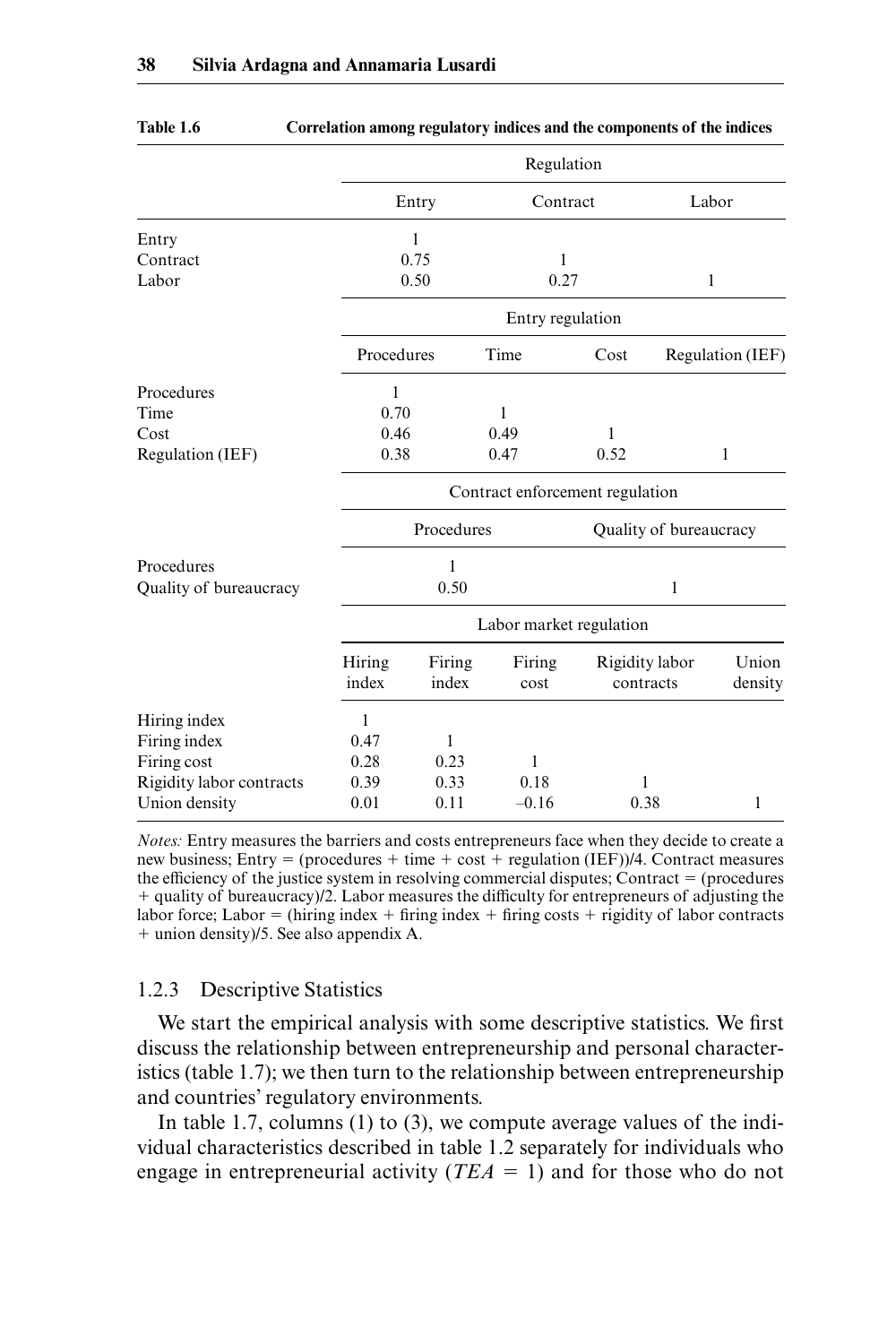**Table 1.6 Correlation among regulatory indices and the components of the indices**

| | Regulation | | |
|---|---|---|---|
| | Entry | Contract | Labor |
| Entry | 1 | | |
| Contract | 0.75 | 1 | |
| Labor | 0.50 | 0.27 | 1 |

| | Entry regulation | | | |
|---|---|---|---|---|
| | Procedures | Time | Cost | Regulation (IEF) |
| Procedures | 1 | | | |
| Time | 0.70 | 1 | | |
| Cost | 0.46 | 0.49 | 1 | |
| Regulation (IEF) | 0.38 | 0.47 | 0.52 | 1 |

| | Contract enforcement regulation | |
|---|---|---|
| | Procedures | Quality of bureaucracy |
| Procedures | 1 | |
| Quality of bureaucracy | 0.50 | 1 |

| | Labor market regulation | | | | |
|---|---|---|---|---|---|
| | Hiring index | Firing index | Firing cost | Rigidity labor contracts | Union density |
| Hiring index | 1 | | | | |
| Firing index | 0.47 | 1 | | | |
| Firing cost | 0.28 | 0.23 | 1 | | |
| Rigidity labor contracts | 0.39 | 0.33 | 0.18 | 1 | |
| Union density | 0.01 | 0.11 | –0.16 | 0.38 | 1 |

*Notes:* Entry measures the barriers and costs entrepreneurs face when they decide to create a new business; Entry = (procedures + time + cost + regulation (IEF))/4. Contract measures the efficiency of the justice system in resolving commercial disputes; Contract = (procedures + quality of bureaucracy)/2. Labor measures the difficulty for entrepreneurs of adjusting the labor force; Labor = (hiring index + firing index + firing costs + rigidity of labor contracts + union density)/5. See also appendix A.

### 1.2.3 Descriptive Statistics

We start the empirical analysis with some descriptive statistics. We first discuss the relationship between entrepreneurship and personal characteristics (table 1.7); we then turn to the relationship between entrepreneurship and countries' regulatory environments.

In table 1.7, columns (1) to (3), we compute average values of the individual characteristics described in table 1.2 separately for individuals who engage in entrepreneurial activity ($TEA = 1$) and for those who do not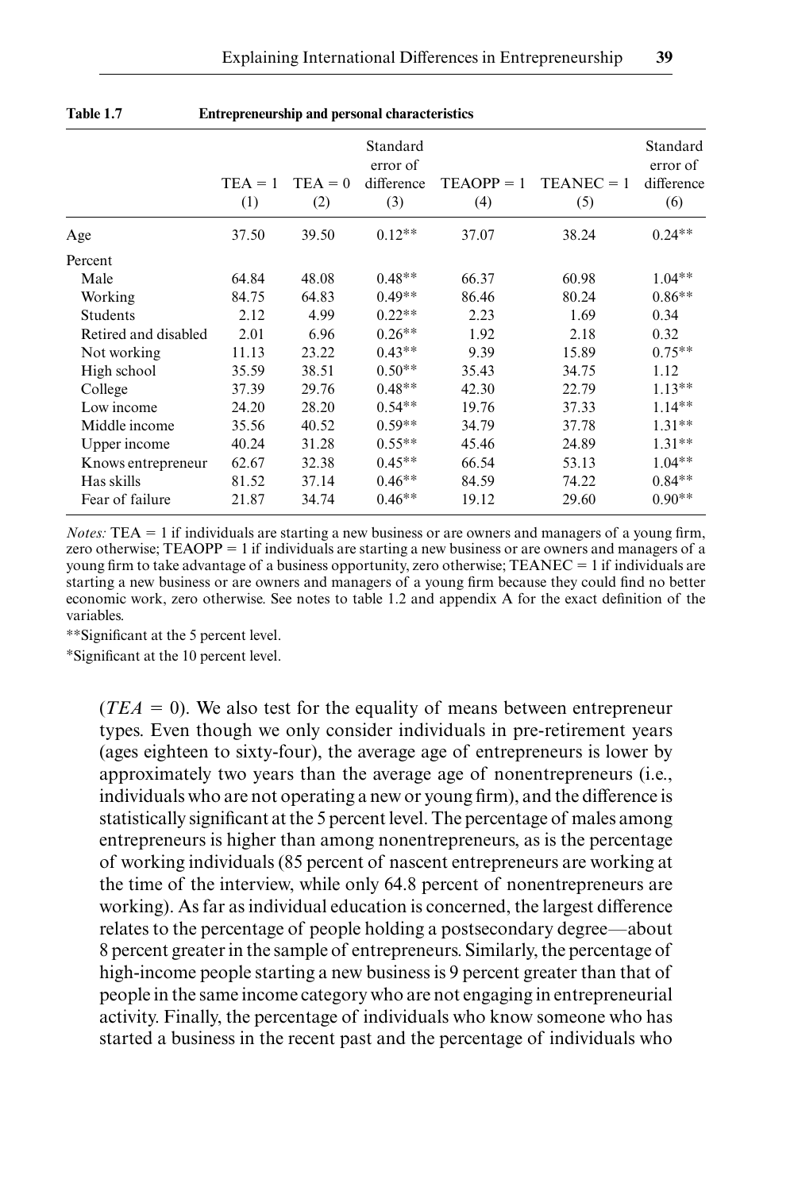**Table 1.7 Entrepreneurship and personal characteristics**

| | TEA = 1 (1) | TEA = 0 (2) | Standard error of difference (3) | TEAOPP = 1 (4) | TEANEC = 1 (5) | Standard error of difference (6) |
|---|---|---|---|---|---|---|
| Age | 37.50 | 39.50 | 0.12** | 37.07 | 38.24 | 0.24** |
| Percent | | | | | | |
| Male | 64.84 | 48.08 | 0.48** | 66.37 | 60.98 | 1.04** |
| Working | 84.75 | 64.83 | 0.49** | 86.46 | 80.24 | 0.86** |
| Students | 2.12 | 4.99 | 0.22** | 2.23 | 1.69 | 0.34 |
| Retired and disabled | 2.01 | 6.96 | 0.26** | 1.92 | 2.18 | 0.32 |
| Not working | 11.13 | 23.22 | 0.43** | 9.39 | 15.89 | 0.75** |
| High school | 35.59 | 38.51 | 0.50** | 35.43 | 34.75 | 1.12 |
| College | 37.39 | 29.76 | 0.48** | 42.30 | 22.79 | 1.13** |
| Low income | 24.20 | 28.20 | 0.54** | 19.76 | 37.33 | 1.14** |
| Middle income | 35.56 | 40.52 | 0.59** | 34.79 | 37.78 | 1.31** |
| Upper income | 40.24 | 31.28 | 0.55** | 45.46 | 24.89 | 1.31** |
| Knows entrepreneur | 62.67 | 32.38 | 0.45** | 66.54 | 53.13 | 1.04** |
| Has skills | 81.52 | 37.14 | 0.46** | 84.59 | 74.22 | 0.84** |
| Fear of failure | 21.87 | 34.74 | 0.46** | 19.12 | 29.60 | 0.90** |

*Notes:* TEA = 1 if individuals are starting a new business or are owners and managers of a young firm, zero otherwise; TEAOPP = 1 if individuals are starting a new business or are owners and managers of a young firm to take advantage of a business opportunity, zero otherwise; TEANEC = 1 if individuals are starting a new business or are owners and managers of a young firm because they could find no better economic work, zero otherwise. See notes to table 1.2 and appendix A for the exact definition of the variables.

**Significant at the 5 percent level.

*Significant at the 10 percent level.

($TEA = 0$). We also test for the equality of means between entrepreneur types. Even though we only consider individuals in pre-retirement years (ages eighteen to sixty-four), the average age of entrepreneurs is lower by approximately two years than the average age of nonentrepreneurs (i.e., individuals who are not operating a new or young firm), and the difference is statistically significant at the 5 percent level. The percentage of males among entrepreneurs is higher than among nonentrepreneurs, as is the percentage of working individuals (85 percent of nascent entrepreneurs are working at the time of the interview, while only 64.8 percent of nonentrepreneurs are working). As far as individual education is concerned, the largest difference relates to the percentage of people holding a postsecondary degree—about 8 percent greater in the sample of entrepreneurs. Similarly, the percentage of high-income people starting a new business is 9 percent greater than that of people in the same income category who are not engaging in entrepreneurial activity. Finally, the percentage of individuals who know someone who has started a business in the recent past and the percentage of individuals who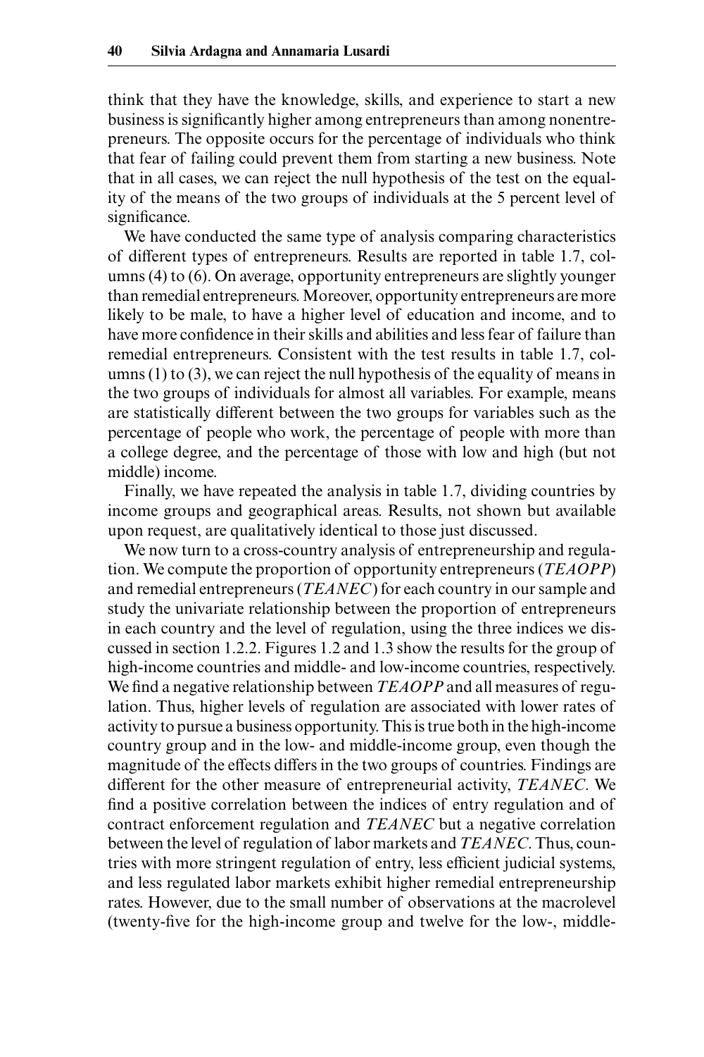think that they have the knowledge, skills, and experience to start a new business is significantly higher among entrepreneurs than among nonentrepreneurs. The opposite occurs for the percentage of individuals who think that fear of failing could prevent them from starting a new business. Note that in all cases, we can reject the null hypothesis of the test on the equality of the means of the two groups of individuals at the 5 percent level of significance.

We have conducted the same type of analysis comparing characteristics of different types of entrepreneurs. Results are reported in table 1.7, columns (4) to (6). On average, opportunity entrepreneurs are slightly younger than remedial entrepreneurs. Moreover, opportunity entrepreneurs are more likely to be male, to have a higher level of education and income, and to have more confidence in their skills and abilities and less fear of failure than remedial entrepreneurs. Consistent with the test results in table 1.7, columns (1) to (3), we can reject the null hypothesis of the equality of means in the two groups of individuals for almost all variables. For example, means are statistically different between the two groups for variables such as the percentage of people who work, the percentage of people with more than a college degree, and the percentage of those with low and high (but not middle) income.

Finally, we have repeated the analysis in table 1.7, dividing countries by income groups and geographical areas. Results, not shown but available upon request, are qualitatively identical to those just discussed.

We now turn to a cross-country analysis of entrepreneurship and regulation. We compute the proportion of opportunity entrepreneurs (*TEAOPP*) and remedial entrepreneurs (*TEANEC*) for each country in our sample and study the univariate relationship between the proportion of entrepreneurs in each country and the level of regulation, using the three indices we discussed in section 1.2.2. Figures 1.2 and 1.3 show the results for the group of high-income countries and middle- and low-income countries, respectively. We find a negative relationship between *TEAOPP* and all measures of regulation. Thus, higher levels of regulation are associated with lower rates of activity to pursue a business opportunity. This is true both in the high-income country group and in the low- and middle-income group, even though the magnitude of the effects differs in the two groups of countries. Findings are different for the other measure of entrepreneurial activity, *TEANEC*. We find a positive correlation between the indices of entry regulation and of contract enforcement regulation and *TEANEC* but a negative correlation between the level of regulation of labor markets and *TEANEC*. Thus, countries with more stringent regulation of entry, less efficient judicial systems, and less regulated labor markets exhibit higher remedial entrepreneurship rates. However, due to the small number of observations at the macrolevel (twenty-five for the high-income group and twelve for the low-, middle-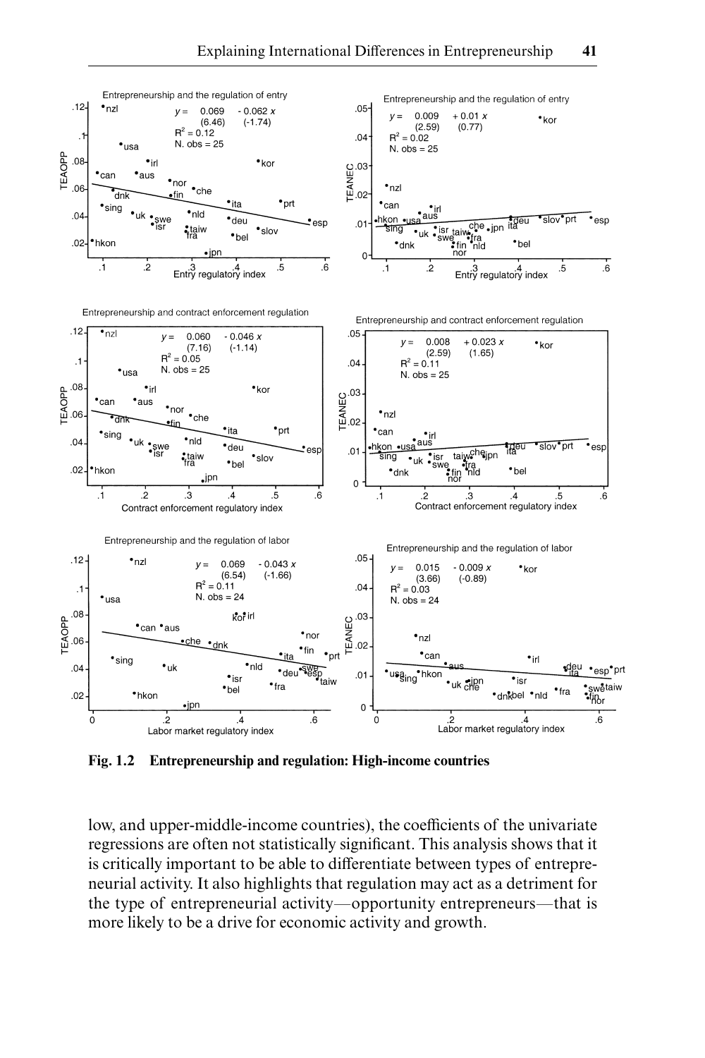Fig. 1.2 **Entrepreneurship and regulation: High-income countries**

low, and upper-middle-income countries), the coefficients of the univariate regressions are often not statistically significant. This analysis shows that it is critically important to be able to differentiate between types of entrepreneurial activity. It also highlights that regulation may act as a detriment for the type of entrepreneurial activity—opportunity entrepreneurs—that is more likely to be a drive for economic activity and growth.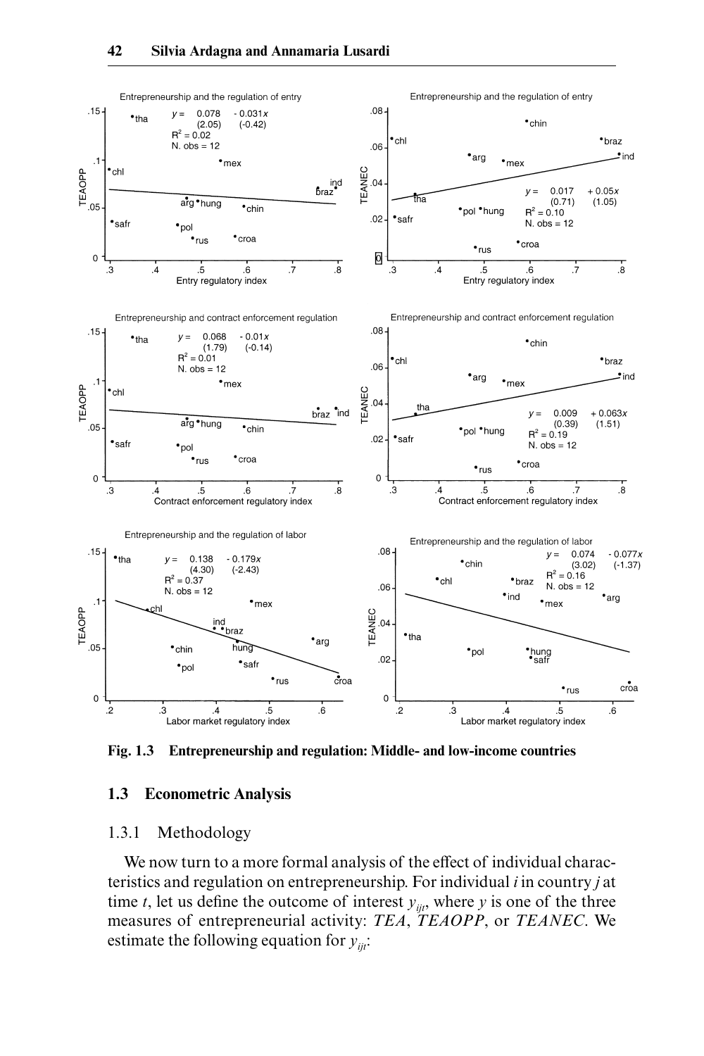**Fig. 1.3 Entrepreneurship and regulation: Middle- and low-income countries**

## 1.3 Econometric Analysis

### 1.3.1 Methodology

We now turn to a more formal analysis of the effect of individual characteristics and regulation on entrepreneurship. For individual $i$ in country $j$ at time $t$, let us define the outcome of interest $y_{ijt}$, where $y$ is one of the three measures of entrepreneurial activity: *TEA*, *TEAOPP*, or *TEANEC*. We estimate the following equation for $y_{ijt}$: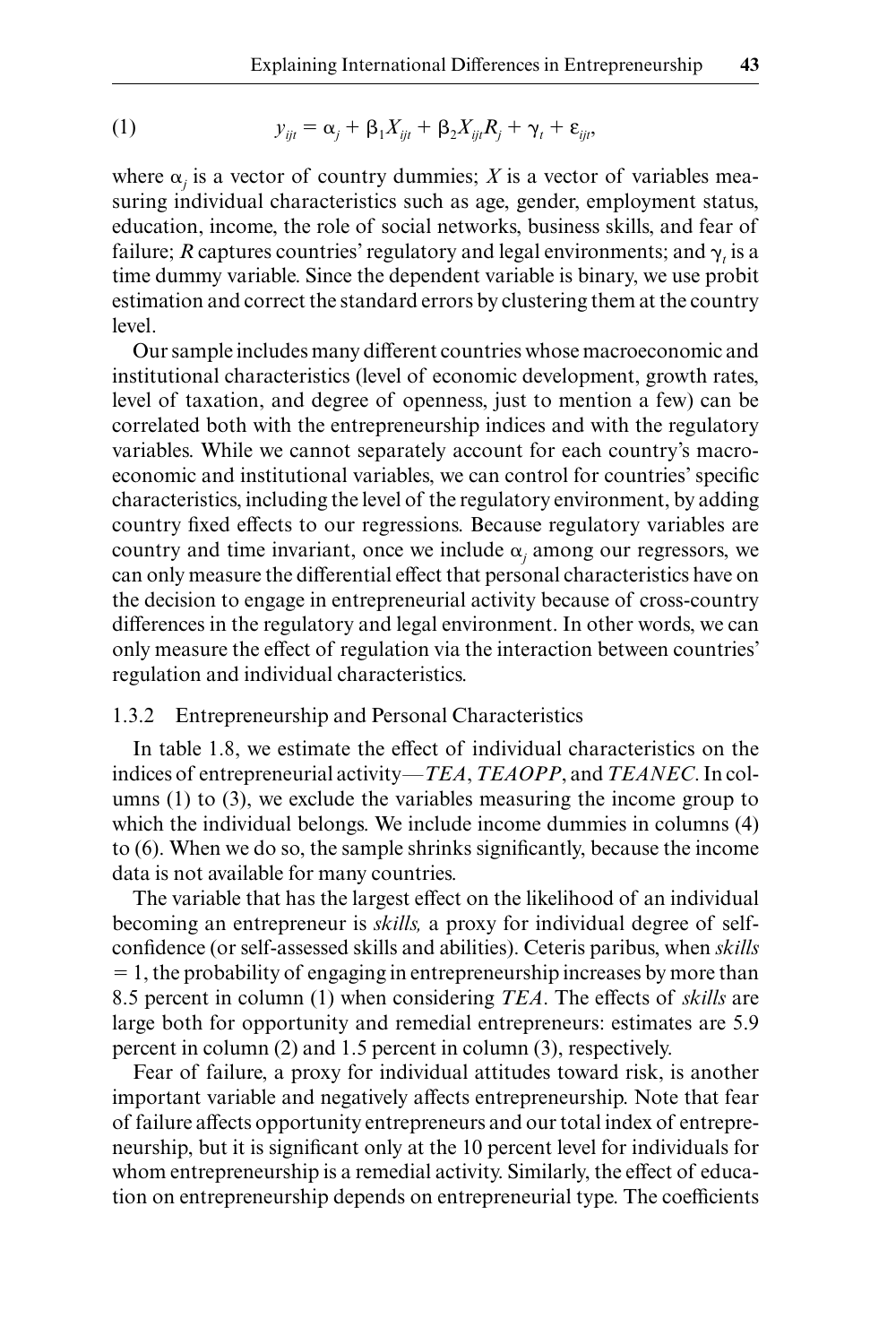$$y_{ijt} = \alpha_j + \beta_1 X_{ijt} + \beta_2 X_{ijt} R_j + \gamma_t + \varepsilon_{ijt}, \tag{1}$$

where $\alpha_j$ is a vector of country dummies; $X$ is a vector of variables measuring individual characteristics such as age, gender, employment status, education, income, the role of social networks, business skills, and fear of failure; $R$ captures countries' regulatory and legal environments; and $\gamma_t$ is a time dummy variable. Since the dependent variable is binary, we use probit estimation and correct the standard errors by clustering them at the country level.

Our sample includes many different countries whose macroeconomic and institutional characteristics (level of economic development, growth rates, level of taxation, and degree of openness, just to mention a few) can be correlated both with the entrepreneurship indices and with the regulatory variables. While we cannot separately account for each country's macroeconomic and institutional variables, we can control for countries' specific characteristics, including the level of the regulatory environment, by adding country fixed effects to our regressions. Because regulatory variables are country and time invariant, once we include $\alpha_j$ among our regressors, we can only measure the differential effect that personal characteristics have on the decision to engage in entrepreneurial activity because of cross-country differences in the regulatory and legal environment. In other words, we can only measure the effect of regulation via the interaction between countries' regulation and individual characteristics.

### 1.3.2 Entrepreneurship and Personal Characteristics

In table 1.8, we estimate the effect of individual characteristics on the indices of entrepreneurial activity—*TEA*, *TEAOPP*, and *TEANEC*. In columns (1) to (3), we exclude the variables measuring the income group to which the individual belongs. We include income dummies in columns (4) to (6). When we do so, the sample shrinks significantly, because the income data is not available for many countries.

The variable that has the largest effect on the likelihood of an individual becoming an entrepreneur is *skills,* a proxy for individual degree of self-confidence (or self-assessed skills and abilities). Ceteris paribus, when *skills* = 1, the probability of engaging in entrepreneurship increases by more than 8.5 percent in column (1) when considering *TEA*. The effects of *skills* are large both for opportunity and remedial entrepreneurs: estimates are 5.9 percent in column (2) and 1.5 percent in column (3), respectively.

Fear of failure, a proxy for individual attitudes toward risk, is another important variable and negatively affects entrepreneurship. Note that fear of failure affects opportunity entrepreneurs and our total index of entrepreneurship, but it is significant only at the 10 percent level for individuals for whom entrepreneurship is a remedial activity. Similarly, the effect of education on entrepreneurship depends on entrepreneurial type. The coefficients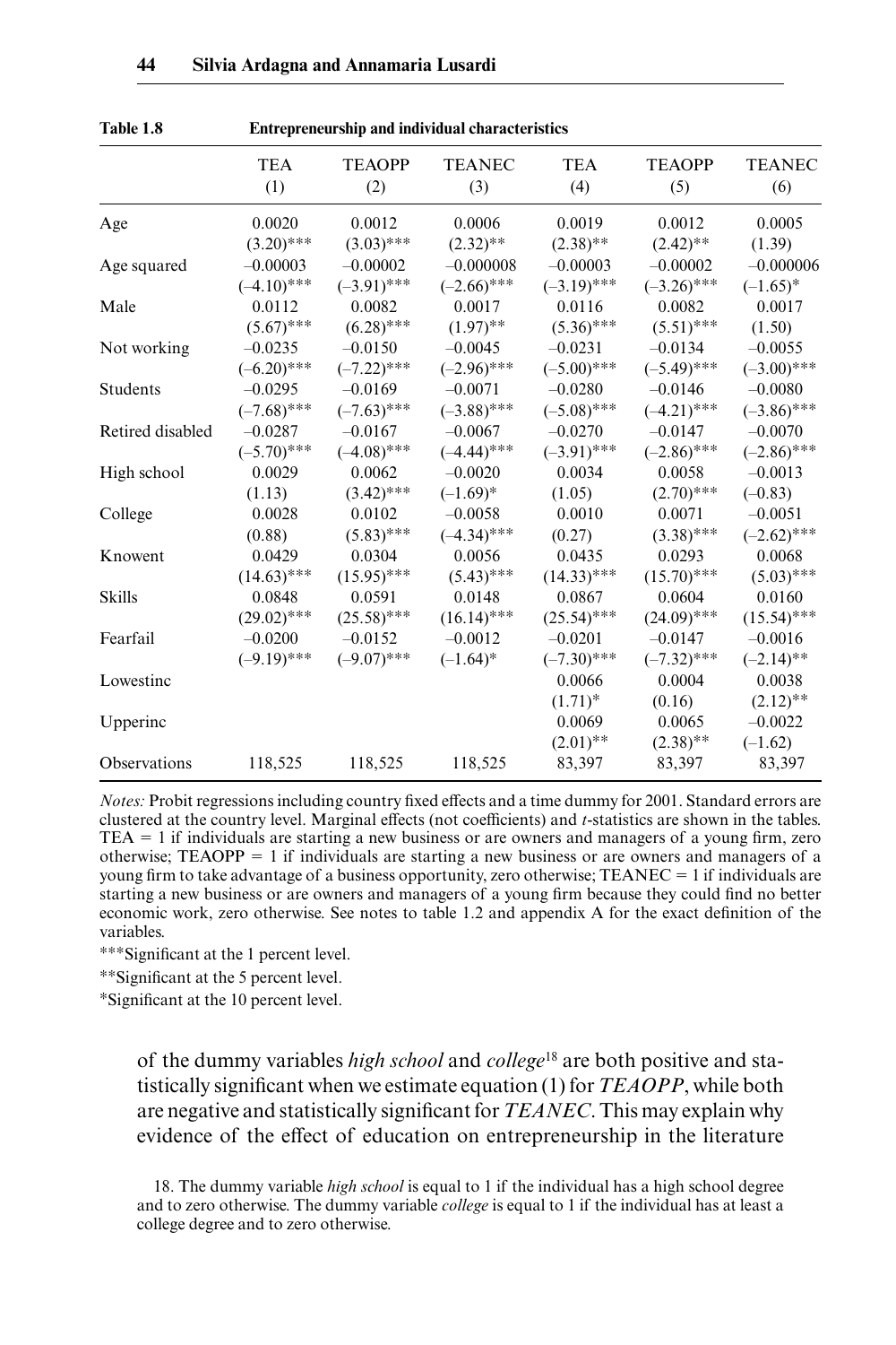**Table 1.8 Entrepreneurship and individual characteristics**

| | TEA (1) | TEAOPP (2) | TEANEC (3) | TEA (4) | TEAOPP (5) | TEANEC (6) |
|---|---|---|---|---|---|---|
| Age | 0.0020 | 0.0012 | 0.0006 | 0.0019 | 0.0012 | 0.0005 |
| | (3.20)*** | (3.03)*** | (2.32)** | (2.38)** | (2.42)** | (1.39) |
| Age squared | –0.00003 | –0.00002 | –0.000008 | –0.00003 | –0.00002 | –0.000006 |
| | (–4.10)*** | (–3.91)*** | (–2.66)*** | (–3.19)*** | (–3.26)*** | (–1.65)* |
| Male | 0.0112 | 0.0082 | 0.0017 | 0.0116 | 0.0082 | 0.0017 |
| | (5.67)*** | (6.28)*** | (1.97)** | (5.36)*** | (5.51)*** | (1.50) |
| Not working | –0.0235 | –0.0150 | –0.0045 | –0.0231 | –0.0134 | –0.0055 |
| | (–6.20)*** | (–7.22)*** | (–2.96)*** | (–5.00)*** | (–5.49)*** | (–3.00)*** |
| Students | –0.0295 | –0.0169 | –0.0071 | –0.0280 | –0.0146 | –0.0080 |
| | (–7.68)*** | (–7.63)*** | (–3.88)*** | (–5.08)*** | (–4.21)*** | (–3.86)*** |
| Retired disabled | –0.0287 | –0.0167 | –0.0067 | –0.0270 | –0.0147 | –0.0070 |
| | (–5.70)*** | (–4.08)*** | (–4.44)*** | (–3.91)*** | (–2.86)*** | (–2.86)*** |
| High school | 0.0029 | 0.0062 | –0.0020 | 0.0034 | 0.0058 | –0.0013 |
| | (1.13) | (3.42)*** | (–1.69)* | (1.05) | (2.70)*** | (–0.83) |
| College | 0.0028 | 0.0102 | –0.0058 | 0.0010 | 0.0071 | –0.0051 |
| | (0.88) | (5.83)*** | (–4.34)*** | (0.27) | (3.38)*** | (–2.62)*** |
| Knowent | 0.0429 | 0.0304 | 0.0056 | 0.0435 | 0.0293 | 0.0068 |
| | (14.63)*** | (15.95)*** | (5.43)*** | (14.33)*** | (15.70)*** | (5.03)*** |
| Skills | 0.0848 | 0.0591 | 0.0148 | 0.0867 | 0.0604 | 0.0160 |
| | (29.02)*** | (25.58)*** | (16.14)*** | (25.54)*** | (24.09)*** | (15.54)*** |
| Fearfail | –0.0200 | –0.0152 | –0.0012 | –0.0201 | –0.0147 | –0.0016 |
| | (–9.19)*** | (–9.07)*** | (–1.64)* | (–7.30)*** | (–7.32)*** | (–2.14)** |
| Lowestinc | | | | 0.0066 | 0.0004 | 0.0038 |
| | | | | (1.71)* | (0.16) | (2.12)** |
| Upperinc | | | | 0.0069 | 0.0065 | –0.0022 |
| | | | | (2.01)** | (2.38)** | (–1.62) |
| Observations | 118,525 | 118,525 | 118,525 | 83,397 | 83,397 | 83,397 |

*Notes:* Probit regressions including country fixed effects and a time dummy for 2001. Standard errors are clustered at the country level. Marginal effects (not coefficients) and *t*-statistics are shown in the tables. TEA = 1 if individuals are starting a new business or are owners and managers of a young firm, zero otherwise; TEAOPP = 1 if individuals are starting a new business or are owners and managers of a young firm to take advantage of a business opportunity, zero otherwise; TEANEC = 1 if individuals are starting a new business or are owners and managers of a young firm because they could find no better economic work, zero otherwise. See notes to table 1.2 and appendix A for the exact definition of the variables.

***Significant at the 1 percent level.

**Significant at the 5 percent level.

*Significant at the 10 percent level.

of the dummy variables *high school* and *college*[18] are both positive and statistically significant when we estimate equation (1) for *TEAOPP*, while both are negative and statistically significant for *TEANEC*. This may explain why evidence of the effect of education on entrepreneurship in the literature

18. The dummy variable *high school* is equal to 1 if the individual has a high school degree and to zero otherwise. The dummy variable *college* is equal to 1 if the individual has at least a college degree and to zero otherwise.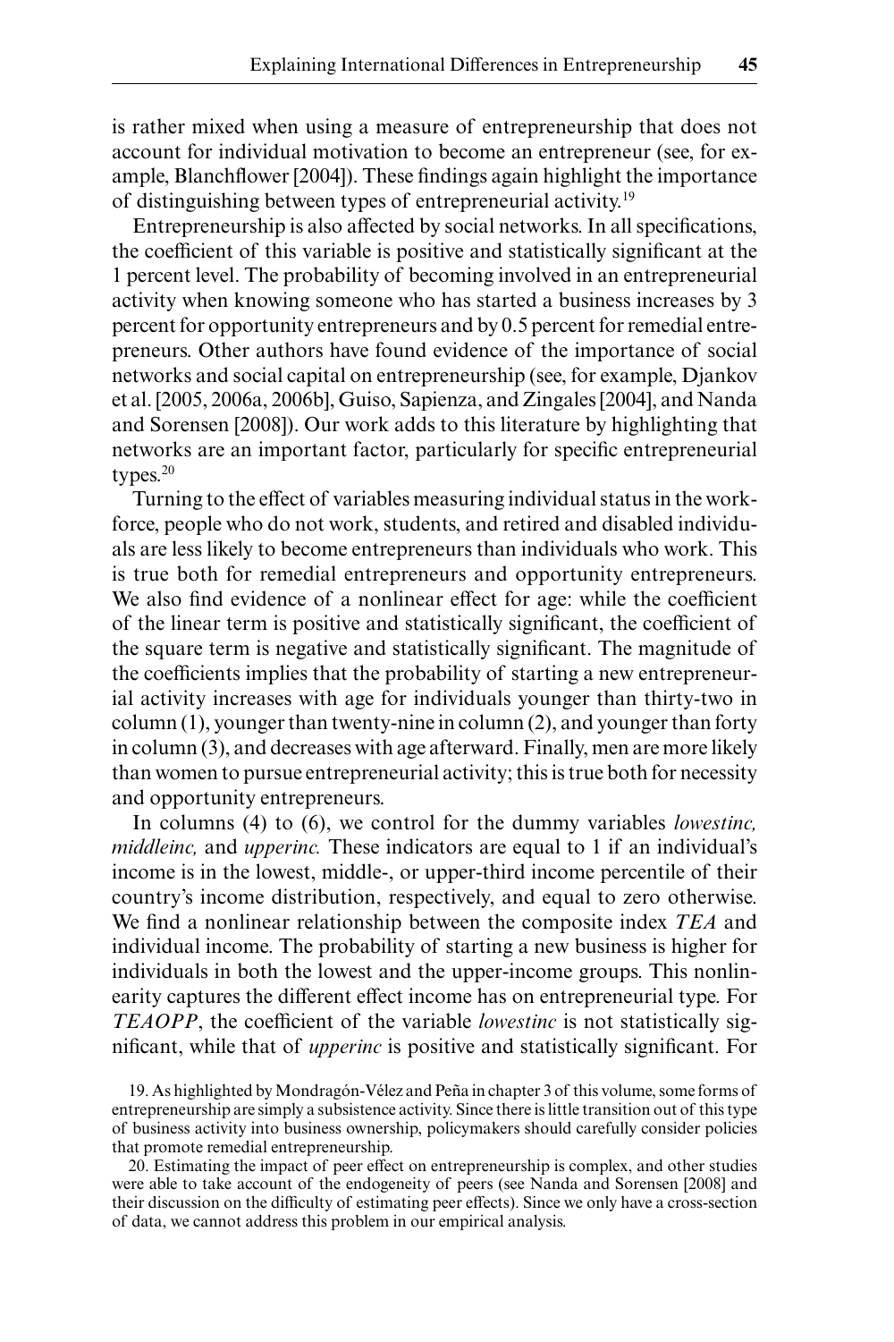is rather mixed when using a measure of entrepreneurship that does not account for individual motivation to become an entrepreneur (see, for example, Blanchflower [2004]). These findings again highlight the importance of distinguishing between types of entrepreneurial activity.[19]

Entrepreneurship is also affected by social networks. In all specifications, the coefficient of this variable is positive and statistically significant at the 1 percent level. The probability of becoming involved in an entrepreneurial activity when knowing someone who has started a business increases by 3 percent for opportunity entrepreneurs and by 0.5 percent for remedial entrepreneurs. Other authors have found evidence of the importance of social networks and social capital on entrepreneurship (see, for example, Djankov et al. [2005, 2006a, 2006b], Guiso, Sapienza, and Zingales [2004], and Nanda and Sorensen [2008]). Our work adds to this literature by highlighting that networks are an important factor, particularly for specific entrepreneurial types.[20]

Turning to the effect of variables measuring individual status in the workforce, people who do not work, students, and retired and disabled individuals are less likely to become entrepreneurs than individuals who work. This is true both for remedial entrepreneurs and opportunity entrepreneurs. We also find evidence of a nonlinear effect for age: while the coefficient of the linear term is positive and statistically significant, the coefficient of the square term is negative and statistically significant. The magnitude of the coefficients implies that the probability of starting a new entrepreneurial activity increases with age for individuals younger than thirty-two in column (1), younger than twenty-nine in column (2), and younger than forty in column (3), and decreases with age afterward. Finally, men are more likely than women to pursue entrepreneurial activity; this is true both for necessity and opportunity entrepreneurs.

In columns (4) to (6), we control for the dummy variables *lowestinc, middleinc,* and *upperinc.* These indicators are equal to 1 if an individual's income is in the lowest, middle-, or upper-third income percentile of their country's income distribution, respectively, and equal to zero otherwise. We find a nonlinear relationship between the composite index *TEA* and individual income. The probability of starting a new business is higher for individuals in both the lowest and the upper-income groups. This nonlinearity captures the different effect income has on entrepreneurial type. For *TEAOPP*, the coefficient of the variable *lowestinc* is not statistically significant, while that of *upperinc* is positive and statistically significant. For

19. As highlighted by Mondragón-Vélez and Peña in chapter 3 of this volume, some forms of entrepreneurship are simply a subsistence activity. Since there is little transition out of this type of business activity into business ownership, policymakers should carefully consider policies that promote remedial entrepreneurship.

20. Estimating the impact of peer effect on entrepreneurship is complex, and other studies were able to take account of the endogeneity of peers (see Nanda and Sorensen [2008] and their discussion on the difficulty of estimating peer effects). Since we only have a cross-section of data, we cannot address this problem in our empirical analysis.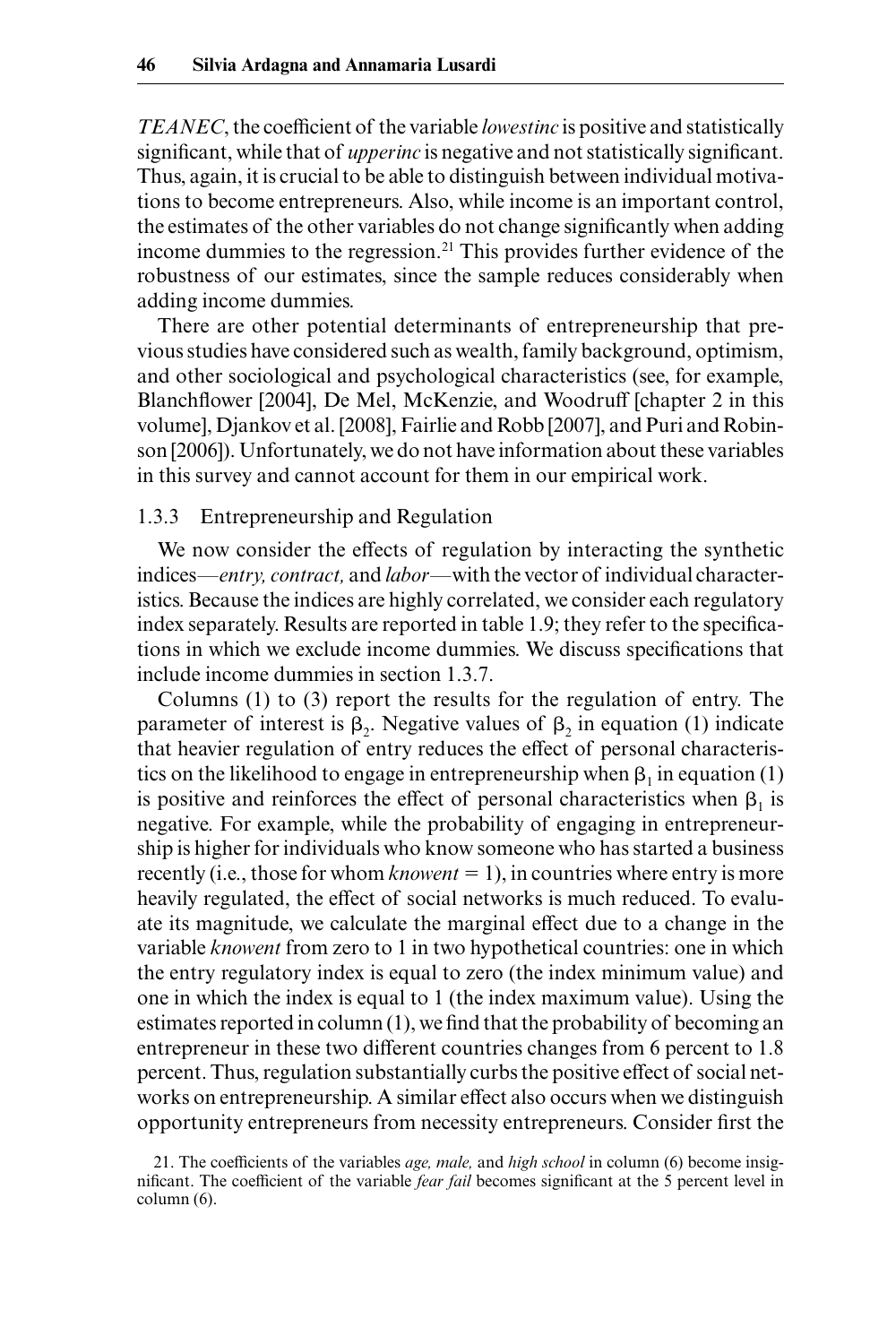*TEANEC*, the coefficient of the variable *lowestinc* is positive and statistically significant, while that of *upperinc* is negative and not statistically significant. Thus, again, it is crucial to be able to distinguish between individual motivations to become entrepreneurs. Also, while income is an important control, the estimates of the other variables do not change significantly when adding income dummies to the regression.[21] This provides further evidence of the robustness of our estimates, since the sample reduces considerably when adding income dummies.

There are other potential determinants of entrepreneurship that previous studies have considered such as wealth, family background, optimism, and other sociological and psychological characteristics (see, for example, Blanchflower [2004], De Mel, McKenzie, and Woodruff [chapter 2 in this volume], Djankov et al. [2008], Fairlie and Robb [2007], and Puri and Robinson [2006]). Unfortunately, we do not have information about these variables in this survey and cannot account for them in our empirical work.

### 1.3.3 Entrepreneurship and Regulation

We now consider the effects of regulation by interacting the synthetic indices—*entry, contract,* and *labor*—with the vector of individual characteristics. Because the indices are highly correlated, we consider each regulatory index separately. Results are reported in table 1.9; they refer to the specifications in which we exclude income dummies. We discuss specifications that include income dummies in section 1.3.7.

Columns (1) to (3) report the results for the regulation of entry. The parameter of interest is $\beta_2$. Negative values of $\beta_2$ in equation (1) indicate that heavier regulation of entry reduces the effect of personal characteristics on the likelihood to engage in entrepreneurship when $\beta_1$ in equation (1) is positive and reinforces the effect of personal characteristics when $\beta_1$ is negative. For example, while the probability of engaging in entrepreneurship is higher for individuals who know someone who has started a business recently (i.e., those for whom *knowent* = 1), in countries where entry is more heavily regulated, the effect of social networks is much reduced. To evaluate its magnitude, we calculate the marginal effect due to a change in the variable *knowent* from zero to 1 in two hypothetical countries: one in which the entry regulatory index is equal to zero (the index minimum value) and one in which the index is equal to 1 (the index maximum value). Using the estimates reported in column (1), we find that the probability of becoming an entrepreneur in these two different countries changes from 6 percent to 1.8 percent. Thus, regulation substantially curbs the positive effect of social networks on entrepreneurship. A similar effect also occurs when we distinguish opportunity entrepreneurs from necessity entrepreneurs. Consider first the

21. The coefficients of the variables *age, male,* and *high school* in column (6) become insignificant. The coefficient of the variable *fear fail* becomes significant at the 5 percent level in column (6).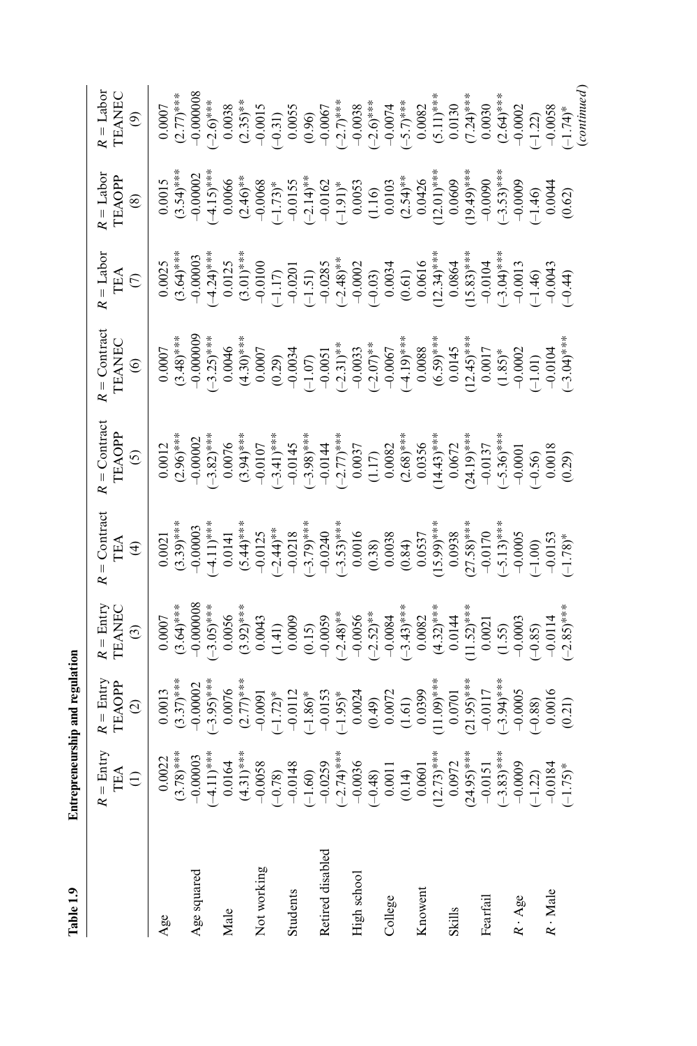**Table 1.9** **Entrepreneurship and regulation**

| | $R$ = Entry TEA (1) | $R$ = Entry TEAOPP (2) | $R$ = Entry TEANEC (3) | $R$ = Contract TEA (4) | $R$ = Contract TEAOPP (5) | $R$ = Contract TEANEC (6) | $R$ = Labor TEA (7) | $R$ = Labor TEAOPP (8) | $R$ = Labor TEANEC (9) |
|---|---|---|---|---|---|---|---|---|---|
| Age | 0.0022 | 0.0013 | 0.0007 | 0.0021 | 0.0012 | 0.0007 | 0.0025 | 0.0015 | 0.0007 |
| | (3.78)*** | (3.37)*** | (3.64)*** | (3.39)*** | (2.96)*** | (3.48)*** | (3.64)*** | (3.54)*** | (2.77)*** |
| Age squared | –0.00003 | –0.00002 | –0.000008 | –0.00003 | –0.00002 | –0.000009 | –0.00003 | –0.00002 | –0.000008 |
| | (–4.11)*** | (–3.95)*** | (–3.05)*** | (–4.11)*** | (–3.82)*** | (–3.25)*** | (–4.24)*** | (–4.15)*** | (–2.6)*** |
| Male | 0.0164 | 0.0076 | 0.0056 | 0.0141 | 0.0076 | 0.0046 | 0.0125 | 0.0066 | 0.0038 |
| | (4.31)*** | (2.77)*** | (3.92)*** | (5.44)*** | (3.94)*** | (4.30)*** | (3.01)*** | (2.46)** | (2.35)** |
| Not working | –0.0058 | –0.0091 | 0.0043 | –0.0125 | –0.0107 | 0.0007 | –0.0100 | –0.0068 | –0.0015 |
| | (–0.78) | (–1.72)* | (1.41) | (–2.44)** | (–3.41)*** | (0.29) | (–1.17) | (–1.73)* | (–0.31) |
| Students | –0.0148 | –0.0112 | 0.0009 | –0.0218 | –0.0145 | –0.0034 | –0.0201 | –0.0155 | 0.0055 |
| | (–1.60) | (–1.86)* | (0.15) | (–3.79)*** | (–3.98)*** | (–1.07) | (–1.51) | (–2.14)** | (0.96) |
| Retired disabled | –0.0259 | –0.0153 | –0.0059 | –0.0240 | –0.0144 | –0.0051 | –0.0285 | –0.0162 | –0.0067 |
| | (–2.74)*** | (–1.95)* | (–2.48)** | (–3.53)*** | (–2.77)*** | (–2.31)** | (–2.48)** | (–1.91)* | (–2.7)*** |
| High school | –0.0036 | 0.0024 | –0.0056 | 0.0016 | 0.0037 | –0.0033 | –0.0002 | 0.0053 | –0.0038 |
| | (–0.48) | (0.49) | (–2.52)** | (0.38) | (1.17) | (–2.07)** | (–0.03) | (1.16) | (–2.6)*** |
| College | 0.0011 | 0.0072 | –0.0084 | 0.0038 | 0.0082 | –0.0067 | 0.0034 | 0.0103 | –0.0074 |
| | (0.14) | (1.61) | (–3.43)*** | (0.84) | (2.68)*** | (–4.19)*** | (0.61) | (2.54)** | (–5.7)*** |
| Knowent | 0.0601 | 0.0399 | 0.0082 | 0.0537 | 0.0356 | 0.0088 | 0.0616 | 0.0426 | 0.0082 |
| | (12.73)*** | (11.09)*** | (4.32)*** | (15.99)*** | (14.43)*** | (6.59)*** | (12.34)*** | (12.01)*** | (5.11)*** |
| Skills | 0.0972 | 0.0701 | 0.0144 | 0.0938 | 0.0672 | 0.0145 | 0.0864 | 0.0609 | 0.0130 |
| | (24.95)*** | (21.95)*** | (11.52)*** | (27.58)*** | (24.19)*** | (12.45)*** | (15.83)*** | (19.49)*** | (7.24)*** |
| Fearfail | –0.0151 | –0.0117 | 0.0021 | –0.0170 | –0.0137 | 0.0017 | –0.0104 | –0.0090 | 0.0030 |
| | (–3.83)*** | (–3.94)*** | (1.55) | (–5.13)*** | (–5.36)*** | (1.85)* | (–3.04)*** | (–3.53)*** | (2.64)*** |
| $R \cdot$ Age | –0.0009 | –0.0005 | –0.0003 | –0.0005 | –0.0001 | –0.0002 | –0.0013 | –0.0009 | –0.0002 |
| | (–1.22) | (–0.88) | (–0.85) | (–1.00) | (–0.56) | (–1.01) | (–1.46) | (–1.46) | (–1.22) |
| $R \cdot$ Male | –0.0184 | 0.0016 | –0.0114 | –0.0153 | 0.0018 | –0.0104 | –0.0043 | 0.0044 | –0.0058 |
| | (–1.75)* | (0.21) | (–2.85)*** | (–1.78)* | (0.29) | (–3.04)*** | (–0.44) | (0.62) | (–1.74)* |

*(continued)*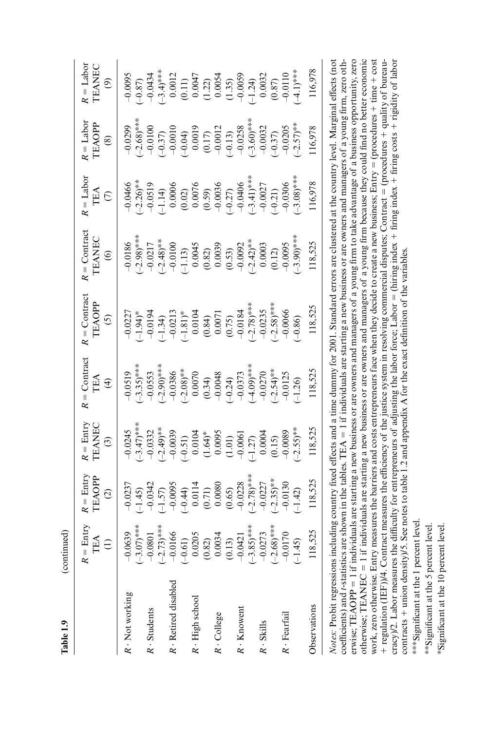**Table 1.9** (continued)

| | $R$ = Entry TEA (1) | $R$ = Entry TEAOPP (2) | $R$ = Entry TEANEC (3) | $R$ = Contract TEA (4) | $R$ = Contract TEAOPP (5) | $R$ = Contract TEANEC (6) | $R$ = Labor TEA (7) | $R$ = Labor TEAOPP (8) | $R$ = Labor TEANEC (9) |
|---|---|---|---|---|---|---|---|---|---|
| $R \cdot$ Not working | −0.0639 | −0.0237 | −0.0245 | −0.0519 | −0.0227 | −0.0186 | −0.0466 | −0.0299 | −0.0095 |
| | (−3.07)*** | (−1.45) | (−3.47)*** | (−3.35)*** | (−1.94)* | (−2.98)*** | (−2.26)** | (−2.68)*** | (−0.87) |
| $R \cdot$ Students | −0.0801 | −0.0342 | −0.0332 | −0.0553 | −0.0194 | −0.0217 | −0.0519 | −0.0100 | −0.0434 |
| | (−2.73)*** | (−1.57) | (−2.49)** | (−2.90)*** | (−1.34) | (−2.48)** | (−1.14) | (−0.37) | (−3.4)*** |
| $R \cdot$ Retired disabled | −0.0166 | −0.0095 | −0.0039 | −0.0386 | −0.0213 | −0.0100 | 0.0006 | −0.0010 | 0.0012 |
| | (−0.61) | (−0.44) | (−0.51) | (−2.08)** | (−1.81)* | (−1.13) | (0.02) | (−0.04) | (0.11) |
| $R \cdot$ High school | 0.0205 | 0.0114 | 0.0104 | 0.0070 | 0.0104 | 0.0045 | 0.0076 | 0.0019 | 0.0047 |
| | (0.82) | (0.71) | (1.64)* | (0.34) | (0.84) | (0.82) | (0.59) | (0.17) | (1.22) |
| $R \cdot$ College | 0.0034 | 0.0080 | 0.0095 | −0.0048 | 0.0071 | 0.0039 | −0.0036 | −0.0012 | 0.0054 |
| | (0.13) | (0.65) | (1.01) | (−0.24) | (0.75) | (0.53) | (−0.27) | (−0.13) | (1.35) |
| $R \cdot$ Knowent | −0.0421 | −0.0228 | −0.0061 | −0.0373 | −0.0184 | −0.0092 | −0.0406 | −0.0258 | −0.0059 |
| | (−3.85)*** | (−2.78)*** | (−1.27) | (−4.09)*** | (−2.78)*** | (−2.42)** | (−3.41)*** | (−3.60)*** | (−1.24) |
| $R \cdot$ Skills | −0.0273 | −0.0227 | 0.0004 | −0.0270 | −0.0235 | 0.0003 | −0.0027 | −0.0032 | 0.0032 |
| | (−2.68)*** | (−2.35)** | (0.15) | (−2.54)** | (−2.58)*** | (0.12) | (−0.21) | (−0.37) | (0.87) |
| $R \cdot$ Fearfail | −0.0170 | −0.0130 | −0.0089 | −0.0125 | −0.0066 | −0.0095 | −0.0306 | −0.0205 | −0.0110 |
| | (−1.45) | (−1.42) | (−2.55)** | (−1.26) | (−0.86) | (−3.90)*** | (−3.08)*** | (−2.57)** | (−4.1)*** |
| Observations | 118,525 | 118,525 | 118,525 | 118,525 | 118,525 | 118,525 | 116,978 | 116,978 | 116,978 |

*Notes:* Probit regressions including country fixed effects and a time dummy for 2001. Standard errors are clustered at the country level. Marginal effects (not coefficients) and $t$-statistics are shown in the tables. TEA = 1 if individuals are starting a new business or are owners and managers of a young firm, zero otherwise; TEAOPP = 1 if individuals are starting a new business or are owners and managers of a young firm to take advantage of a business opportunity, zero otherwise; TEANEC = 1 if individuals are starting a new business or are owners and managers of a young firm because they could find no better economic work, zero otherwise. Entry measures the barriers and costs entrepreneurs face when they decide to create a new business; Entry = (procedures + time + cost + regulation (IEF))/4. Contract measures the efficiency of the justice system in resolving commercial disputes; Contract = (procedures + quality of bureaucracy)/2. Labor measures the difficulty for entrepreneurs of adjusting the labor force; Labor = (hiring index + firing index + firing costs + rigidity of labor contracts + union density)/5. See notes to table 1.2 and appendix A for the exact definition of the variables.

***Significant at the 1 percent level.

**Significant at the 5 percent level.

*Significant at the 10 percent level.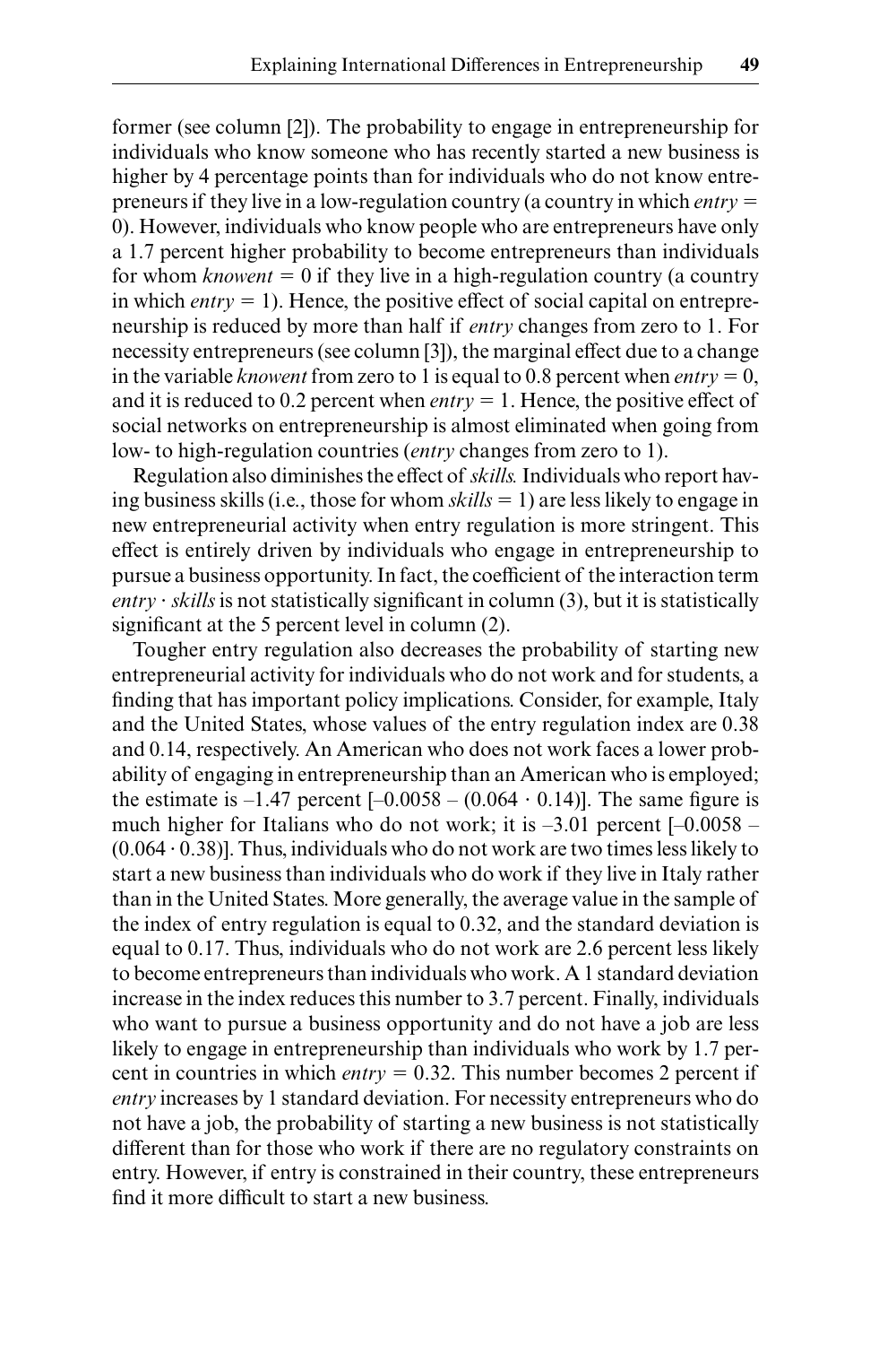former (see column [2]). The probability to engage in entrepreneurship for individuals who know someone who has recently started a new business is higher by 4 percentage points than for individuals who do not know entrepreneurs if they live in a low-regulation country (a country in which *entry* = 0). However, individuals who know people who are entrepreneurs have only a 1.7 percent higher probability to become entrepreneurs than individuals for whom *knowent* = 0 if they live in a high-regulation country (a country in which *entry* = 1). Hence, the positive effect of social capital on entrepreneurship is reduced by more than half if *entry* changes from zero to 1. For necessity entrepreneurs (see column [3]), the marginal effect due to a change in the variable *knowent* from zero to 1 is equal to 0.8 percent when *entry* = 0, and it is reduced to 0.2 percent when *entry* = 1. Hence, the positive effect of social networks on entrepreneurship is almost eliminated when going from low- to high-regulation countries (*entry* changes from zero to 1).

Regulation also diminishes the effect of *skills.* Individuals who report having business skills (i.e., those for whom *skills* = 1) are less likely to engage in new entrepreneurial activity when entry regulation is more stringent. This effect is entirely driven by individuals who engage in entrepreneurship to pursue a business opportunity. In fact, the coefficient of the interaction term *entry* · *skills* is not statistically significant in column (3), but it is statistically significant at the 5 percent level in column (2).

Tougher entry regulation also decreases the probability of starting new entrepreneurial activity for individuals who do not work and for students, a finding that has important policy implications. Consider, for example, Italy and the United States, whose values of the entry regulation index are 0.38 and 0.14, respectively. An American who does not work faces a lower probability of engaging in entrepreneurship than an American who is employed; the estimate is –1.47 percent [–0.0058 – (0.064 · 0.14)]. The same figure is much higher for Italians who do not work; it is –3.01 percent [–0.0058 – (0.064 · 0.38)]. Thus, individuals who do not work are two times less likely to start a new business than individuals who do work if they live in Italy rather than in the United States. More generally, the average value in the sample of the index of entry regulation is equal to 0.32, and the standard deviation is equal to 0.17. Thus, individuals who do not work are 2.6 percent less likely to become entrepreneurs than individuals who work. A 1 standard deviation increase in the index reduces this number to 3.7 percent. Finally, individuals who want to pursue a business opportunity and do not have a job are less likely to engage in entrepreneurship than individuals who work by 1.7 percent in countries in which *entry* = 0.32. This number becomes 2 percent if *entry* increases by 1 standard deviation. For necessity entrepreneurs who do not have a job, the probability of starting a new business is not statistically different than for those who work if there are no regulatory constraints on entry. However, if entry is constrained in their country, these entrepreneurs find it more difficult to start a new business.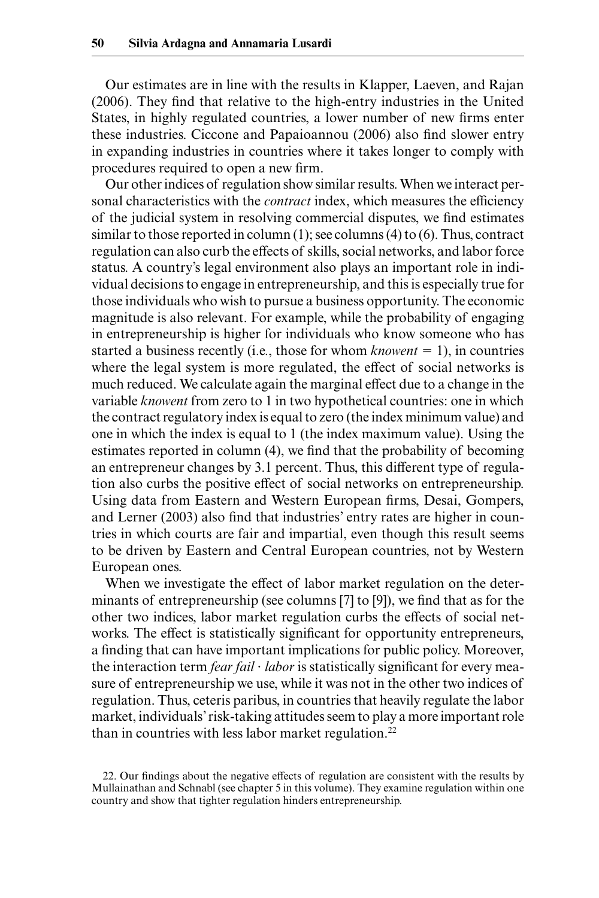Our estimates are in line with the results in Klapper, Laeven, and Rajan (2006). They find that relative to the high-entry industries in the United States, in highly regulated countries, a lower number of new firms enter these industries. Ciccone and Papaioannou (2006) also find slower entry in expanding industries in countries where it takes longer to comply with procedures required to open a new firm.

Our other indices of regulation show similar results. When we interact personal characteristics with the *contract* index, which measures the efficiency of the judicial system in resolving commercial disputes, we find estimates similar to those reported in column (1); see columns (4) to (6). Thus, contract regulation can also curb the effects of skills, social networks, and labor force status. A country's legal environment also plays an important role in individual decisions to engage in entrepreneurship, and this is especially true for those individuals who wish to pursue a business opportunity. The economic magnitude is also relevant. For example, while the probability of engaging in entrepreneurship is higher for individuals who know someone who has started a business recently (i.e., those for whom *knowent* = 1), in countries where the legal system is more regulated, the effect of social networks is much reduced. We calculate again the marginal effect due to a change in the variable *knowent* from zero to 1 in two hypothetical countries: one in which the contract regulatory index is equal to zero (the index minimum value) and one in which the index is equal to 1 (the index maximum value). Using the estimates reported in column (4), we find that the probability of becoming an entrepreneur changes by 3.1 percent. Thus, this different type of regulation also curbs the positive effect of social networks on entrepreneurship. Using data from Eastern and Western European firms, Desai, Gompers, and Lerner (2003) also find that industries' entry rates are higher in countries in which courts are fair and impartial, even though this result seems to be driven by Eastern and Central European countries, not by Western European ones.

When we investigate the effect of labor market regulation on the determinants of entrepreneurship (see columns [7] to [9]), we find that as for the other two indices, labor market regulation curbs the effects of social networks. The effect is statistically significant for opportunity entrepreneurs, a finding that can have important implications for public policy. Moreover, the interaction term *fear fail* · *labor* is statistically significant for every measure of entrepreneurship we use, while it was not in the other two indices of regulation. Thus, ceteris paribus, in countries that heavily regulate the labor market, individuals' risk-taking attitudes seem to play a more important role than in countries with less labor market regulation.[22]

22. Our findings about the negative effects of regulation are consistent with the results by Mullainathan and Schnabl (see chapter 5 in this volume). They examine regulation within one country and show that tighter regulation hinders entrepreneurship.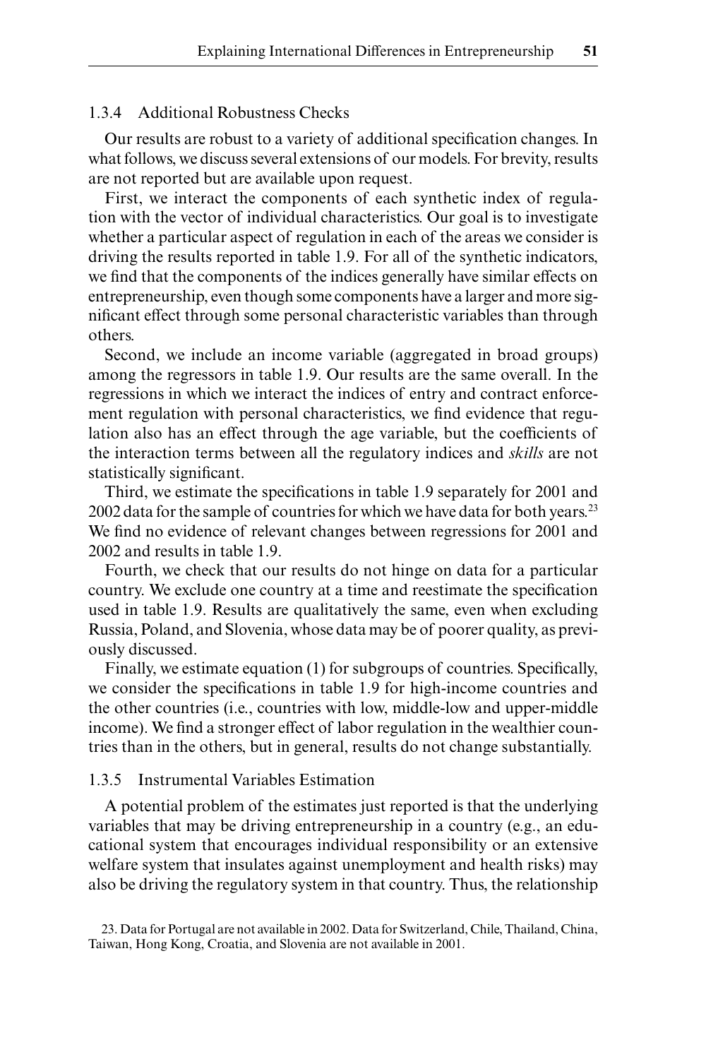### 1.3.4 Additional Robustness Checks

Our results are robust to a variety of additional specification changes. In what follows, we discuss several extensions of our models. For brevity, results are not reported but are available upon request.

First, we interact the components of each synthetic index of regulation with the vector of individual characteristics. Our goal is to investigate whether a particular aspect of regulation in each of the areas we consider is driving the results reported in table 1.9. For all of the synthetic indicators, we find that the components of the indices generally have similar effects on entrepreneurship, even though some components have a larger and more significant effect through some personal characteristic variables than through others.

Second, we include an income variable (aggregated in broad groups) among the regressors in table 1.9. Our results are the same overall. In the regressions in which we interact the indices of entry and contract enforcement regulation with personal characteristics, we find evidence that regulation also has an effect through the age variable, but the coefficients of the interaction terms between all the regulatory indices and *skills* are not statistically significant.

Third, we estimate the specifications in table 1.9 separately for 2001 and 2002 data for the sample of countries for which we have data for both years.[23] We find no evidence of relevant changes between regressions for 2001 and 2002 and results in table 1.9.

Fourth, we check that our results do not hinge on data for a particular country. We exclude one country at a time and reestimate the specification used in table 1.9. Results are qualitatively the same, even when excluding Russia, Poland, and Slovenia, whose data may be of poorer quality, as previously discussed.

Finally, we estimate equation (1) for subgroups of countries. Specifically, we consider the specifications in table 1.9 for high-income countries and the other countries (i.e., countries with low, middle-low and upper-middle income). We find a stronger effect of labor regulation in the wealthier countries than in the others, but in general, results do not change substantially.

### 1.3.5 Instrumental Variables Estimation

A potential problem of the estimates just reported is that the underlying variables that may be driving entrepreneurship in a country (e.g., an educational system that encourages individual responsibility or an extensive welfare system that insulates against unemployment and health risks) may also be driving the regulatory system in that country. Thus, the relationship

23. Data for Portugal are not available in 2002. Data for Switzerland, Chile, Thailand, China, Taiwan, Hong Kong, Croatia, and Slovenia are not available in 2001.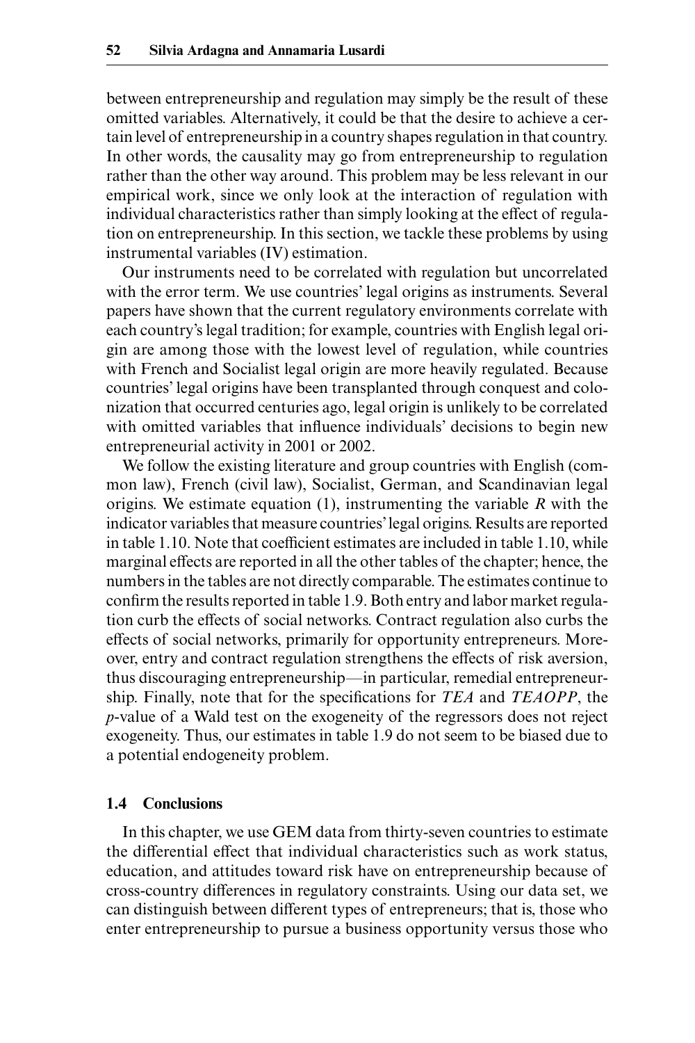between entrepreneurship and regulation may simply be the result of these omitted variables. Alternatively, it could be that the desire to achieve a certain level of entrepreneurship in a country shapes regulation in that country. In other words, the causality may go from entrepreneurship to regulation rather than the other way around. This problem may be less relevant in our empirical work, since we only look at the interaction of regulation with individual characteristics rather than simply looking at the effect of regulation on entrepreneurship. In this section, we tackle these problems by using instrumental variables (IV) estimation.

Our instruments need to be correlated with regulation but uncorrelated with the error term. We use countries' legal origins as instruments. Several papers have shown that the current regulatory environments correlate with each country's legal tradition; for example, countries with English legal origin are among those with the lowest level of regulation, while countries with French and Socialist legal origin are more heavily regulated. Because countries' legal origins have been transplanted through conquest and colonization that occurred centuries ago, legal origin is unlikely to be correlated with omitted variables that influence individuals' decisions to begin new entrepreneurial activity in 2001 or 2002.

We follow the existing literature and group countries with English (common law), French (civil law), Socialist, German, and Scandinavian legal origins. We estimate equation (1), instrumenting the variable $R$ with the indicator variables that measure countries' legal origins. Results are reported in table 1.10. Note that coefficient estimates are included in table 1.10, while marginal effects are reported in all the other tables of the chapter; hence, the numbers in the tables are not directly comparable. The estimates continue to confirm the results reported in table 1.9. Both entry and labor market regulation curb the effects of social networks. Contract regulation also curbs the effects of social networks, primarily for opportunity entrepreneurs. Moreover, entry and contract regulation strengthens the effects of risk aversion, thus discouraging entrepreneurship—in particular, remedial entrepreneurship. Finally, note that for the specifications for *TEA* and *TEAOPP*, the $p$-value of a Wald test on the exogeneity of the regressors does not reject exogeneity. Thus, our estimates in table 1.9 do not seem to be biased due to a potential endogeneity problem.

## 1.4 Conclusions

In this chapter, we use GEM data from thirty-seven countries to estimate the differential effect that individual characteristics such as work status, education, and attitudes toward risk have on entrepreneurship because of cross-country differences in regulatory constraints. Using our data set, we can distinguish between different types of entrepreneurs; that is, those who enter entrepreneurship to pursue a business opportunity versus those who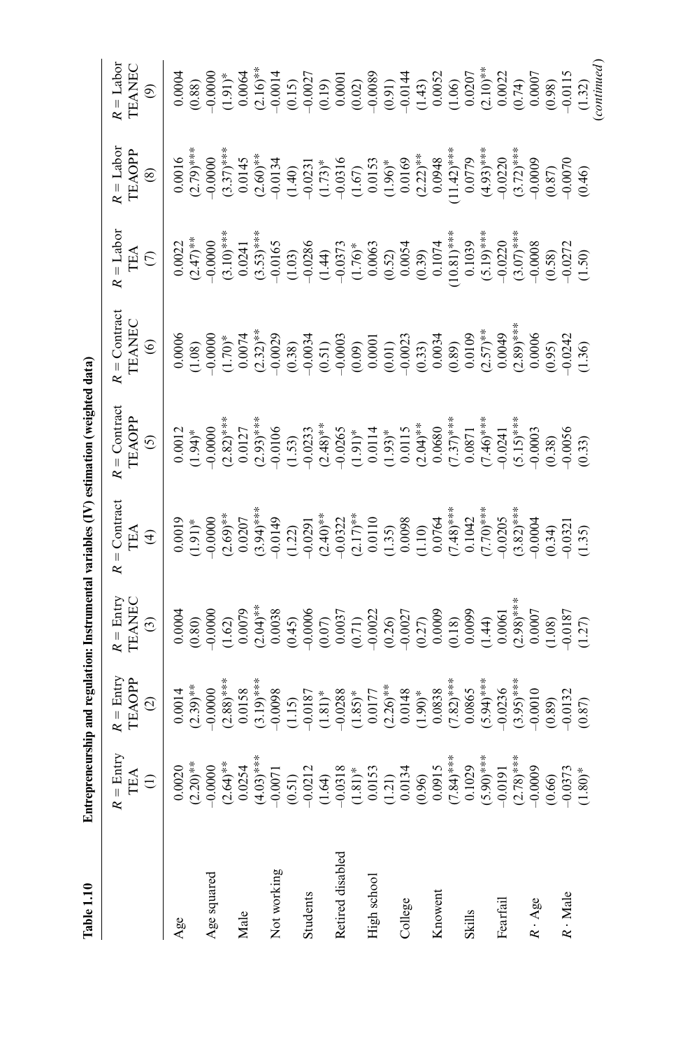**Table 1.10 Entrepreneurship and regulation: Instrumental variables (IV) estimation (weighted data)**

| | $R$ = Entry TEA (1) | $R$ = Entry TEAOPP (2) | $R$ = Entry TEANEC (3) | $R$ = Contract TEA (4) | $R$ = Contract TEAOPP (5) | $R$ = Contract TEANEC (6) | $R$ = Labor TEA (7) | $R$ = Labor TEAOPP (8) | $R$ = Labor TEANEC (9) |
|---|---|---|---|---|---|---|---|---|---|
| Age | 0.0020 | 0.0014 | 0.0004 | 0.0019 | 0.0012 | 0.0006 | 0.0022 | 0.0016 | 0.0004 |
| | (2.20)** | (2.39)** | (0.80) | (1.91)* | (1.94)* | (1.08) | (2.47)** | (2.79)*** | (0.88) |
| Age squared | -0.0000 | -0.0000 | -0.0000 | -0.0000 | -0.0000 | -0.0000 | -0.0000 | -0.0000 | -0.0000 |
| | (2.64)** | (2.88)*** | (1.62) | (2.69)** | (2.82)*** | (1.70)* | (3.10)*** | (3.37)*** | (1.91)* |
| Male | 0.0254 | 0.0158 | 0.0079 | 0.0207 | 0.0127 | 0.0074 | 0.0241 | 0.0145 | 0.0064 |
| | (4.03)*** | (3.19)*** | (2.04)** | (3.94)*** | (2.93)*** | (2.32)** | (3.53)*** | (2.60)** | (2.16)** |
| Not working | -0.0071 | -0.0098 | 0.0038 | -0.0149 | -0.0106 | -0.0029 | -0.0165 | -0.0134 | -0.0014 |
| | (0.51) | (1.15) | (0.45) | (1.22) | (1.53) | (0.38) | (1.03) | (1.40) | (0.15) |
| Students | -0.0212 | -0.0187 | -0.0006 | -0.0291 | -0.0233 | -0.0034 | -0.0286 | -0.0231 | -0.0027 |
| | (1.64) | (1.81)* | (0.07) | (2.40)** | (2.48)** | (0.51) | (1.44) | (1.73)* | (0.19) |
| Retired disabled | -0.0318 | -0.0288 | 0.0037 | -0.0322 | -0.0265 | -0.0003 | -0.0373 | -0.0316 | 0.0001 |
| | (1.81)* | (1.85)* | (0.71) | (2.17)** | (1.91)* | (0.09) | (1.76)* | (1.67) | (0.02) |
| High school | 0.0153 | 0.0177 | -0.0022 | 0.0110 | 0.0114 | 0.0001 | 0.0063 | 0.0153 | -0.0089 |
| | (1.21) | (2.26)** | (0.26) | (1.35) | (1.93)* | (0.01) | (0.52) | (1.96)* | (0.91) |
| College | 0.0134 | 0.0148 | -0.0027 | 0.0098 | 0.0115 | -0.0023 | 0.0054 | 0.0169 | -0.0144 |
| | (0.96) | (1.90)* | (0.27) | (1.10) | (2.04)** | (0.33) | (0.39) | (2.22)** | (1.43) |
| Knowent | 0.0915 | 0.0838 | 0.0009 | 0.0764 | 0.0680 | 0.0034 | 0.1074 | 0.0948 | 0.0052 |
| | (7.84)*** | (7.82)*** | (0.18) | (7.48)*** | (7.37)*** | (0.89) | (10.81)*** | (11.42)*** | (1.06) |
| Skills | 0.1029 | 0.0865 | 0.0099 | 0.1042 | 0.0871 | 0.0109 | 0.1039 | 0.0779 | 0.0207 |
| | (5.90)*** | (5.94)*** | (1.44) | (7.70)*** | (7.46)*** | (2.57)** | (5.19)*** | (4.93)*** | (2.10)** |
| Fearfail | -0.0191 | -0.0236 | 0.0061 | -0.0205 | -0.0241 | 0.0049 | -0.0220 | -0.0220 | 0.0022 |
| | (2.78)*** | (3.95)*** | (2.98)*** | (3.82)*** | (5.15)*** | (2.89)*** | (3.07)*** | (3.72)*** | (0.74) |
| $R \cdot$ Age | -0.0009 | -0.0010 | 0.0007 | -0.0004 | -0.0003 | 0.0006 | -0.0008 | -0.0009 | 0.0007 |
| | (0.66) | (0.89) | (1.08) | (0.34) | (0.38) | (0.95) | (0.58) | (0.87) | (0.98) |
| $R \cdot$ Male | -0.0373 | -0.0132 | -0.0187 | -0.0321 | -0.0056 | -0.0242 | -0.0272 | -0.0070 | -0.0115 |
| | (1.80)* | (0.87) | (1.27) | (1.35) | (0.33) | (1.36) | (1.50) | (0.46) | (1.32) |

(*continued*)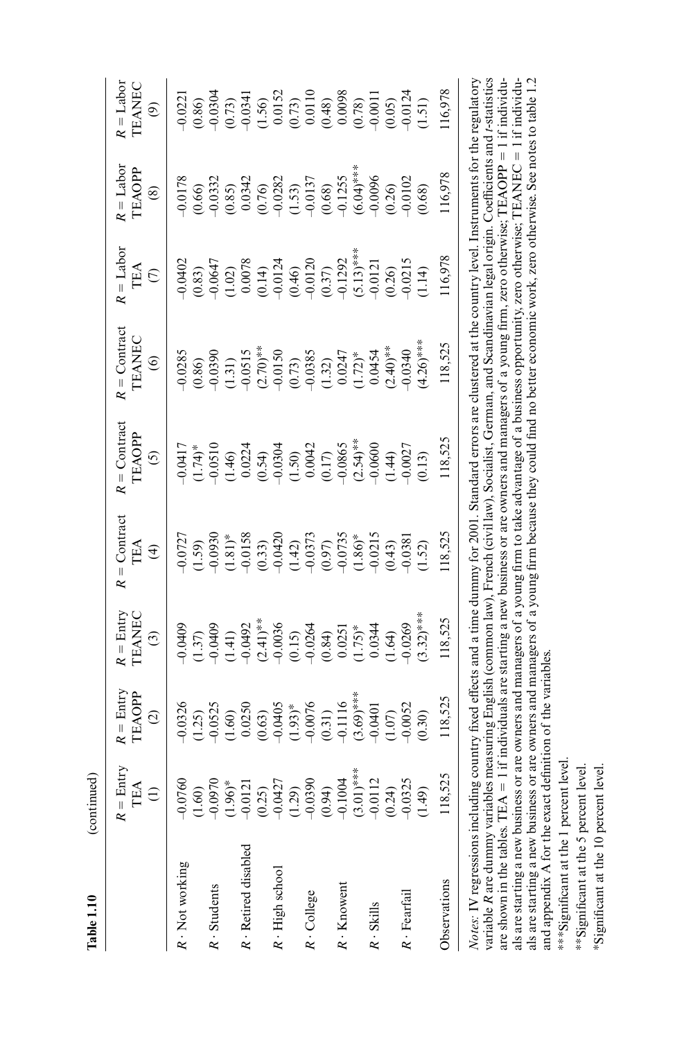**Table 1.10** (continued)

| | $R$ = Entry TEA (1) | $R$ = Entry TEAOPP (2) | $R$ = Entry TEANEC (3) | $R$ = Contract TEA (4) | $R$ = Contract TEAOPP (5) | $R$ = Contract TEANEC (6) | $R$ = Labor TEA (7) | $R$ = Labor TEAOPP (8) | $R$ = Labor TEANEC (9) |
|---|---|---|---|---|---|---|---|---|---|
| $R \cdot$ Not working | −0.0760 | −0.0326 | −0.0409 | −0.0727 | −0.0417 | −0.0285 | −0.0402 | −0.0178 | −0.0221 |
| | (1.60) | (1.25) | (1.37) | (1.59) | (1.74)* | (0.86) | (0.83) | (0.66) | (0.86) |
| $R \cdot$ Students | −0.0970 | −0.0525 | −0.0409 | −0.0930 | −0.0510 | −0.0390 | −0.0647 | −0.0332 | −0.0304 |
| | (1.96)* | (1.60) | (1.41) | (1.81)* | (1.46) | (1.31) | (1.02) | (0.85) | (0.73) |
| $R \cdot$ Retired disabled | −0.0121 | 0.0250 | −0.0492 | −0.0158 | 0.0224 | −0.0515 | 0.0078 | 0.0342 | −0.0341 |
| | (0.25) | (0.63) | (2.41)** | (0.33) | (0.54) | (2.70)** | (0.14) | (0.76) | (1.56) |
| $R \cdot$ High school | −0.0427 | −0.0405 | −0.0036 | −0.0420 | −0.0304 | −0.0150 | −0.0124 | −0.0282 | 0.0152 |
| | (1.29) | (1.93)* | (0.15) | (1.42) | (1.50) | (0.73) | (0.46) | (1.53) | (0.73) |
| $R \cdot$ College | −0.0390 | −0.0076 | −0.0264 | −0.0373 | 0.0042 | −0.0385 | −0.0120 | −0.0137 | 0.0110 |
| | (0.94) | (0.31) | (0.84) | (0.97) | (0.17) | (1.32) | (0.37) | (0.68) | (0.48) |
| $R \cdot$ Knowent | −0.1004 | −0.1116 | 0.0251 | −0.0735 | −0.0865 | 0.0247 | −0.1292 | −0.1255 | 0.0098 |
| | (3.01)*** | (3.69)*** | (1.75)* | (1.86)* | (2.54)** | (1.72)* | (5.13)*** | (6.04)*** | (0.78) |
| $R \cdot$ Skills | −0.0112 | −0.0401 | 0.0344 | −0.0215 | −0.0600 | 0.0454 | −0.0121 | −0.0096 | −0.0011 |
| | (0.24) | (1.07) | (1.64) | (0.43) | (1.44) | (2.40)** | (0.26) | (0.26) | (0.05) |
| $R \cdot$ Fearfail | −0.0325 | −0.0052 | −0.0269 | −0.0381 | −0.0027 | −0.0340 | −0.0215 | −0.0102 | −0.0124 |
| | (1.49) | (0.30) | (3.32)*** | (1.52) | (0.13) | (4.26)*** | (1.14) | (0.68) | (1.51) |
| Observations | 118,525 | 118,525 | 118,525 | 118,525 | 118,525 | 118,525 | 116,978 | 116,978 | 116,978 |

*Notes:* IV regressions including country fixed effects and a time dummy for 2001. Standard errors are clustered at the country level. Instruments for the regulatory variable $R$ are dummy variables measuring English (common law), French (civil law), Socialist, German, and Scandinavian legal origin. Coefficients and $t$-statistics are shown in the tables. TEA = 1 if individuals are starting a new business or are owners and managers of a young firm, zero otherwise; TEAOPP = 1 if individuals are starting a new business or are owners and managers of a young firm to take advantage of a business opportunity, zero otherwise; TEANEC = 1 if individuals are starting a new business or are owners and managers of a young firm because they could find no better economic work, zero otherwise. See notes to table 1.2 and appendix A for the exact definition of the variables.

***Significant at the 1 percent level.

**Significant at the 5 percent level.

*Significant at the 10 percent level.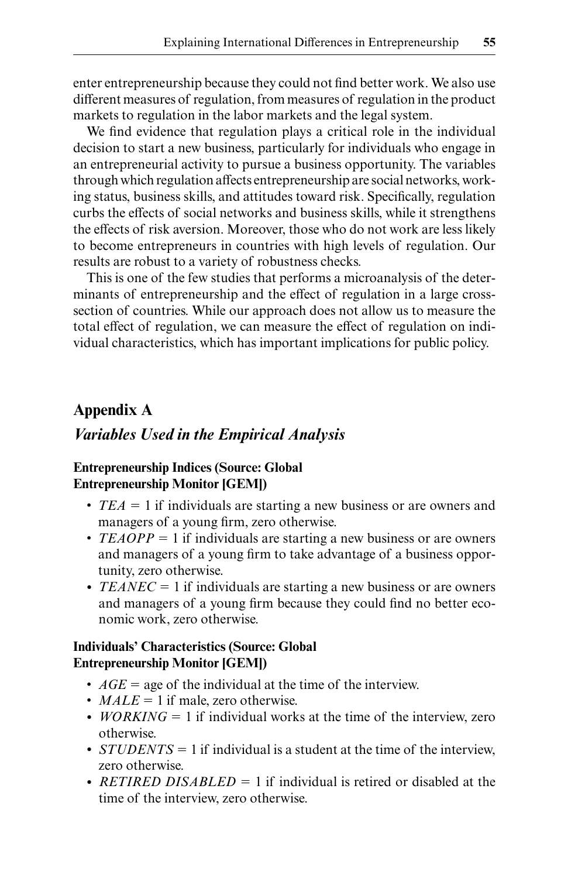enter entrepreneurship because they could not find better work. We also use different measures of regulation, from measures of regulation in the product markets to regulation in the labor markets and the legal system.

We find evidence that regulation plays a critical role in the individual decision to start a new business, particularly for individuals who engage in an entrepreneurial activity to pursue a business opportunity. The variables through which regulation affects entrepreneurship are social networks, working status, business skills, and attitudes toward risk. Specifically, regulation curbs the effects of social networks and business skills, while it strengthens the effects of risk aversion. Moreover, those who do not work are less likely to become entrepreneurs in countries with high levels of regulation. Our results are robust to a variety of robustness checks.

This is one of the few studies that performs a microanalysis of the determinants of entrepreneurship and the effect of regulation in a large cross-section of countries. While our approach does not allow us to measure the total effect of regulation, we can measure the effect of regulation on individual characteristics, which has important implications for public policy.

## Appendix A

### *Variables Used in the Empirical Analysis*

#### Entrepreneurship Indices (Source: Global Entrepreneurship Monitor [GEM])

- *TEA* = 1 if individuals are starting a new business or are owners and managers of a young firm, zero otherwise.
- *TEAOPP* = 1 if individuals are starting a new business or are owners and managers of a young firm to take advantage of a business opportunity, zero otherwise.
- *TEANEC* = 1 if individuals are starting a new business or are owners and managers of a young firm because they could find no better economic work, zero otherwise.

#### Individuals' Characteristics (Source: Global Entrepreneurship Monitor [GEM])

- *AGE* = age of the individual at the time of the interview.
- *MALE* = 1 if male, zero otherwise.
- *WORKING* = 1 if individual works at the time of the interview, zero otherwise.
- *STUDENTS* = 1 if individual is a student at the time of the interview, zero otherwise.
- *RETIRED DISABLED* = 1 if individual is retired or disabled at the time of the interview, zero otherwise.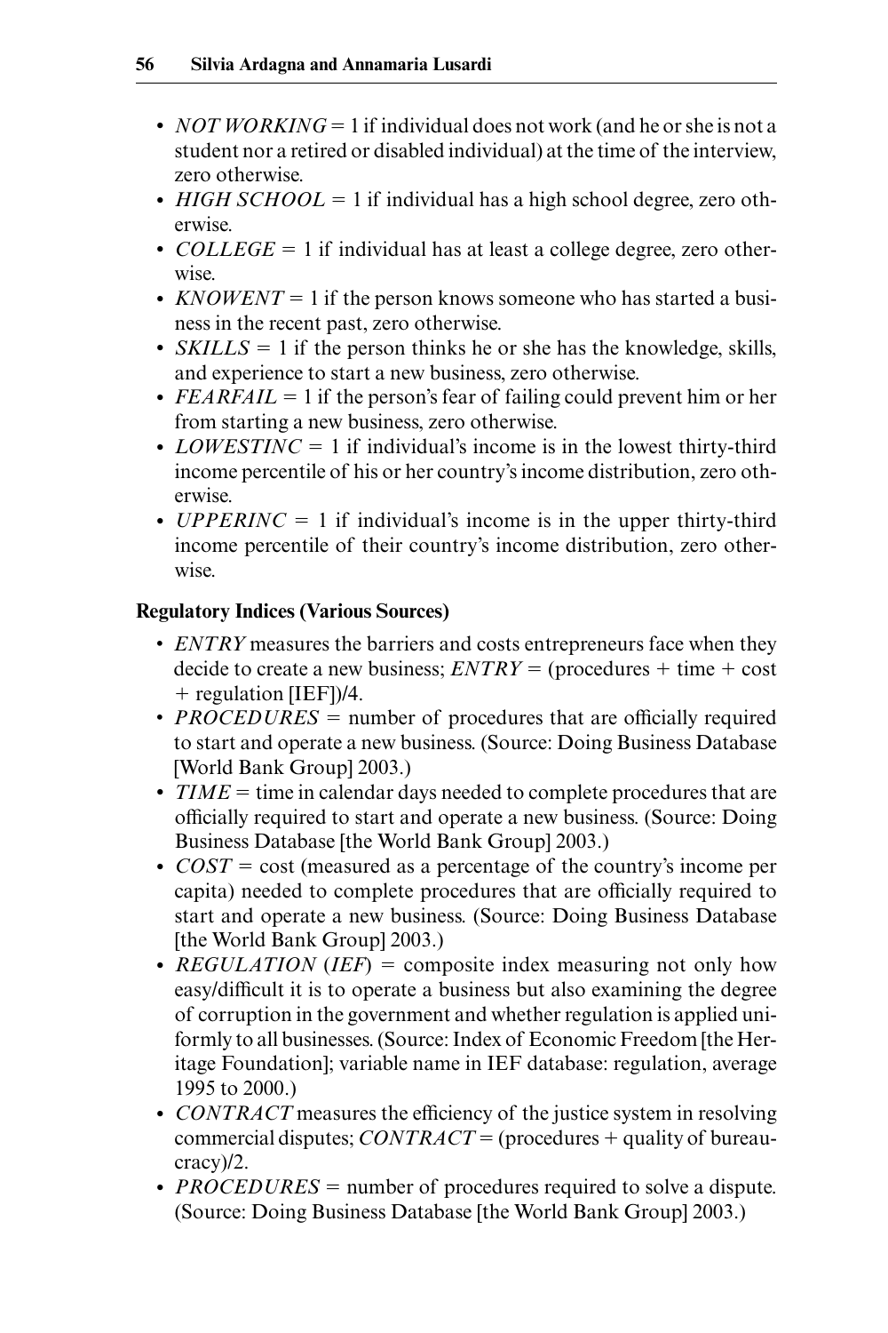- *NOT WORKING* = 1 if individual does not work (and he or she is not a student nor a retired or disabled individual) at the time of the interview, zero otherwise.
- *HIGH SCHOOL* = 1 if individual has a high school degree, zero otherwise.
- *COLLEGE* = 1 if individual has at least a college degree, zero otherwise.
- *KNOWENT* = 1 if the person knows someone who has started a business in the recent past, zero otherwise.
- *SKILLS* = 1 if the person thinks he or she has the knowledge, skills, and experience to start a new business, zero otherwise.
- *FEARFAIL* = 1 if the person's fear of failing could prevent him or her from starting a new business, zero otherwise.
- *LOWESTINC* = 1 if individual's income is in the lowest thirty-third income percentile of his or her country's income distribution, zero otherwise.
- *UPPERINC* = 1 if individual's income is in the upper thirty-third income percentile of their country's income distribution, zero otherwise.

**Regulatory Indices (Various Sources)**

- *ENTRY* measures the barriers and costs entrepreneurs face when they decide to create a new business; *ENTRY* = (procedures + time + cost + regulation [IEF])/4.
- *PROCEDURES* = number of procedures that are officially required to start and operate a new business. (Source: Doing Business Database [World Bank Group] 2003.)
- *TIME* = time in calendar days needed to complete procedures that are officially required to start and operate a new business. (Source: Doing Business Database [the World Bank Group] 2003.)
- *COST* = cost (measured as a percentage of the country's income per capita) needed to complete procedures that are officially required to start and operate a new business. (Source: Doing Business Database [the World Bank Group] 2003.)
- *REGULATION* (*IEF*) = composite index measuring not only how easy/difficult it is to operate a business but also examining the degree of corruption in the government and whether regulation is applied uniformly to all businesses. (Source: Index of Economic Freedom [the Heritage Foundation]; variable name in IEF database: regulation, average 1995 to 2000.)
- *CONTRACT* measures the efficiency of the justice system in resolving commercial disputes; *CONTRACT* = (procedures + quality of bureaucracy)/2.
- *PROCEDURES* = number of procedures required to solve a dispute. (Source: Doing Business Database [the World Bank Group] 2003.)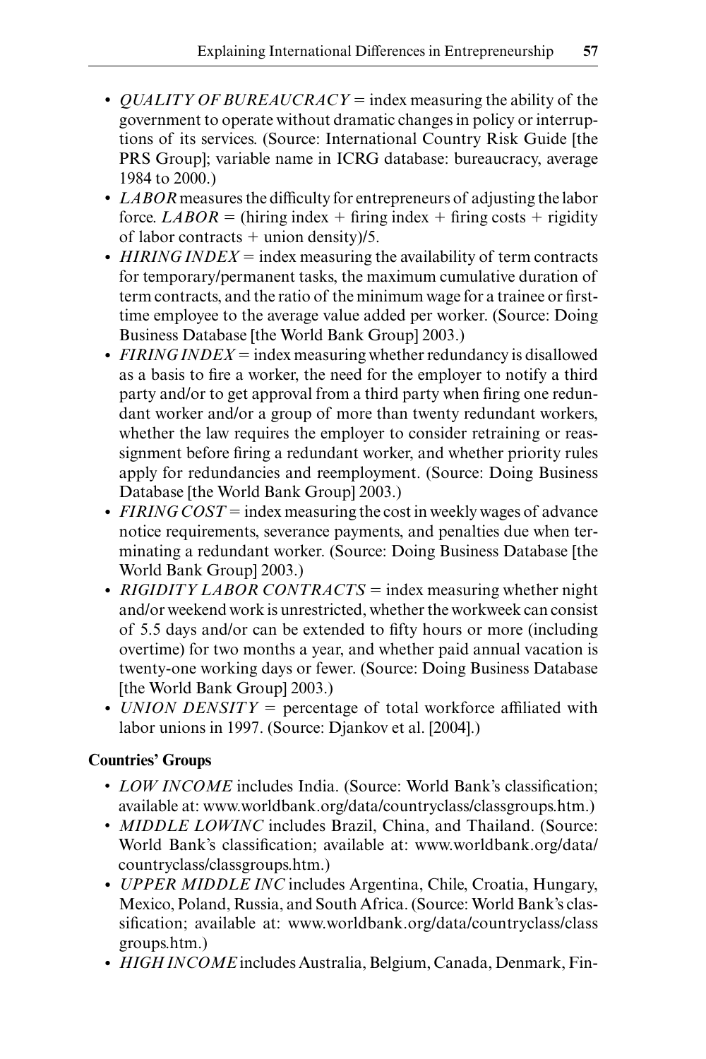- *QUALITY OF BUREAUCRACY* = index measuring the ability of the government to operate without dramatic changes in policy or interruptions of its services. (Source: International Country Risk Guide [the PRS Group]; variable name in ICRG database: bureaucracy, average 1984 to 2000.)
- *LABOR* measures the difficulty for entrepreneurs of adjusting the labor force. *LABOR* = (hiring index + firing index + firing costs + rigidity of labor contracts + union density)/5.
- *HIRING INDEX* = index measuring the availability of term contracts for temporary/permanent tasks, the maximum cumulative duration of term contracts, and the ratio of the minimum wage for a trainee or first-time employee to the average value added per worker. (Source: Doing Business Database [the World Bank Group] 2003.)
- *FIRING INDEX* = index measuring whether redundancy is disallowed as a basis to fire a worker, the need for the employer to notify a third party and/or to get approval from a third party when firing one redundant worker and/or a group of more than twenty redundant workers, whether the law requires the employer to consider retraining or reassignment before firing a redundant worker, and whether priority rules apply for redundancies and reemployment. (Source: Doing Business Database [the World Bank Group] 2003.)
- *FIRING COST* = index measuring the cost in weekly wages of advance notice requirements, severance payments, and penalties due when terminating a redundant worker. (Source: Doing Business Database [the World Bank Group] 2003.)
- *RIGIDITY LABOR CONTRACTS* = index measuring whether night and/or weekend work is unrestricted, whether the workweek can consist of 5.5 days and/or can be extended to fifty hours or more (including overtime) for two months a year, and whether paid annual vacation is twenty-one working days or fewer. (Source: Doing Business Database [the World Bank Group] 2003.)
- *UNION DENSITY* = percentage of total workforce affiliated with labor unions in 1997. (Source: Djankov et al. [2004].)

**Countries' Groups**

- *LOW INCOME* includes India. (Source: World Bank's classification; available at: www.worldbank.org/data/countryclass/classgroups.htm.)
- *MIDDLE LOWINC* includes Brazil, China, and Thailand. (Source: World Bank's classification; available at: www.worldbank.org/data/countryclass/classgroups.htm.)
- *UPPER MIDDLE INC* includes Argentina, Chile, Croatia, Hungary, Mexico, Poland, Russia, and South Africa. (Source: World Bank's classification; available at: www.worldbank.org/data/countryclass/classgroups.htm.)
- *HIGH INCOME* includes Australia, Belgium, Canada, Denmark, Fin-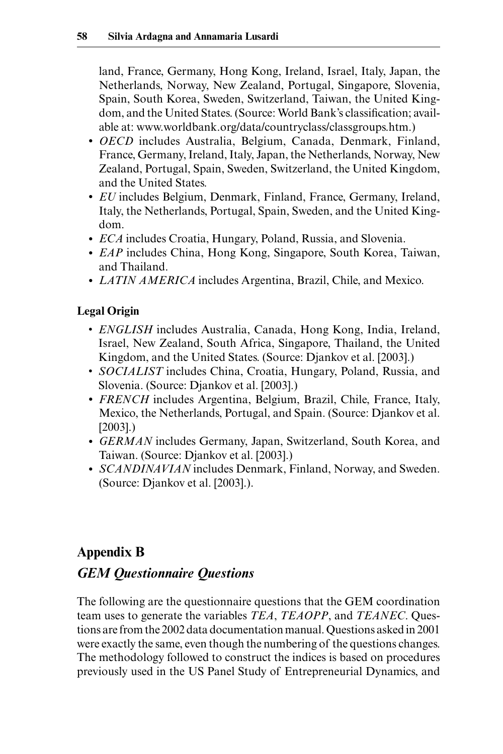land, France, Germany, Hong Kong, Ireland, Israel, Italy, Japan, the Netherlands, Norway, New Zealand, Portugal, Singapore, Slovenia, Spain, South Korea, Sweden, Switzerland, Taiwan, the United Kingdom, and the United States. (Source: World Bank's classification; available at: www.worldbank.org/data/countryclass/classgroups.htm.)

- *OECD* includes Australia, Belgium, Canada, Denmark, Finland, France, Germany, Ireland, Italy, Japan, the Netherlands, Norway, New Zealand, Portugal, Spain, Sweden, Switzerland, the United Kingdom, and the United States.
- *EU* includes Belgium, Denmark, Finland, France, Germany, Ireland, Italy, the Netherlands, Portugal, Spain, Sweden, and the United Kingdom.
- *ECA* includes Croatia, Hungary, Poland, Russia, and Slovenia.
- *EAP* includes China, Hong Kong, Singapore, South Korea, Taiwan, and Thailand.
- *LATIN AMERICA* includes Argentina, Brazil, Chile, and Mexico.

**Legal Origin**

- *ENGLISH* includes Australia, Canada, Hong Kong, India, Ireland, Israel, New Zealand, South Africa, Singapore, Thailand, the United Kingdom, and the United States. (Source: Djankov et al. [2003].)
- *SOCIALIST* includes China, Croatia, Hungary, Poland, Russia, and Slovenia. (Source: Djankov et al. [2003].)
- *FRENCH* includes Argentina, Belgium, Brazil, Chile, France, Italy, Mexico, the Netherlands, Portugal, and Spain. (Source: Djankov et al. [2003].)
- *GERMAN* includes Germany, Japan, Switzerland, South Korea, and Taiwan. (Source: Djankov et al. [2003].)
- *SCANDINAVIAN* includes Denmark, Finland, Norway, and Sweden. (Source: Djankov et al. [2003].).

## Appendix B

### *GEM Questionnaire Questions*

The following are the questionnaire questions that the GEM coordination team uses to generate the variables *TEA*, *TEAOPP*, and *TEANEC*. Questions are from the 2002 data documentation manual. Questions asked in 2001 were exactly the same, even though the numbering of the questions changes. The methodology followed to construct the indices is based on procedures previously used in the US Panel Study of Entrepreneurial Dynamics, and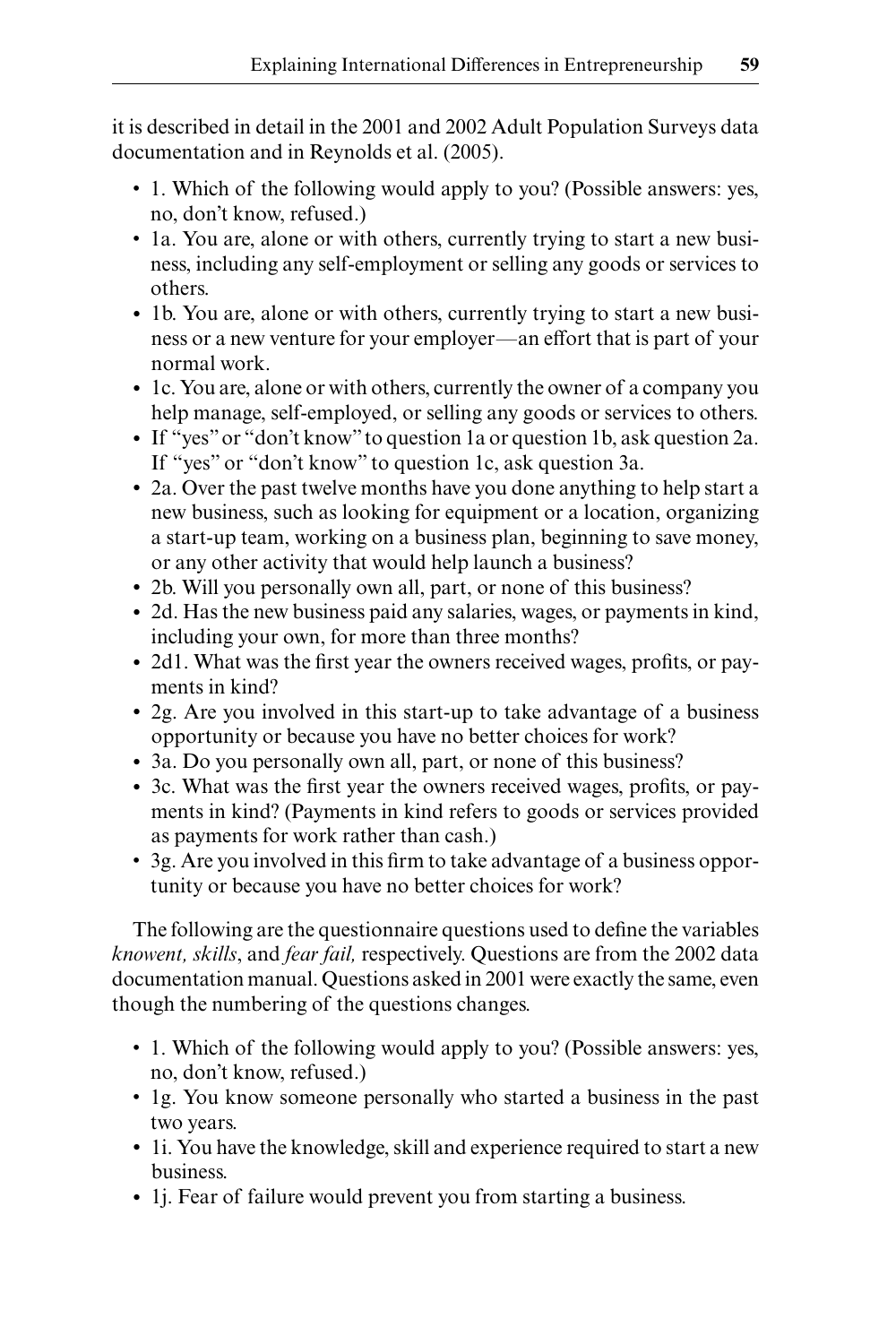it is described in detail in the 2001 and 2002 Adult Population Surveys data documentation and in Reynolds et al. (2005).

- 1. Which of the following would apply to you? (Possible answers: yes, no, don't know, refused.)
- 1a. You are, alone or with others, currently trying to start a new business, including any self-employment or selling any goods or services to others.
- 1b. You are, alone or with others, currently trying to start a new business or a new venture for your employer—an effort that is part of your normal work.
- 1c. You are, alone or with others, currently the owner of a company you help manage, self-employed, or selling any goods or services to others.
- If "yes" or "don't know" to question 1a or question 1b, ask question 2a. If "yes" or "don't know" to question 1c, ask question 3a.
- 2a. Over the past twelve months have you done anything to help start a new business, such as looking for equipment or a location, organizing a start-up team, working on a business plan, beginning to save money, or any other activity that would help launch a business?
- 2b. Will you personally own all, part, or none of this business?
- 2d. Has the new business paid any salaries, wages, or payments in kind, including your own, for more than three months?
- 2d1. What was the first year the owners received wages, profits, or payments in kind?
- 2g. Are you involved in this start-up to take advantage of a business opportunity or because you have no better choices for work?
- 3a. Do you personally own all, part, or none of this business?
- 3c. What was the first year the owners received wages, profits, or payments in kind? (Payments in kind refers to goods or services provided as payments for work rather than cash.)
- 3g. Are you involved in this firm to take advantage of a business opportunity or because you have no better choices for work?

The following are the questionnaire questions used to define the variables *knowent, skills*, and *fear fail,* respectively. Questions are from the 2002 data documentation manual. Questions asked in 2001 were exactly the same, even though the numbering of the questions changes.

- 1. Which of the following would apply to you? (Possible answers: yes, no, don't know, refused.)
- 1g. You know someone personally who started a business in the past two years.
- 1i. You have the knowledge, skill and experience required to start a new business.
- 1j. Fear of failure would prevent you from starting a business.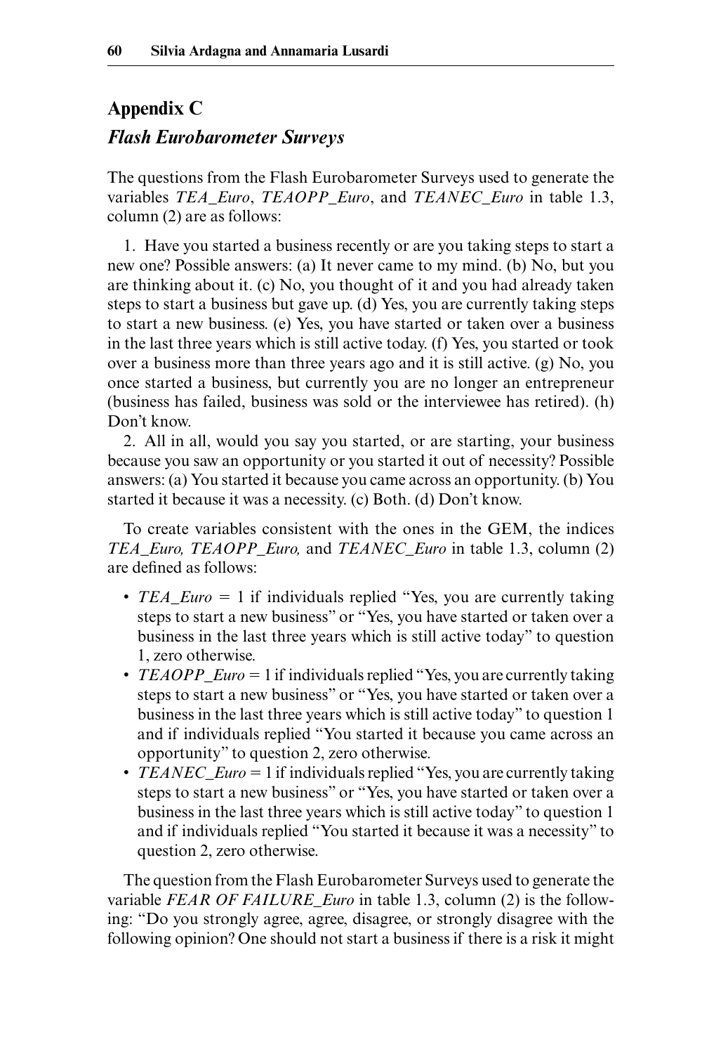## Appendix C

### *Flash Eurobarometer Surveys*

The questions from the Flash Eurobarometer Surveys used to generate the variables *TEA_Euro*, *TEAOPP_Euro*, and *TEANEC_Euro* in table 1.3, column (2) are as follows:

1. Have you started a business recently or are you taking steps to start a new one? Possible answers: (a) It never came to my mind. (b) No, but you are thinking about it. (c) No, you thought of it and you had already taken steps to start a business but gave up. (d) Yes, you are currently taking steps to start a new business. (e) Yes, you have started or taken over a business in the last three years which is still active today. (f) Yes, you started or took over a business more than three years ago and it is still active. (g) No, you once started a business, but currently you are no longer an entrepreneur (business has failed, business was sold or the interviewee has retired). (h) Don't know.

2. All in all, would you say you started, or are starting, your business because you saw an opportunity or you started it out of necessity? Possible answers: (a) You started it because you came across an opportunity. (b) You started it because it was a necessity. (c) Both. (d) Don't know.

To create variables consistent with the ones in the GEM, the indices *TEA_Euro, TEAOPP_Euro,* and *TEANEC_Euro* in table 1.3, column (2) are defined as follows:

- *TEA_Euro* = 1 if individuals replied "Yes, you are currently taking steps to start a new business" or "Yes, you have started or taken over a business in the last three years which is still active today" to question 1, zero otherwise.
- *TEAOPP_Euro* = 1 if individuals replied "Yes, you are currently taking steps to start a new business" or "Yes, you have started or taken over a business in the last three years which is still active today" to question 1 and if individuals replied "You started it because you came across an opportunity" to question 2, zero otherwise.
- *TEANEC_Euro* = 1 if individuals replied "Yes, you are currently taking steps to start a new business" or "Yes, you have started or taken over a business in the last three years which is still active today" to question 1 and if individuals replied "You started it because it was a necessity" to question 2, zero otherwise.

The question from the Flash Eurobarometer Surveys used to generate the variable *FEAR OF FAILURE_Euro* in table 1.3, column (2) is the following: "Do you strongly agree, agree, disagree, or strongly disagree with the following opinion? One should not start a business if there is a risk it might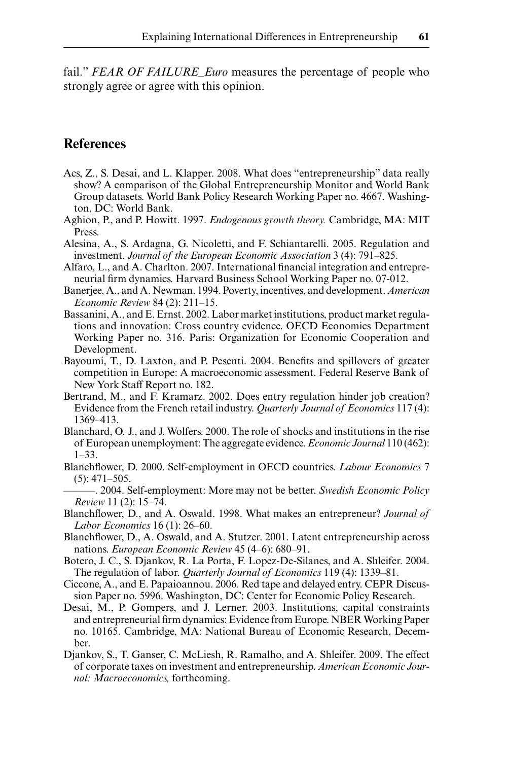fail." *FEAR OF FAILURE_Euro* measures the percentage of people who strongly agree or agree with this opinion.

## References

Acs, Z., S. Desai, and L. Klapper. 2008. What does "entrepreneurship" data really show? A comparison of the Global Entrepreneurship Monitor and World Bank Group datasets. World Bank Policy Research Working Paper no. 4667. Washington, DC: World Bank.

Aghion, P., and P. Howitt. 1997. *Endogenous growth theory.* Cambridge, MA: MIT Press.

Alesina, A., S. Ardagna, G. Nicoletti, and F. Schiantarelli. 2005. Regulation and investment. *Journal of the European Economic Association* 3 (4): 791–825.

Alfaro, L., and A. Charlton. 2007. International financial integration and entrepreneurial firm dynamics. Harvard Business School Working Paper no. 07-012.

Banerjee, A., and A. Newman. 1994. Poverty, incentives, and development. *American Economic Review* 84 (2): 211–15.

Bassanini, A., and E. Ernst. 2002. Labor market institutions, product market regulations and innovation: Cross country evidence. OECD Economics Department Working Paper no. 316. Paris: Organization for Economic Cooperation and Development.

Bayoumi, T., D. Laxton, and P. Pesenti. 2004. Benefits and spillovers of greater competition in Europe: A macroeconomic assessment. Federal Reserve Bank of New York Staff Report no. 182.

Bertrand, M., and F. Kramarz. 2002. Does entry regulation hinder job creation? Evidence from the French retail industry. *Quarterly Journal of Economics* 117 (4): 1369–413.

Blanchard, O. J., and J. Wolfers. 2000. The role of shocks and institutions in the rise of European unemployment: The aggregate evidence. *Economic Journal* 110 (462): 1–33.

Blanchflower, D. 2000. Self-employment in OECD countries. *Labour Economics* 7 (5): 471–505.

———. 2004. Self-employment: More may not be better. *Swedish Economic Policy Review* 11 (2): 15–74.

Blanchflower, D., and A. Oswald. 1998. What makes an entrepreneur? *Journal of Labor Economics* 16 (1): 26–60.

Blanchflower, D., A. Oswald, and A. Stutzer. 2001. Latent entrepreneurship across nations. *European Economic Review* 45 (4–6): 680–91.

Botero, J. C., S. Djankov, R. La Porta, F. Lopez-De-Silanes, and A. Shleifer. 2004. The regulation of labor. *Quarterly Journal of Economics* 119 (4): 1339–81.

Ciccone, A., and E. Papaioannou. 2006. Red tape and delayed entry. CEPR Discussion Paper no. 5996. Washington, DC: Center for Economic Policy Research.

Desai, M., P. Gompers, and J. Lerner. 2003. Institutions, capital constraints and entrepreneurial firm dynamics: Evidence from Europe. NBER Working Paper no. 10165. Cambridge, MA: National Bureau of Economic Research, December.

Djankov, S., T. Ganser, C. McLiesh, R. Ramalho, and A. Shleifer. 2009. The effect of corporate taxes on investment and entrepreneurship. *American Economic Journal: Macroeconomics,* forthcoming.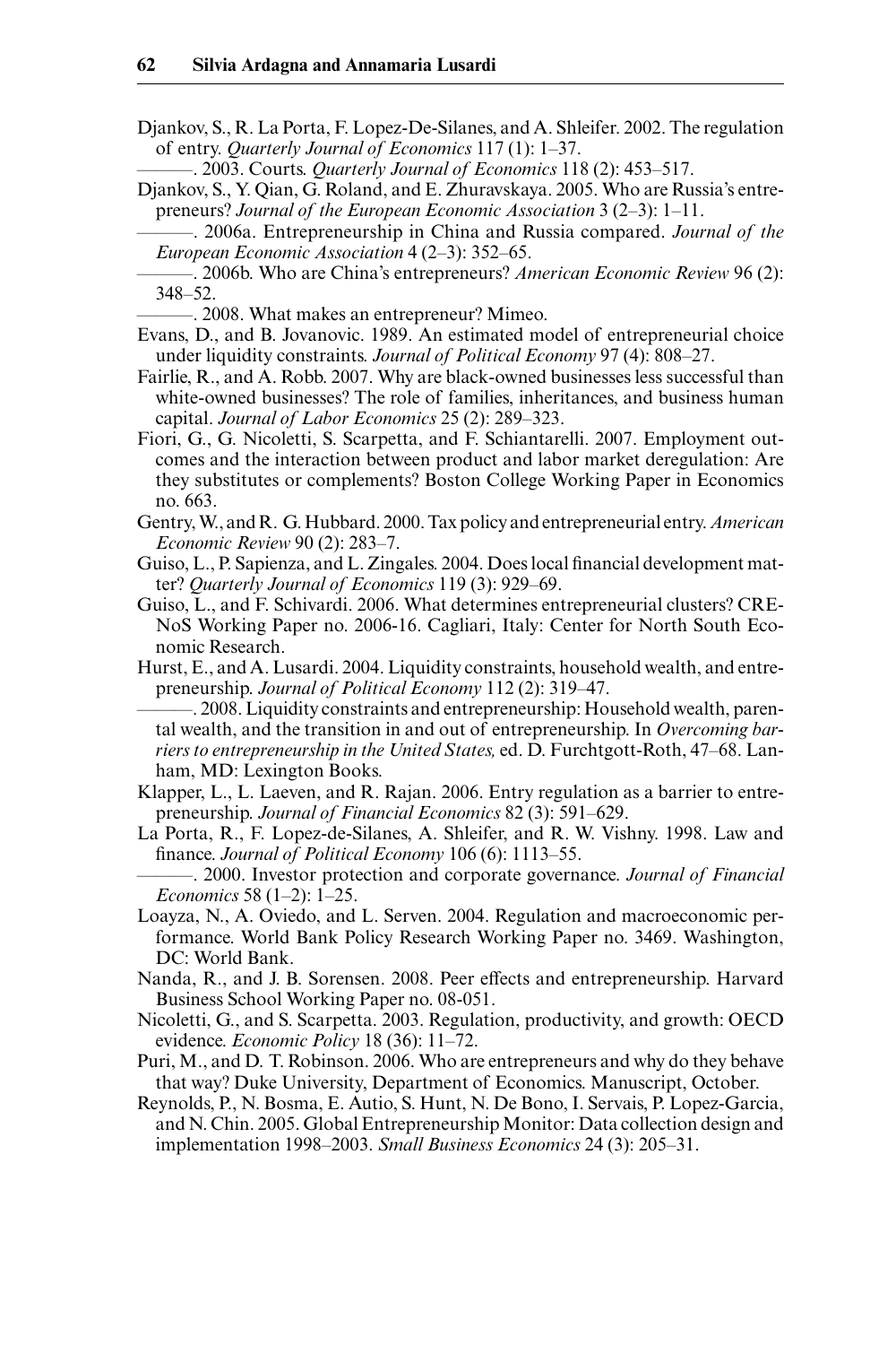Djankov, S., R. La Porta, F. Lopez-De-Silanes, and A. Shleifer. 2002. The regulation of entry. *Quarterly Journal of Economics* 117 (1): 1–37.

———. 2003. Courts. *Quarterly Journal of Economics* 118 (2): 453–517.

Djankov, S., Y. Qian, G. Roland, and E. Zhuravskaya. 2005. Who are Russia's entrepreneurs? *Journal of the European Economic Association* 3 (2–3): 1–11.

———. 2006a. Entrepreneurship in China and Russia compared. *Journal of the European Economic Association* 4 (2–3): 352–65.

———. 2006b. Who are China's entrepreneurs? *American Economic Review* 96 (2): 348–52.

———. 2008. What makes an entrepreneur? Mimeo.

Evans, D., and B. Jovanovic. 1989. An estimated model of entrepreneurial choice under liquidity constraints. *Journal of Political Economy* 97 (4): 808–27.

Fairlie, R., and A. Robb. 2007. Why are black-owned businesses less successful than white-owned businesses? The role of families, inheritances, and business human capital. *Journal of Labor Economics* 25 (2): 289–323.

Fiori, G., G. Nicoletti, S. Scarpetta, and F. Schiantarelli. 2007. Employment outcomes and the interaction between product and labor market deregulation: Are they substitutes or complements? Boston College Working Paper in Economics no. 663.

Gentry, W., and R. G. Hubbard. 2000. Tax policy and entrepreneurial entry. *American Economic Review* 90 (2): 283–7.

Guiso, L., P. Sapienza, and L. Zingales. 2004. Does local financial development matter? *Quarterly Journal of Economics* 119 (3): 929–69.

Guiso, L., and F. Schivardi. 2006. What determines entrepreneurial clusters? CRENoS Working Paper no. 2006-16. Cagliari, Italy: Center for North South Economic Research.

Hurst, E., and A. Lusardi. 2004. Liquidity constraints, household wealth, and entrepreneurship. *Journal of Political Economy* 112 (2): 319–47.

———. 2008. Liquidity constraints and entrepreneurship: Household wealth, parental wealth, and the transition in and out of entrepreneurship. In *Overcoming barriers to entrepreneurship in the United States,* ed. D. Furchtgott-Roth, 47–68. Lanham, MD: Lexington Books.

Klapper, L., L. Laeven, and R. Rajan. 2006. Entry regulation as a barrier to entrepreneurship. *Journal of Financial Economics* 82 (3): 591–629.

La Porta, R., F. Lopez-de-Silanes, A. Shleifer, and R. W. Vishny. 1998. Law and finance. *Journal of Political Economy* 106 (6): 1113–55.

———. 2000. Investor protection and corporate governance. *Journal of Financial Economics* 58 (1–2): 1–25.

Loayza, N., A. Oviedo, and L. Serven. 2004. Regulation and macroeconomic performance. World Bank Policy Research Working Paper no. 3469. Washington, DC: World Bank.

Nanda, R., and J. B. Sorensen. 2008. Peer effects and entrepreneurship. Harvard Business School Working Paper no. 08-051.

Nicoletti, G., and S. Scarpetta. 2003. Regulation, productivity, and growth: OECD evidence. *Economic Policy* 18 (36): 11–72.

Puri, M., and D. T. Robinson. 2006. Who are entrepreneurs and why do they behave that way? Duke University, Department of Economics. Manuscript, October.

Reynolds, P., N. Bosma, E. Autio, S. Hunt, N. De Bono, I. Servais, P. Lopez-Garcia, and N. Chin. 2005. Global Entrepreneurship Monitor: Data collection design and implementation 1998–2003. *Small Business Economics* 24 (3): 205–31.